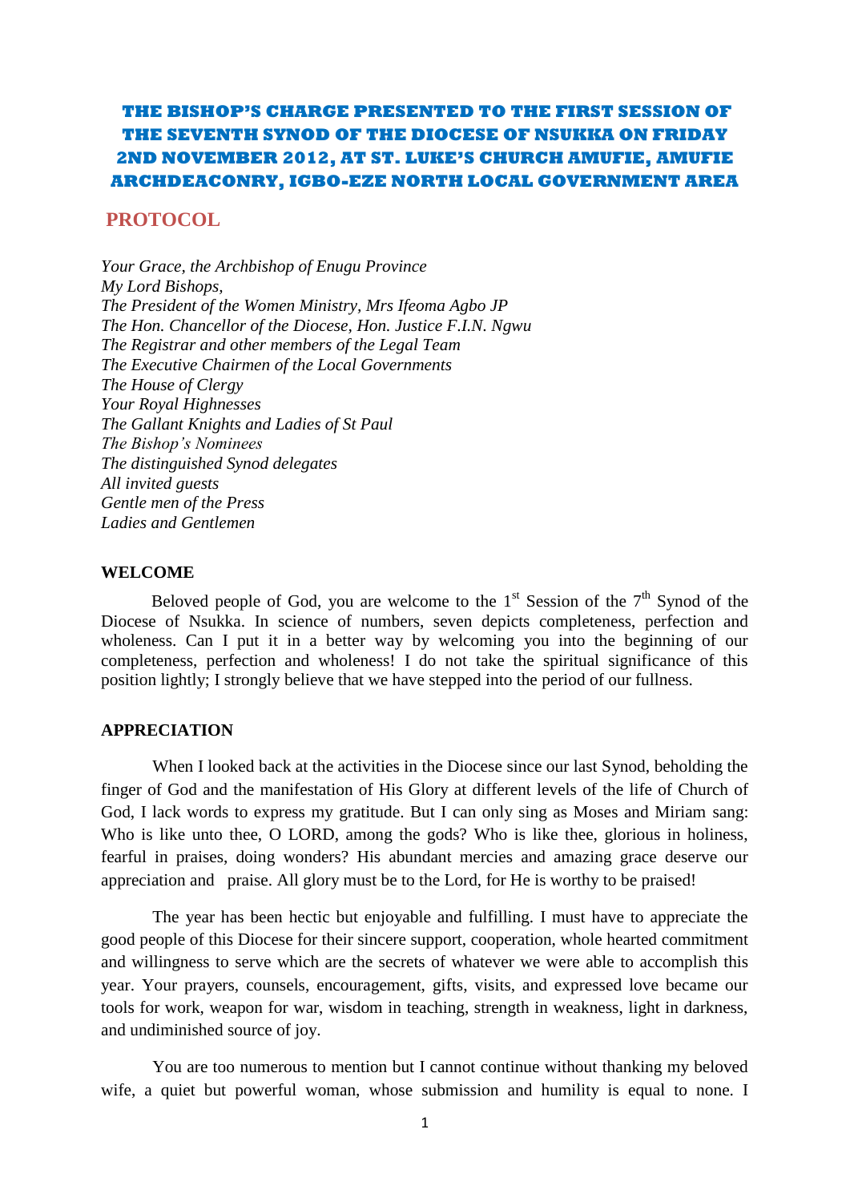# THE BISHOP'S CHARGE PRESENTED TO THE FIRST SESSION OF THE SEVENTH SYNOD OF THE DIOCESE OF NSUKKA ON FRIDAY 2ND NOVEMBER 2012, AT ST. LUKE'S CHURCH AMUFIE, AMUFIE ARCHDEACONRY, IGBO-EZE NORTH LOCAL GOVERNMENT AREA

## PROTOCOL

*Your Grace, the Archbishop of Enugu Province*
*My Lord Bishops,*
*The President of the Women Ministry, Mrs Ifeoma Agbo JP*
*The Hon. Chancellor of the Diocese, Hon. Justice F.I.N. Ngwu*
*The Registrar and other members of the Legal Team*
*The Executive Chairmen of the Local Governments*
*The House of Clergy*
*Your Royal Highnesses*
*The Gallant Knights and Ladies of St Paul*
*The Bishop's Nominees*
*The distinguished Synod delegates*
*All invited guests*
*Gentle men of the Press*
*Ladies and Gentlemen*

### WELCOME

Beloved people of God, you are welcome to the 1st Session of the 7th Synod of the Diocese of Nsukka. In science of numbers, seven depicts completeness, perfection and wholeness. Can I put it in a better way by welcoming you into the beginning of our completeness, perfection and wholeness! I do not take the spiritual significance of this position lightly; I strongly believe that we have stepped into the period of our fullness.

### APPRECIATION

When I looked back at the activities in the Diocese since our last Synod, beholding the finger of God and the manifestation of His Glory at different levels of the life of Church of God, I lack words to express my gratitude. But I can only sing as Moses and Miriam sang: Who is like unto thee, O LORD, among the gods? Who is like thee, glorious in holiness, fearful in praises, doing wonders? His abundant mercies and amazing grace deserve our appreciation and praise. All glory must be to the Lord, for He is worthy to be praised!

The year has been hectic but enjoyable and fulfilling. I must have to appreciate the good people of this Diocese for their sincere support, cooperation, whole hearted commitment and willingness to serve which are the secrets of whatever we were able to accomplish this year. Your prayers, counsels, encouragement, gifts, visits, and expressed love became our tools for work, weapon for war, wisdom in teaching, strength in weakness, light in darkness, and undiminished source of joy.

You are too numerous to mention but I cannot continue without thanking my beloved wife, a quiet but powerful woman, whose submission and humility is equal to none. I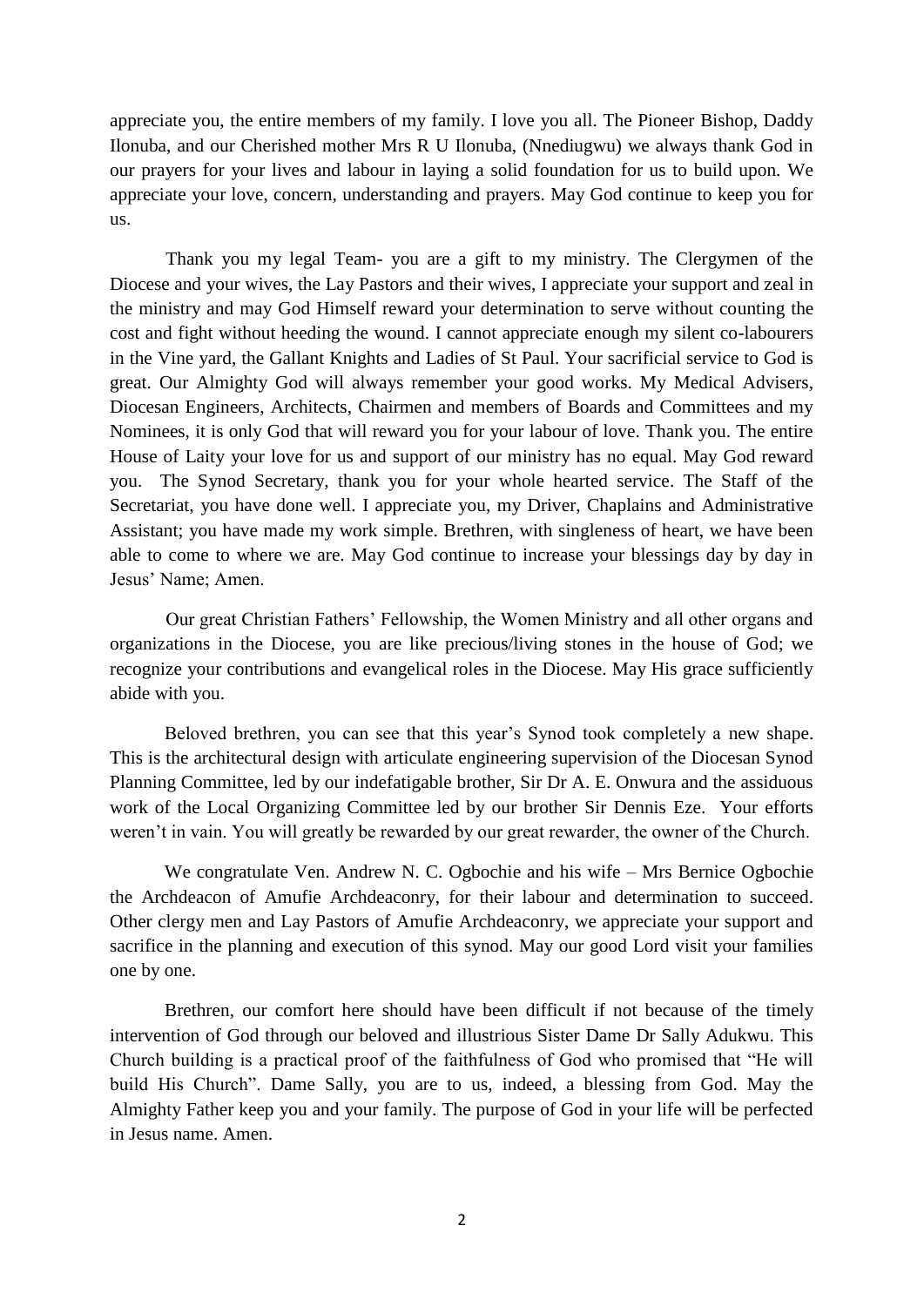appreciate you, the entire members of my family. I love you all. The Pioneer Bishop, Daddy Ilonuba, and our Cherished mother Mrs R U Ilonuba, (Nnediugwu) we always thank God in our prayers for your lives and labour in laying a solid foundation for us to build upon. We appreciate your love, concern, understanding and prayers. May God continue to keep you for us.

Thank you my legal Team- you are a gift to my ministry. The Clergymen of the Diocese and your wives, the Lay Pastors and their wives, I appreciate your support and zeal in the ministry and may God Himself reward your determination to serve without counting the cost and fight without heeding the wound. I cannot appreciate enough my silent co-labourers in the Vine yard, the Gallant Knights and Ladies of St Paul. Your sacrificial service to God is great. Our Almighty God will always remember your good works. My Medical Advisers, Diocesan Engineers, Architects, Chairmen and members of Boards and Committees and my Nominees, it is only God that will reward you for your labour of love. Thank you. The entire House of Laity your love for us and support of our ministry has no equal. May God reward you. The Synod Secretary, thank you for your whole hearted service. The Staff of the Secretariat, you have done well. I appreciate you, my Driver, Chaplains and Administrative Assistant; you have made my work simple. Brethren, with singleness of heart, we have been able to come to where we are. May God continue to increase your blessings day by day in Jesus' Name; Amen.

Our great Christian Fathers' Fellowship, the Women Ministry and all other organs and organizations in the Diocese, you are like precious/living stones in the house of God; we recognize your contributions and evangelical roles in the Diocese. May His grace sufficiently abide with you.

Beloved brethren, you can see that this year's Synod took completely a new shape. This is the architectural design with articulate engineering supervision of the Diocesan Synod Planning Committee, led by our indefatigable brother, Sir Dr A. E. Onwura and the assiduous work of the Local Organizing Committee led by our brother Sir Dennis Eze. Your efforts weren't in vain. You will greatly be rewarded by our great rewarder, the owner of the Church.

We congratulate Ven. Andrew N. C. Ogbochie and his wife – Mrs Bernice Ogbochie the Archdeacon of Amufie Archdeaconry, for their labour and determination to succeed. Other clergy men and Lay Pastors of Amufie Archdeaconry, we appreciate your support and sacrifice in the planning and execution of this synod. May our good Lord visit your families one by one.

Brethren, our comfort here should have been difficult if not because of the timely intervention of God through our beloved and illustrious Sister Dame Dr Sally Adukwu. This Church building is a practical proof of the faithfulness of God who promised that "He will build His Church". Dame Sally, you are to us, indeed, a blessing from God. May the Almighty Father keep you and your family. The purpose of God in your life will be perfected in Jesus name. Amen.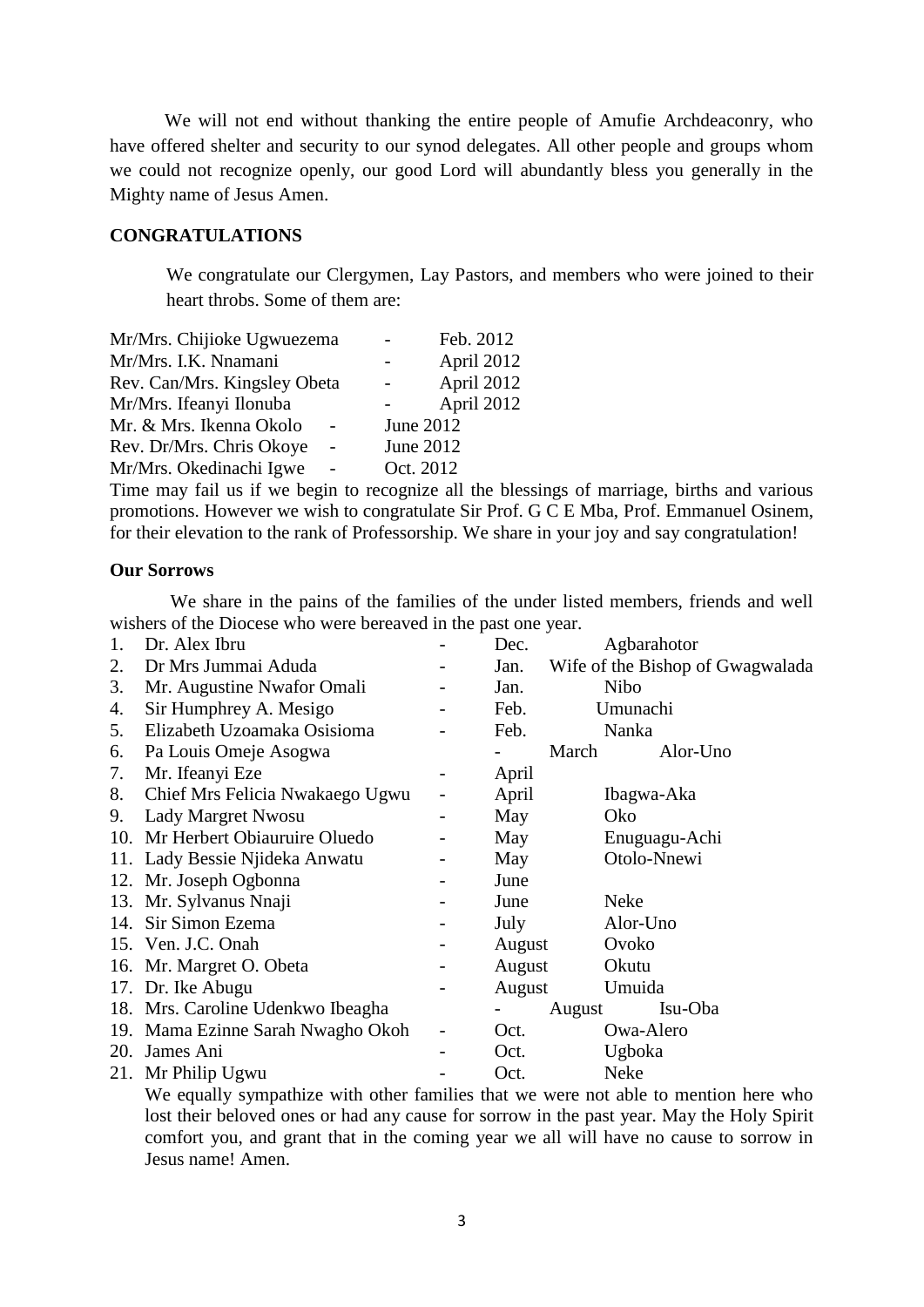We will not end without thanking the entire people of Amufie Archdeaconry, who have offered shelter and security to our synod delegates. All other people and groups whom we could not recognize openly, our good Lord will abundantly bless you generally in the Mighty name of Jesus Amen.

## CONGRATULATIONS

We congratulate our Clergymen, Lay Pastors, and members who were joined to their heart throbs. Some of them are:

| | | |
|---|---|---|
| Mr/Mrs. Chijioke Ugwuezema | - | Feb. 2012 |
| Mr/Mrs. I.K. Nnamani | - | April 2012 |
| Rev. Can/Mrs. Kingsley Obeta | - | April 2012 |
| Mr/Mrs. Ifeanyi Ilonuba | - | April 2012 |
| Mr. & Mrs. Ikenna Okolo | - | June 2012 |
| Rev. Dr/Mrs. Chris Okoye | - | June 2012 |
| Mr/Mrs. Okedinachi Igwe | - | Oct. 2012 |

Time may fail us if we begin to recognize all the blessings of marriage, births and various promotions. However we wish to congratulate Sir Prof. G C E Mba, Prof. Emmanuel Osinem, for their elevation to the rank of Professorship. We share in your joy and say congratulation!

### Our Sorrows

We share in the pains of the families of the under listed members, friends and well wishers of the Diocese who were bereaved in the past one year.

| No. | Name | | Month | Place |
|---|---|---|---|---|
| 1. | Dr. Alex Ibru | - | Dec. | Agbarahotor |
| 2. | Dr Mrs Jummai Aduda | - | Jan. | Wife of the Bishop of Gwagwalada |
| 3. | Mr. Augustine Nwafor Omali | - | Jan. | Nibo |
| 4. | Sir Humphrey A. Mesigo | - | Feb. | Umunachi |
| 5. | Elizabeth Uzoamaka Osisioma | - | Feb. | Nanka |
| 6. | Pa Louis Omeje Asogwa | - | March | Alor-Uno |
| 7. | Mr. Ifeanyi Eze | - | April | |
| 8. | Chief Mrs Felicia Nwakaego Ugwu | - | April | Ibagwa-Aka |
| 9. | Lady Margret Nwosu | - | May | Oko |
| 10. | Mr Herbert Obiauruire Oluedo | - | May | Enuguagu-Achi |
| 11. | Lady Bessie Njideka Anwatu | - | May | Otolo-Nnewi |
| 12. | Mr. Joseph Ogbonna | - | June | |
| 13. | Mr. Sylvanus Nnaji | - | June | Neke |
| 14. | Sir Simon Ezema | - | July | Alor-Uno |
| 15. | Ven. J.C. Onah | - | August | Ovoko |
| 16. | Mr. Margret O. Obeta | - | August | Okutu |
| 17. | Dr. Ike Abugu | - | August | Umuida |
| 18. | Mrs. Caroline Udenkwo Ibeagha | - | August | Isu-Oba |
| 19. | Mama Ezinne Sarah Nwagho Okoh | - | Oct. | Owa-Alero |
| 20. | James Ani | - | Oct. | Ugboka |
| 21. | Mr Philip Ugwu | - | Oct. | Neke |

We equally sympathize with other families that we were not able to mention here who lost their beloved ones or had any cause for sorrow in the past year. May the Holy Spirit comfort you, and grant that in the coming year we all will have no cause to sorrow in Jesus name! Amen.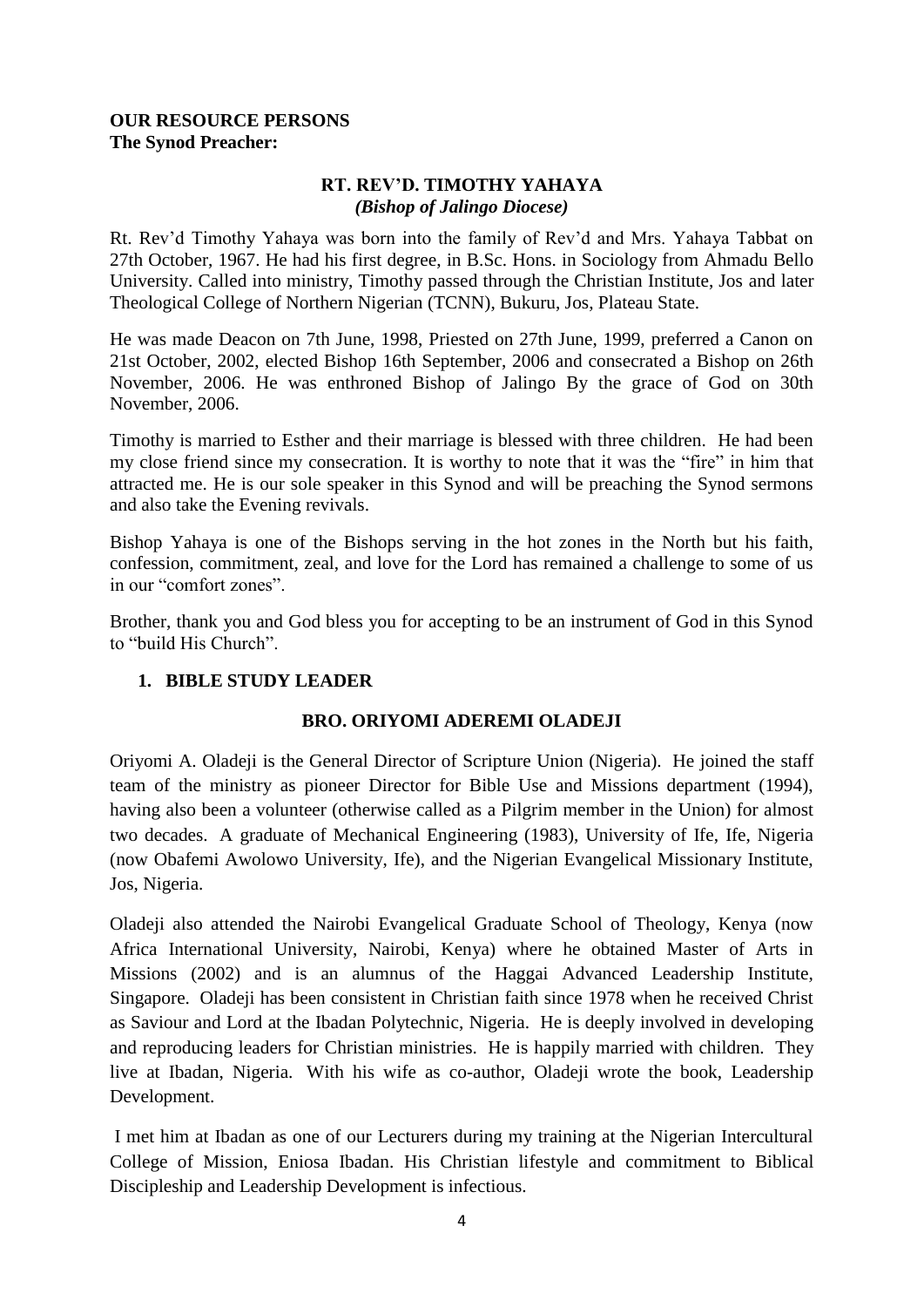**OUR RESOURCE PERSONS**
**The Synod Preacher:**

**RT. REV'D. TIMOTHY YAHAYA**
***(Bishop of Jalingo Diocese)***

Rt. Rev'd Timothy Yahaya was born into the family of Rev'd and Mrs. Yahaya Tabbat on 27th October, 1967. He had his first degree, in B.Sc. Hons. in Sociology from Ahmadu Bello University. Called into ministry, Timothy passed through the Christian Institute, Jos and later Theological College of Northern Nigerian (TCNN), Bukuru, Jos, Plateau State.

He was made Deacon on 7th June, 1998, Priested on 27th June, 1999, preferred a Canon on 21st October, 2002, elected Bishop 16th September, 2006 and consecrated a Bishop on 26th November, 2006. He was enthroned Bishop of Jalingo By the grace of God on 30th November, 2006.

Timothy is married to Esther and their marriage is blessed with three children. He had been my close friend since my consecration. It is worthy to note that it was the "fire" in him that attracted me. He is our sole speaker in this Synod and will be preaching the Synod sermons and also take the Evening revivals.

Bishop Yahaya is one of the Bishops serving in the hot zones in the North but his faith, confession, commitment, zeal, and love for the Lord has remained a challenge to some of us in our "comfort zones".

Brother, thank you and God bless you for accepting to be an instrument of God in this Synod to "build His Church".

1. **BIBLE STUDY LEADER**

**BRO. ORIYOMI ADEREMI OLADEJI**

Oriyomi A. Oladeji is the General Director of Scripture Union (Nigeria). He joined the staff team of the ministry as pioneer Director for Bible Use and Missions department (1994), having also been a volunteer (otherwise called as a Pilgrim member in the Union) for almost two decades. A graduate of Mechanical Engineering (1983), University of Ife, Ife, Nigeria (now Obafemi Awolowo University, Ife), and the Nigerian Evangelical Missionary Institute, Jos, Nigeria.

Oladeji also attended the Nairobi Evangelical Graduate School of Theology, Kenya (now Africa International University, Nairobi, Kenya) where he obtained Master of Arts in Missions (2002) and is an alumnus of the Haggai Advanced Leadership Institute, Singapore. Oladeji has been consistent in Christian faith since 1978 when he received Christ as Saviour and Lord at the Ibadan Polytechnic, Nigeria. He is deeply involved in developing and reproducing leaders for Christian ministries. He is happily married with children. They live at Ibadan, Nigeria. With his wife as co-author, Oladeji wrote the book, Leadership Development.

I met him at Ibadan as one of our Lecturers during my training at the Nigerian Intercultural College of Mission, Eniosa Ibadan. His Christian lifestyle and commitment to Biblical Discipleship and Leadership Development is infectious.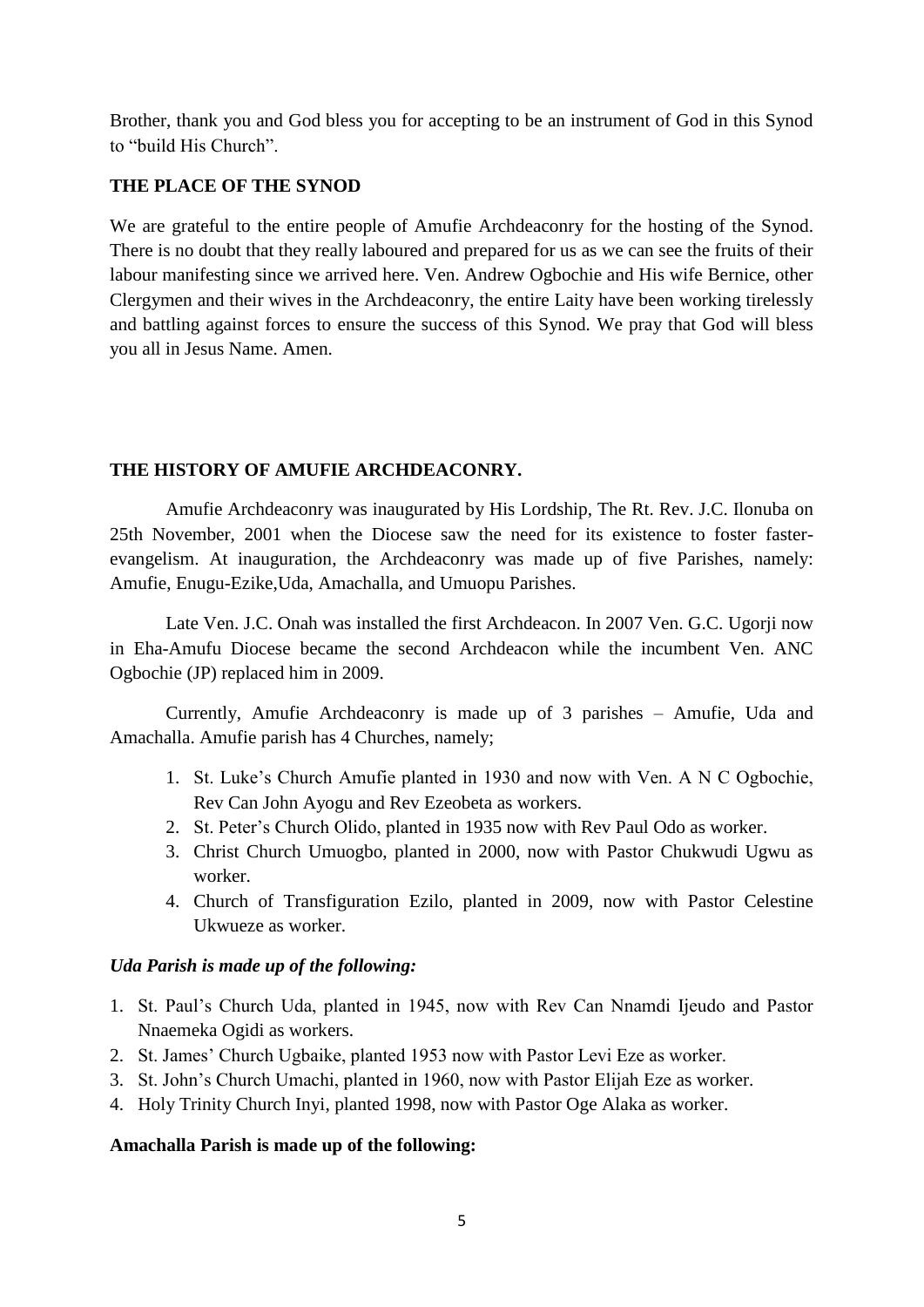Brother, thank you and God bless you for accepting to be an instrument of God in this Synod to "build His Church".

## THE PLACE OF THE SYNOD

We are grateful to the entire people of Amufie Archdeaconry for the hosting of the Synod. There is no doubt that they really laboured and prepared for us as we can see the fruits of their labour manifesting since we arrived here. Ven. Andrew Ogbochie and His wife Bernice, other Clergymen and their wives in the Archdeaconry, the entire Laity have been working tirelessly and battling against forces to ensure the success of this Synod. We pray that God will bless you all in Jesus Name. Amen.

## THE HISTORY OF AMUFIE ARCHDEACONRY.

Amufie Archdeaconry was inaugurated by His Lordship, The Rt. Rev. J.C. Ilonuba on 25th November, 2001 when the Diocese saw the need for its existence to foster faster-evangelism. At inauguration, the Archdeaconry was made up of five Parishes, namely: Amufie, Enugu-Ezike,Uda, Amachalla, and Umuopu Parishes.

Late Ven. J.C. Onah was installed the first Archdeacon. In 2007 Ven. G.C. Ugorji now in Eha-Amufu Diocese became the second Archdeacon while the incumbent Ven. ANC Ogbochie (JP) replaced him in 2009.

Currently, Amufie Archdeaconry is made up of 3 parishes – Amufie, Uda and Amachalla. Amufie parish has 4 Churches, namely;

1. St. Luke's Church Amufie planted in 1930 and now with Ven. A N C Ogbochie, Rev Can John Ayogu and Rev Ezeobeta as workers.
2. St. Peter's Church Olido, planted in 1935 now with Rev Paul Odo as worker.
3. Christ Church Umuogbo, planted in 2000, now with Pastor Chukwudi Ugwu as worker.
4. Church of Transfiguration Ezilo, planted in 2009, now with Pastor Celestine Ukwueze as worker.

***Uda Parish is made up of the following:***

1. St. Paul's Church Uda, planted in 1945, now with Rev Can Nnamdi Ijeudo and Pastor Nnaemeka Ogidi as workers.
2. St. James' Church Ugbaike, planted 1953 now with Pastor Levi Eze as worker.
3. St. John's Church Umachi, planted in 1960, now with Pastor Elijah Eze as worker.
4. Holy Trinity Church Inyi, planted 1998, now with Pastor Oge Alaka as worker.

**Amachalla Parish is made up of the following:**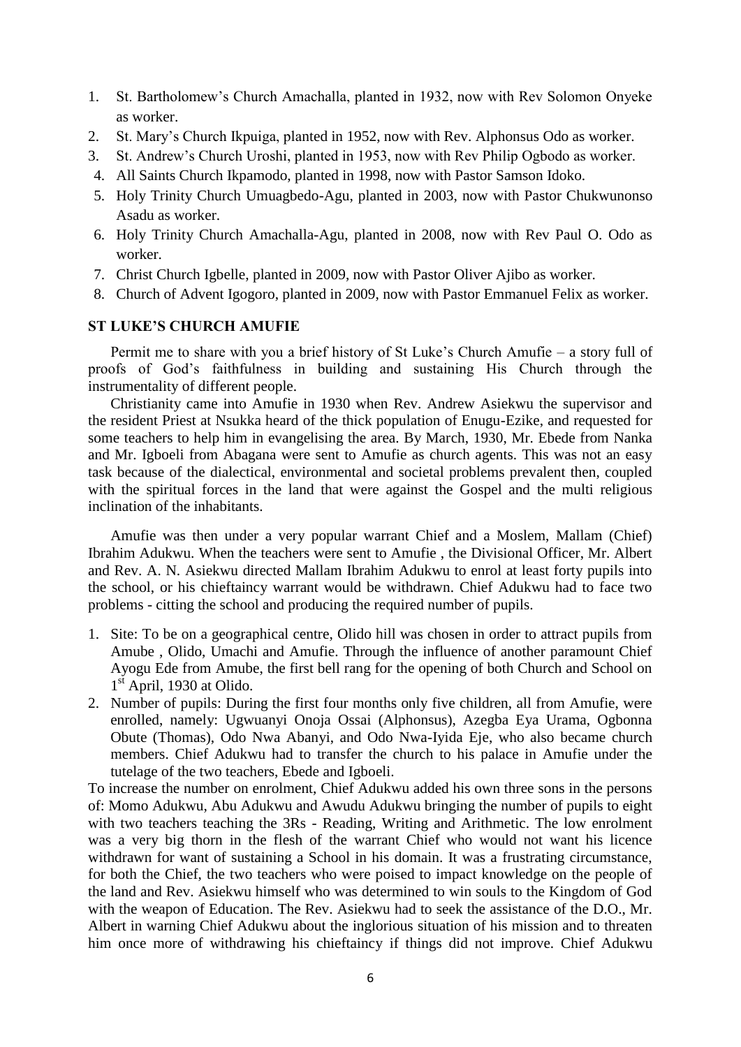1. St. Bartholomew's Church Amachalla, planted in 1932, now with Rev Solomon Onyeke as worker.
2. St. Mary's Church Ikpuiga, planted in 1952, now with Rev. Alphonsus Odo as worker.
3. St. Andrew's Church Uroshi, planted in 1953, now with Rev Philip Ogbodo as worker.
4. All Saints Church Ikpamodo, planted in 1998, now with Pastor Samson Idoko.
5. Holy Trinity Church Umuagbedo-Agu, planted in 2003, now with Pastor Chukwunonso Asadu as worker.
6. Holy Trinity Church Amachalla-Agu, planted in 2008, now with Rev Paul O. Odo as worker.
7. Christ Church Igbelle, planted in 2009, now with Pastor Oliver Ajibo as worker.
8. Church of Advent Igogoro, planted in 2009, now with Pastor Emmanuel Felix as worker.

**ST LUKE'S CHURCH AMUFIE**

Permit me to share with you a brief history of St Luke's Church Amufie – a story full of proofs of God's faithfulness in building and sustaining His Church through the instrumentality of different people.

Christianity came into Amufie in 1930 when Rev. Andrew Asiekwu the supervisor and the resident Priest at Nsukka heard of the thick population of Enugu-Ezike, and requested for some teachers to help him in evangelising the area. By March, 1930, Mr. Ebede from Nanka and Mr. Igboeli from Abagana were sent to Amufie as church agents. This was not an easy task because of the dialectical, environmental and societal problems prevalent then, coupled with the spiritual forces in the land that were against the Gospel and the multi religious inclination of the inhabitants.

Amufie was then under a very popular warrant Chief and a Moslem, Mallam (Chief) Ibrahim Adukwu. When the teachers were sent to Amufie , the Divisional Officer, Mr. Albert and Rev. A. N. Asiekwu directed Mallam Ibrahim Adukwu to enrol at least forty pupils into the school, or his chieftaincy warrant would be withdrawn. Chief Adukwu had to face two problems - citting the school and producing the required number of pupils.

1. Site: To be on a geographical centre, Olido hill was chosen in order to attract pupils from Amube , Olido, Umachi and Amufie. Through the influence of another paramount Chief Ayogu Ede from Amube, the first bell rang for the opening of both Church and School on 1st April, 1930 at Olido.
2. Number of pupils: During the first four months only five children, all from Amufie, were enrolled, namely: Ugwuanyi Onoja Ossai (Alphonsus), Azegba Eya Urama, Ogbonna Obute (Thomas), Odo Nwa Abanyi, and Odo Nwa-Iyida Eje, who also became church members. Chief Adukwu had to transfer the church to his palace in Amufie under the tutelage of the two teachers, Ebede and Igboeli.

To increase the number on enrolment, Chief Adukwu added his own three sons in the persons of: Momo Adukwu, Abu Adukwu and Awudu Adukwu bringing the number of pupils to eight with two teachers teaching the 3Rs - Reading, Writing and Arithmetic. The low enrolment was a very big thorn in the flesh of the warrant Chief who would not want his licence withdrawn for want of sustaining a School in his domain. It was a frustrating circumstance, for both the Chief, the two teachers who were poised to impact knowledge on the people of the land and Rev. Asiekwu himself who was determined to win souls to the Kingdom of God with the weapon of Education. The Rev. Asiekwu had to seek the assistance of the D.O., Mr. Albert in warning Chief Adukwu about the inglorious situation of his mission and to threaten him once more of withdrawing his chieftaincy if things did not improve. Chief Adukwu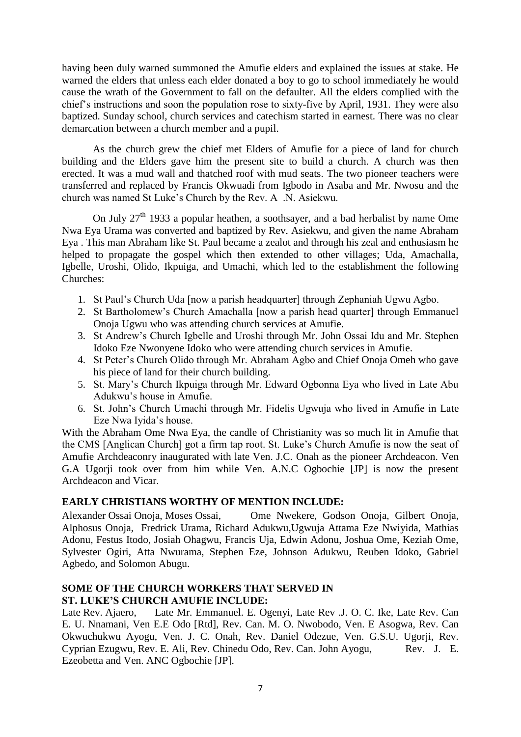having been duly warned summoned the Amufie elders and explained the issues at stake. He warned the elders that unless each elder donated a boy to go to school immediately he would cause the wrath of the Government to fall on the defaulter. All the elders complied with the chief's instructions and soon the population rose to sixty-five by April, 1931. They were also baptized. Sunday school, church services and catechism started in earnest. There was no clear demarcation between a church member and a pupil.

As the church grew the chief met Elders of Amufie for a piece of land for church building and the Elders gave him the present site to build a church. A church was then erected. It was a mud wall and thatched roof with mud seats. The two pioneer teachers were transferred and replaced by Francis Okwuadi from Igbodo in Asaba and Mr. Nwosu and the church was named St Luke's Church by the Rev. A .N. Asiekwu.

On July 27th 1933 a popular heathen, a soothsayer, and a bad herbalist by name Ome Nwa Eya Urama was converted and baptized by Rev. Asiekwu, and given the name Abraham Eya . This man Abraham like St. Paul became a zealot and through his zeal and enthusiasm he helped to propagate the gospel which then extended to other villages; Uda, Amachalla, Igbelle, Uroshi, Olido, Ikpuiga, and Umachi, which led to the establishment the following Churches:

1. St Paul's Church Uda [now a parish headquarter] through Zephaniah Ugwu Agbo.
2. St Bartholomew's Church Amachalla [now a parish head quarter] through Emmanuel Onoja Ugwu who was attending church services at Amufie.
3. St Andrew's Church Igbelle and Uroshi through Mr. John Ossai Idu and Mr. Stephen Idoko Eze Nwonyene Idoko who were attending church services in Amufie.
4. St Peter's Church Olido through Mr. Abraham Agbo and Chief Onoja Omeh who gave his piece of land for their church building.
5. St. Mary's Church Ikpuiga through Mr. Edward Ogbonna Eya who lived in Late Abu Adukwu's house in Amufie.
6. St. John's Church Umachi through Mr. Fidelis Ugwuja who lived in Amufie in Late Eze Nwa Iyida's house.

With the Abraham Ome Nwa Eya, the candle of Christianity was so much lit in Amufie that the CMS [Anglican Church] got a firm tap root. St. Luke's Church Amufie is now the seat of Amufie Archdeaconry inaugurated with late Ven. J.C. Onah as the pioneer Archdeacon. Ven G.A Ugorji took over from him while Ven. A.N.C Ogbochie [JP] is now the present Archdeacon and Vicar.

**EARLY CHRISTIANS WORTHY OF MENTION INCLUDE:**

Alexander Ossai Onoja, Moses Ossai, Ome Nwekere, Godson Onoja, Gilbert Onoja, Alphosus Onoja, Fredrick Urama, Richard Adukwu,Ugwuja Attama Eze Nwiyida, Mathias Adonu, Festus Itodo, Josiah Ohagwu, Francis Uja, Edwin Adonu, Joshua Ome, Keziah Ome, Sylvester Ogiri, Atta Nwurama, Stephen Eze, Johnson Adukwu, Reuben Idoko, Gabriel Agbedo, and Solomon Abugu.

**SOME OF THE CHURCH WORKERS THAT SERVED IN ST. LUKE'S CHURCH AMUFIE INCLUDE:**

Late Rev. Ajaero, Late Mr. Emmanuel. E. Ogenyi, Late Rev .J. O. C. Ike, Late Rev. Can E. U. Nnamani, Ven E.E Odo [Rtd], Rev. Can. M. O. Nwobodo, Ven. E Asogwa, Rev. Can Okwuchukwu Ayogu, Ven. J. C. Onah, Rev. Daniel Odezue, Ven. G.S.U. Ugorji, Rev. Cyprian Ezugwu, Rev. E. Ali, Rev. Chinedu Odo, Rev. Can. John Ayogu, Rev. J. E. Ezeobetta and Ven. ANC Ogbochie [JP].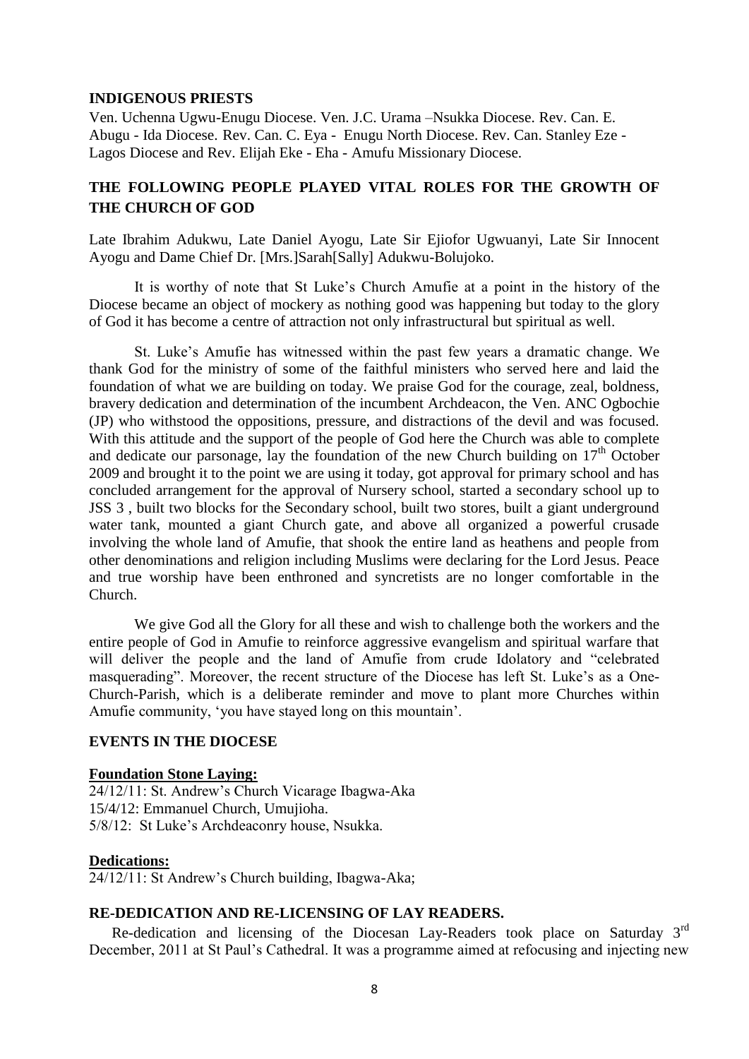**INDIGENOUS PRIESTS**

Ven. Uchenna Ugwu-Enugu Diocese. Ven. J.C. Urama –Nsukka Diocese. Rev. Can. E. Abugu - Ida Diocese. Rev. Can. C. Eya - Enugu North Diocese. Rev. Can. Stanley Eze - Lagos Diocese and Rev. Elijah Eke - Eha - Amufu Missionary Diocese.

**THE FOLLOWING PEOPLE PLAYED VITAL ROLES FOR THE GROWTH OF THE CHURCH OF GOD**

Late Ibrahim Adukwu, Late Daniel Ayogu, Late Sir Ejiofor Ugwuanyi, Late Sir Innocent Ayogu and Dame Chief Dr. [Mrs.]Sarah[Sally] Adukwu-Bolujoko.

It is worthy of note that St Luke's Church Amufie at a point in the history of the Diocese became an object of mockery as nothing good was happening but today to the glory of God it has become a centre of attraction not only infrastructural but spiritual as well.

St. Luke's Amufie has witnessed within the past few years a dramatic change. We thank God for the ministry of some of the faithful ministers who served here and laid the foundation of what we are building on today. We praise God for the courage, zeal, boldness, bravery dedication and determination of the incumbent Archdeacon, the Ven. ANC Ogbochie (JP) who withstood the oppositions, pressure, and distractions of the devil and was focused. With this attitude and the support of the people of God here the Church was able to complete and dedicate our parsonage, lay the foundation of the new Church building on 17th October 2009 and brought it to the point we are using it today, got approval for primary school and has concluded arrangement for the approval of Nursery school, started a secondary school up to JSS 3 , built two blocks for the Secondary school, built two stores, built a giant underground water tank, mounted a giant Church gate, and above all organized a powerful crusade involving the whole land of Amufie, that shook the entire land as heathens and people from other denominations and religion including Muslims were declaring for the Lord Jesus. Peace and true worship have been enthroned and syncretists are no longer comfortable in the Church.

We give God all the Glory for all these and wish to challenge both the workers and the entire people of God in Amufie to reinforce aggressive evangelism and spiritual warfare that will deliver the people and the land of Amufie from crude Idolatory and "celebrated masquerading". Moreover, the recent structure of the Diocese has left St. Luke's as a One-Church-Parish, which is a deliberate reminder and move to plant more Churches within Amufie community, 'you have stayed long on this mountain'.

**EVENTS IN THE DIOCESE**

**Foundation Stone Laying:**

24/12/11: St. Andrew's Church Vicarage Ibagwa-Aka
15/4/12: Emmanuel Church, Umujioha.
5/8/12: St Luke's Archdeaconry house, Nsukka.

**Dedications:**

24/12/11: St Andrew's Church building, Ibagwa-Aka;

**RE-DEDICATION AND RE-LICENSING OF LAY READERS.**

Re-dedication and licensing of the Diocesan Lay-Readers took place on Saturday 3rd December, 2011 at St Paul's Cathedral. It was a programme aimed at refocusing and injecting new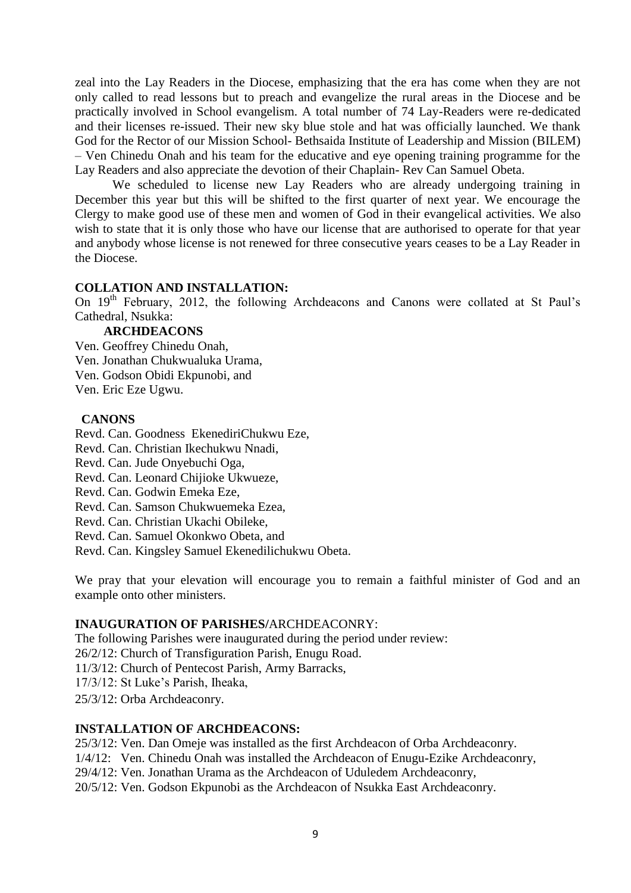zeal into the Lay Readers in the Diocese, emphasizing that the era has come when they are not only called to read lessons but to preach and evangelize the rural areas in the Diocese and be practically involved in School evangelism. A total number of 74 Lay-Readers were re-dedicated and their licenses re-issued. Their new sky blue stole and hat was officially launched. We thank God for the Rector of our Mission School- Bethsaida Institute of Leadership and Mission (BILEM) – Ven Chinedu Onah and his team for the educative and eye opening training programme for the Lay Readers and also appreciate the devotion of their Chaplain- Rev Can Samuel Obeta.

We scheduled to license new Lay Readers who are already undergoing training in December this year but this will be shifted to the first quarter of next year. We encourage the Clergy to make good use of these men and women of God in their evangelical activities. We also wish to state that it is only those who have our license that are authorised to operate for that year and anybody whose license is not renewed for three consecutive years ceases to be a Lay Reader in the Diocese.

**COLLATION AND INSTALLATION:**

On 19th February, 2012, the following Archdeacons and Canons were collated at St Paul's Cathedral, Nsukka:

**ARCHDEACONS**

Ven. Geoffrey Chinedu Onah,
Ven. Jonathan Chukwualuka Urama,
Ven. Godson Obidi Ekpunobi, and
Ven. Eric Eze Ugwu.

**CANONS**

Revd. Can. Goodness EkenediriChukwu Eze,
Revd. Can. Christian Ikechukwu Nnadi,
Revd. Can. Jude Onyebuchi Oga,
Revd. Can. Leonard Chijioke Ukwueze,
Revd. Can. Godwin Emeka Eze,
Revd. Can. Samson Chukwuemeka Ezea,
Revd. Can. Christian Ukachi Obileke,
Revd. Can. Samuel Okonkwo Obeta, and
Revd. Can. Kingsley Samuel Ekenedilichukwu Obeta.

We pray that your elevation will encourage you to remain a faithful minister of God and an example onto other ministers.

**INAUGURATION OF PARISHES/**ARCHDEACONRY:

The following Parishes were inaugurated during the period under review:
26/2/12: Church of Transfiguration Parish, Enugu Road.
11/3/12: Church of Pentecost Parish, Army Barracks,
17/3/12: St Luke's Parish, Iheaka,
25/3/12: Orba Archdeaconry.

**INSTALLATION OF ARCHDEACONS:**

25/3/12: Ven. Dan Omeje was installed as the first Archdeacon of Orba Archdeaconry.
1/4/12: Ven. Chinedu Onah was installed the Archdeacon of Enugu-Ezike Archdeaconry,
29/4/12: Ven. Jonathan Urama as the Archdeacon of Uduledem Archdeaconry,
20/5/12: Ven. Godson Ekpunobi as the Archdeacon of Nsukka East Archdeaconry.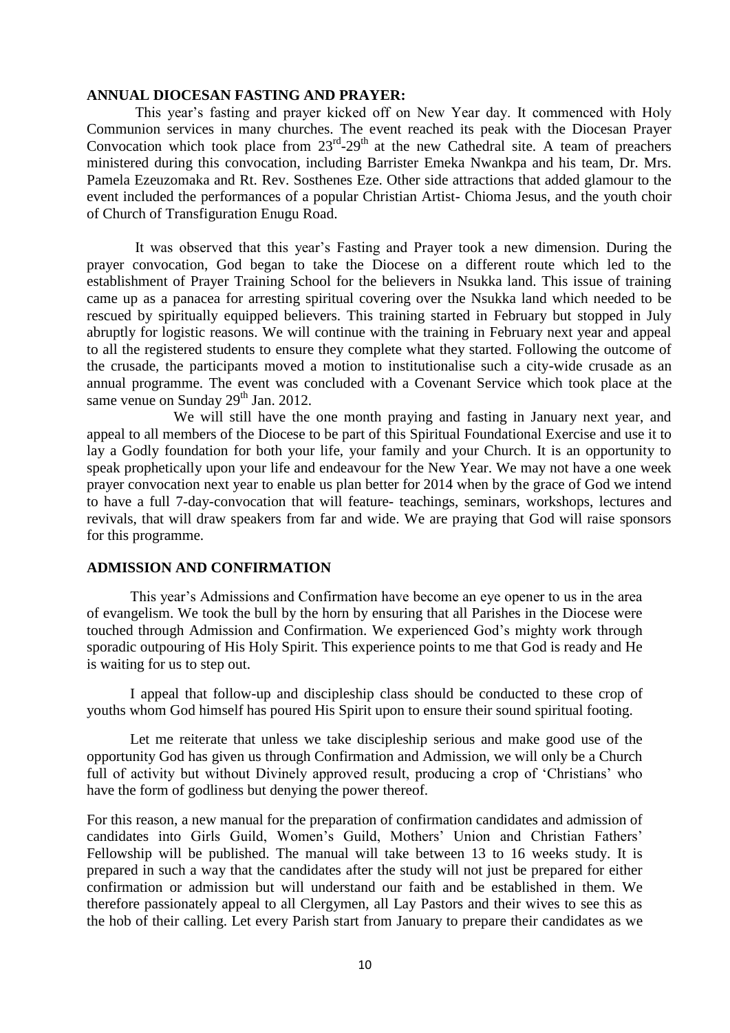**ANNUAL DIOCESAN FASTING AND PRAYER:**

This year's fasting and prayer kicked off on New Year day. It commenced with Holy Communion services in many churches. The event reached its peak with the Diocesan Prayer Convocation which took place from 23rd-29th at the new Cathedral site. A team of preachers ministered during this convocation, including Barrister Emeka Nwankpa and his team, Dr. Mrs. Pamela Ezeuzomaka and Rt. Rev. Sosthenes Eze. Other side attractions that added glamour to the event included the performances of a popular Christian Artist- Chioma Jesus, and the youth choir of Church of Transfiguration Enugu Road.

It was observed that this year's Fasting and Prayer took a new dimension. During the prayer convocation, God began to take the Diocese on a different route which led to the establishment of Prayer Training School for the believers in Nsukka land. This issue of training came up as a panacea for arresting spiritual covering over the Nsukka land which needed to be rescued by spiritually equipped believers. This training started in February but stopped in July abruptly for logistic reasons. We will continue with the training in February next year and appeal to all the registered students to ensure they complete what they started. Following the outcome of the crusade, the participants moved a motion to institutionalise such a city-wide crusade as an annual programme. The event was concluded with a Covenant Service which took place at the same venue on Sunday 29th Jan. 2012.

We will still have the one month praying and fasting in January next year, and appeal to all members of the Diocese to be part of this Spiritual Foundational Exercise and use it to lay a Godly foundation for both your life, your family and your Church. It is an opportunity to speak prophetically upon your life and endeavour for the New Year. We may not have a one week prayer convocation next year to enable us plan better for 2014 when by the grace of God we intend to have a full 7-day-convocation that will feature- teachings, seminars, workshops, lectures and revivals, that will draw speakers from far and wide. We are praying that God will raise sponsors for this programme.

**ADMISSION AND CONFIRMATION**

This year's Admissions and Confirmation have become an eye opener to us in the area of evangelism. We took the bull by the horn by ensuring that all Parishes in the Diocese were touched through Admission and Confirmation. We experienced God's mighty work through sporadic outpouring of His Holy Spirit. This experience points to me that God is ready and He is waiting for us to step out.

I appeal that follow-up and discipleship class should be conducted to these crop of youths whom God himself has poured His Spirit upon to ensure their sound spiritual footing.

Let me reiterate that unless we take discipleship serious and make good use of the opportunity God has given us through Confirmation and Admission, we will only be a Church full of activity but without Divinely approved result, producing a crop of 'Christians' who have the form of godliness but denying the power thereof.

For this reason, a new manual for the preparation of confirmation candidates and admission of candidates into Girls Guild, Women's Guild, Mothers' Union and Christian Fathers' Fellowship will be published. The manual will take between 13 to 16 weeks study. It is prepared in such a way that the candidates after the study will not just be prepared for either confirmation or admission but will understand our faith and be established in them. We therefore passionately appeal to all Clergymen, all Lay Pastors and their wives to see this as the hob of their calling. Let every Parish start from January to prepare their candidates as we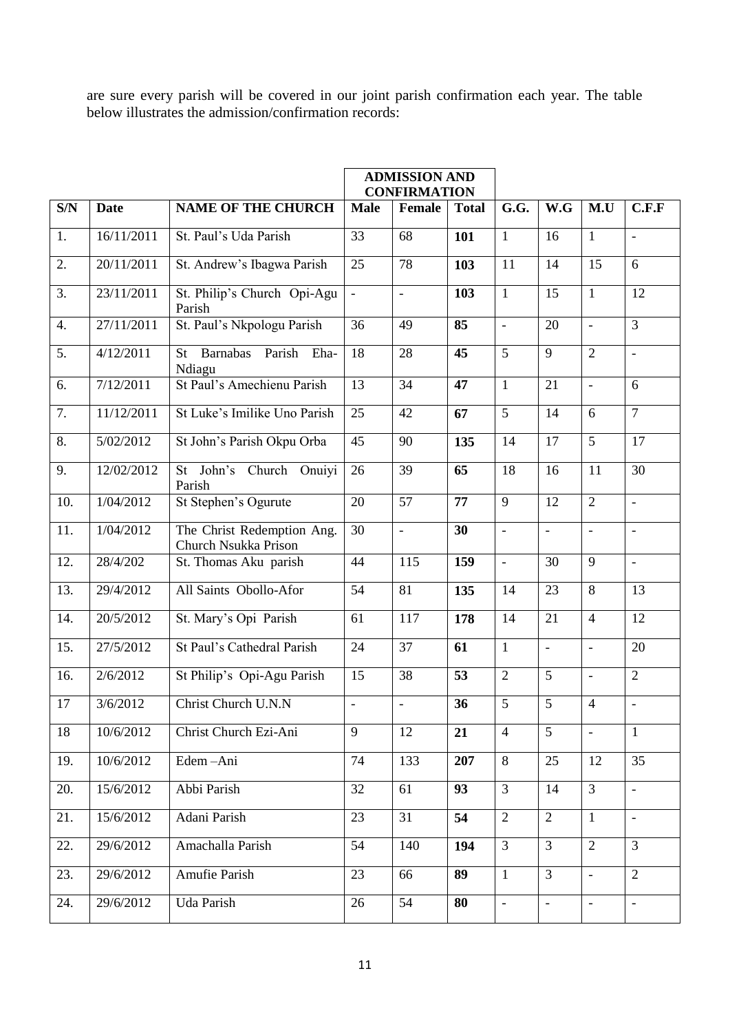are sure every parish will be covered in our joint parish confirmation each year. The table below illustrates the admission/confirmation records:

| | | | ADMISSION AND CONFIRMATION | | | | | | |
|---|---|---|---|---|---|---|---|---|---|
| S/N | Date | NAME OF THE CHURCH | Male | Female | Total | G.G. | W.G | M.U | C.F.F |
| 1. | 16/11/2011 | St. Paul's Uda Parish | 33 | 68 | **101** | 1 | 16 | 1 | - |
| 2. | 20/11/2011 | St. Andrew's Ibagwa Parish | 25 | 78 | **103** | 11 | 14 | 15 | 6 |
| 3. | 23/11/2011 | St. Philip's Church Opi-Agu Parish | - | - | **103** | 1 | 15 | 1 | 12 |
| 4. | 27/11/2011 | St. Paul's Nkpologu Parish | 36 | 49 | **85** | - | 20 | - | 3 |
| 5. | 4/12/2011 | St Barnabas Parish Eha-Ndiagu | 18 | 28 | **45** | 5 | 9 | 2 | - |
| 6. | 7/12/2011 | St Paul's Amechienu Parish | 13 | 34 | **47** | 1 | 21 | - | 6 |
| 7. | 11/12/2011 | St Luke's Imilike Uno Parish | 25 | 42 | **67** | 5 | 14 | 6 | 7 |
| 8. | 5/02/2012 | St John's Parish Okpu Orba | 45 | 90 | **135** | 14 | 17 | 5 | 17 |
| 9. | 12/02/2012 | St John's Church Onuiyi Parish | 26 | 39 | **65** | 18 | 16 | 11 | 30 |
| 10. | 1/04/2012 | St Stephen's Ogurute | 20 | 57 | **77** | 9 | 12 | 2 | - |
| 11. | 1/04/2012 | The Christ Redemption Ang. Church Nsukka Prison | 30 | - | **30** | - | - | - | - |
| 12. | 28/4/202 | St. Thomas Aku parish | 44 | 115 | **159** | - | 30 | 9 | - |
| 13. | 29/4/2012 | All Saints Obollo-Afor | 54 | 81 | **135** | 14 | 23 | 8 | 13 |
| 14. | 20/5/2012 | St. Mary's Opi Parish | 61 | 117 | **178** | 14 | 21 | 4 | 12 |
| 15. | 27/5/2012 | St Paul's Cathedral Parish | 24 | 37 | **61** | 1 | - | - | 20 |
| 16. | 2/6/2012 | St Philip's Opi-Agu Parish | 15 | 38 | **53** | 2 | 5 | - | 2 |
| 17 | 3/6/2012 | Christ Church U.N.N | - | - | **36** | 5 | 5 | 4 | - |
| 18 | 10/6/2012 | Christ Church Ezi-Ani | 9 | 12 | **21** | 4 | 5 | - | 1 |
| 19. | 10/6/2012 | Edem –Ani | 74 | 133 | **207** | 8 | 25 | 12 | 35 |
| 20. | 15/6/2012 | Abbi Parish | 32 | 61 | **93** | 3 | 14 | 3 | - |
| 21. | 15/6/2012 | Adani Parish | 23 | 31 | **54** | 2 | 2 | 1 | - |
| 22. | 29/6/2012 | Amachalla Parish | 54 | 140 | **194** | 3 | 3 | 2 | 3 |
| 23. | 29/6/2012 | Amufie Parish | 23 | 66 | **89** | 1 | 3 | - | 2 |
| 24. | 29/6/2012 | Uda Parish | 26 | 54 | **80** | - | - | - | - |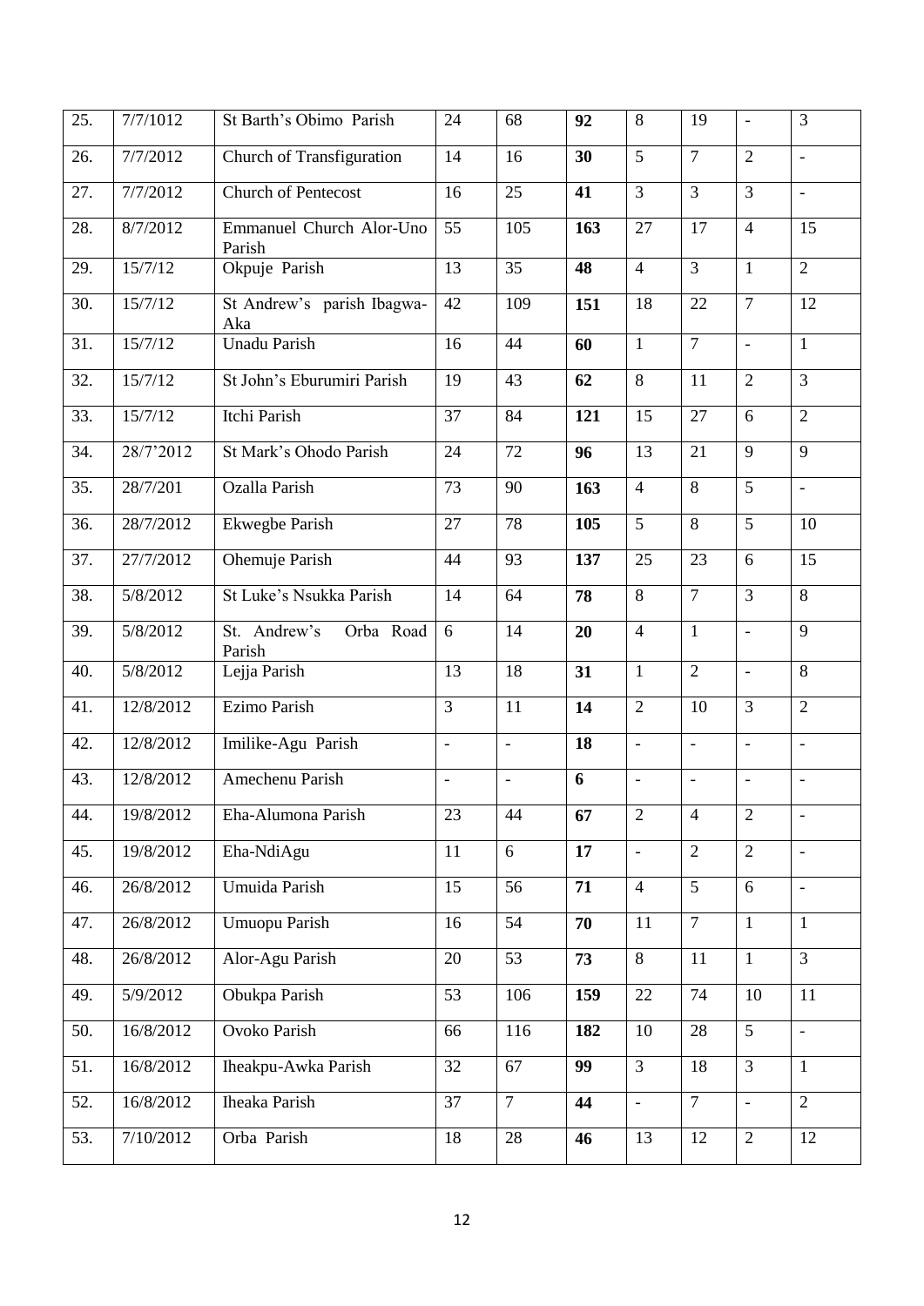| 25. | 7/7/1012 | St Barth's Obimo Parish | 24 | 68 | **92** | 8 | 19 | - | 3 |
|---|---|---|---|---|---|---|---|---|---|
| 26. | 7/7/2012 | Church of Transfiguration | 14 | 16 | **30** | 5 | 7 | 2 | - |
| 27. | 7/7/2012 | Church of Pentecost | 16 | 25 | **41** | 3 | 3 | 3 | - |
| 28. | 8/7/2012 | Emmanuel Church Alor-Uno Parish | 55 | 105 | **163** | 27 | 17 | 4 | 15 |
| 29. | 15/7/12 | Okpuje Parish | 13 | 35 | **48** | 4 | 3 | 1 | 2 |
| 30. | 15/7/12 | St Andrew's parish Ibagwa-Aka | 42 | 109 | **151** | 18 | 22 | 7 | 12 |
| 31. | 15/7/12 | Unadu Parish | 16 | 44 | **60** | 1 | 7 | - | 1 |
| 32. | 15/7/12 | St John's Eburumiri Parish | 19 | 43 | **62** | 8 | 11 | 2 | 3 |
| 33. | 15/7/12 | Itchi Parish | 37 | 84 | **121** | 15 | 27 | 6 | 2 |
| 34. | 28/7'2012 | St Mark's Ohodo Parish | 24 | 72 | **96** | 13 | 21 | 9 | 9 |
| 35. | 28/7/201 | Ozalla Parish | 73 | 90 | **163** | 4 | 8 | 5 | - |
| 36. | 28/7/2012 | Ekwegbe Parish | 27 | 78 | **105** | 5 | 8 | 5 | 10 |
| 37. | 27/7/2012 | Ohemuje Parish | 44 | 93 | **137** | 25 | 23 | 6 | 15 |
| 38. | 5/8/2012 | St Luke's Nsukka Parish | 14 | 64 | **78** | 8 | 7 | 3 | 8 |
| 39. | 5/8/2012 | St. Andrew's Orba Road Parish | 6 | 14 | **20** | 4 | 1 | - | 9 |
| 40. | 5/8/2012 | Lejja Parish | 13 | 18 | **31** | 1 | 2 | - | 8 |
| 41. | 12/8/2012 | Ezimo Parish | 3 | 11 | **14** | 2 | 10 | 3 | 2 |
| 42. | 12/8/2012 | Imilike-Agu Parish | - | - | **18** | - | - | - | - |
| 43. | 12/8/2012 | Amechenu Parish | - | - | **6** | - | - | - | - |
| 44. | 19/8/2012 | Eha-Alumona Parish | 23 | 44 | **67** | 2 | 4 | 2 | - |
| 45. | 19/8/2012 | Eha-NdiAgu | 11 | 6 | **17** | - | 2 | 2 | - |
| 46. | 26/8/2012 | Umuida Parish | 15 | 56 | **71** | 4 | 5 | 6 | - |
| 47. | 26/8/2012 | Umuopu Parish | 16 | 54 | **70** | 11 | 7 | 1 | 1 |
| 48. | 26/8/2012 | Alor-Agu Parish | 20 | 53 | **73** | 8 | 11 | 1 | 3 |
| 49. | 5/9/2012 | Obukpa Parish | 53 | 106 | **159** | 22 | 74 | 10 | 11 |
| 50. | 16/8/2012 | Ovoko Parish | 66 | 116 | **182** | 10 | 28 | 5 | - |
| 51. | 16/8/2012 | Iheakpu-Awka Parish | 32 | 67 | **99** | 3 | 18 | 3 | 1 |
| 52. | 16/8/2012 | Iheaka Parish | 37 | 7 | **44** | - | 7 | - | 2 |
| 53. | 7/10/2012 | Orba Parish | 18 | 28 | **46** | 13 | 12 | 2 | 12 |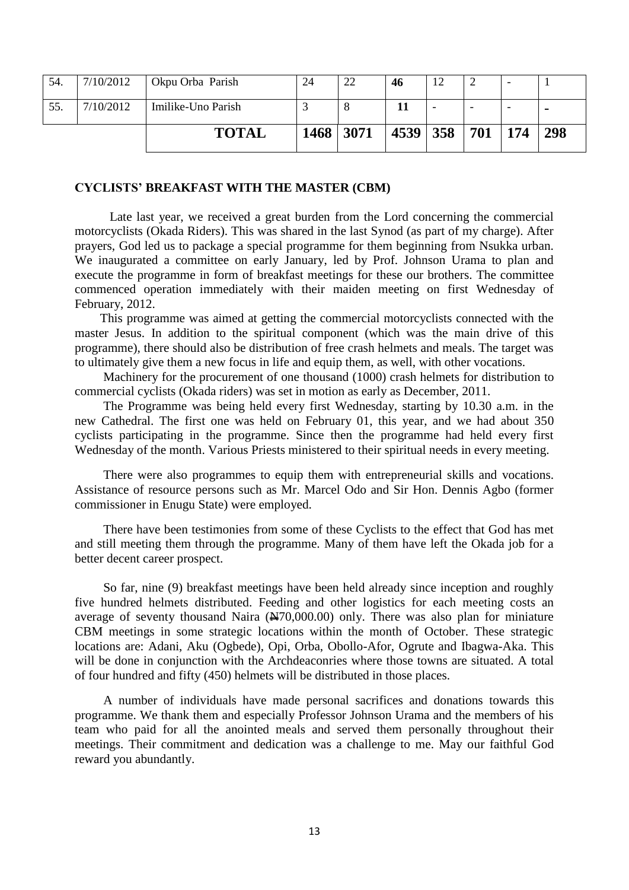| 54. | 7/10/2012 | Okpu Orba Parish | 24 | 22 | **46** | 12 | 2 | - | 1 |
|---|---|---|---|---|---|---|---|---|---|
| 55. | 7/10/2012 | Imilike-Uno Parish | 3 | 8 | **11** | - | - | - | - |
| | | **TOTAL** | **1468** | **3071** | **4539** | **358** | **701** | **174** | **298** |

## CYCLISTS' BREAKFAST WITH THE MASTER (CBM)

Late last year, we received a great burden from the Lord concerning the commercial motorcyclists (Okada Riders). This was shared in the last Synod (as part of my charge). After prayers, God led us to package a special programme for them beginning from Nsukka urban. We inaugurated a committee on early January, led by Prof. Johnson Urama to plan and execute the programme in form of breakfast meetings for these our brothers. The committee commenced operation immediately with their maiden meeting on first Wednesday of February, 2012.

This programme was aimed at getting the commercial motorcyclists connected with the master Jesus. In addition to the spiritual component (which was the main drive of this programme), there should also be distribution of free crash helmets and meals. The target was to ultimately give them a new focus in life and equip them, as well, with other vocations.

Machinery for the procurement of one thousand (1000) crash helmets for distribution to commercial cyclists (Okada riders) was set in motion as early as December, 2011.

The Programme was being held every first Wednesday, starting by 10.30 a.m. in the new Cathedral. The first one was held on February 01, this year, and we had about 350 cyclists participating in the programme. Since then the programme had held every first Wednesday of the month. Various Priests ministered to their spiritual needs in every meeting.

There were also programmes to equip them with entrepreneurial skills and vocations. Assistance of resource persons such as Mr. Marcel Odo and Sir Hon. Dennis Agbo (former commissioner in Enugu State) were employed.

There have been testimonies from some of these Cyclists to the effect that God has met and still meeting them through the programme. Many of them have left the Okada job for a better decent career prospect.

So far, nine (9) breakfast meetings have been held already since inception and roughly five hundred helmets distributed. Feeding and other logistics for each meeting costs an average of seventy thousand Naira (₦70,000.00) only. There was also plan for miniature CBM meetings in some strategic locations within the month of October. These strategic locations are: Adani, Aku (Ogbede), Opi, Orba, Obollo-Afor, Ogrute and Ibagwa-Aka. This will be done in conjunction with the Archdeaconries where those towns are situated. A total of four hundred and fifty (450) helmets will be distributed in those places.

A number of individuals have made personal sacrifices and donations towards this programme. We thank them and especially Professor Johnson Urama and the members of his team who paid for all the anointed meals and served them personally throughout their meetings. Their commitment and dedication was a challenge to me. May our faithful God reward you abundantly.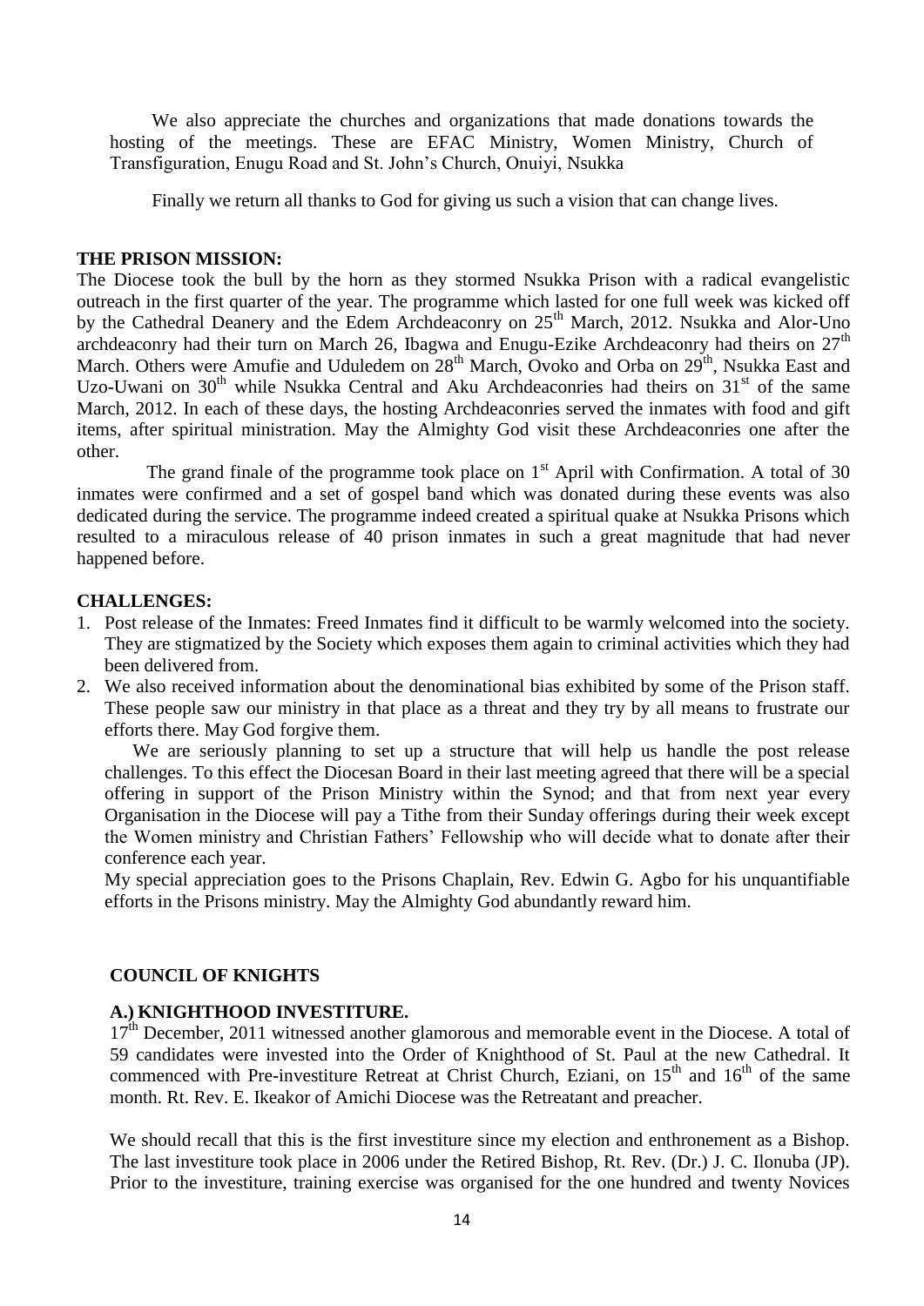We also appreciate the churches and organizations that made donations towards the hosting of the meetings. These are EFAC Ministry, Women Ministry, Church of Transfiguration, Enugu Road and St. John's Church, Onuiyi, Nsukka

Finally we return all thanks to God for giving us such a vision that can change lives.

**THE PRISON MISSION:**

The Diocese took the bull by the horn as they stormed Nsukka Prison with a radical evangelistic outreach in the first quarter of the year. The programme which lasted for one full week was kicked off by the Cathedral Deanery and the Edem Archdeaconry on 25th March, 2012. Nsukka and Alor-Uno archdeaconry had their turn on March 26, Ibagwa and Enugu-Ezike Archdeaconry had theirs on 27th March. Others were Amufie and Uduledem on 28th March, Ovoko and Orba on 29th, Nsukka East and Uzo-Uwani on 30th while Nsukka Central and Aku Archdeaconries had theirs on 31st of the same March, 2012. In each of these days, the hosting Archdeaconries served the inmates with food and gift items, after spiritual ministration. May the Almighty God visit these Archdeaconries one after the other.

The grand finale of the programme took place on 1st April with Confirmation. A total of 30 inmates were confirmed and a set of gospel band which was donated during these events was also dedicated during the service. The programme indeed created a spiritual quake at Nsukka Prisons which resulted to a miraculous release of 40 prison inmates in such a great magnitude that had never happened before.

**CHALLENGES:**

1. Post release of the Inmates: Freed Inmates find it difficult to be warmly welcomed into the society. They are stigmatized by the Society which exposes them again to criminal activities which they had been delivered from.
2. We also received information about the denominational bias exhibited by some of the Prison staff. These people saw our ministry in that place as a threat and they try by all means to frustrate our efforts there. May God forgive them.

   We are seriously planning to set up a structure that will help us handle the post release challenges. To this effect the Diocesan Board in their last meeting agreed that there will be a special offering in support of the Prison Ministry within the Synod; and that from next year every Organisation in the Diocese will pay a Tithe from their Sunday offerings during their week except the Women ministry and Christian Fathers' Fellowship who will decide what to donate after their conference each year.

   My special appreciation goes to the Prisons Chaplain, Rev. Edwin G. Agbo for his unquantifiable efforts in the Prisons ministry. May the Almighty God abundantly reward him.

**COUNCIL OF KNIGHTS**

**A.) KNIGHTHOOD INVESTITURE.**

17th December, 2011 witnessed another glamorous and memorable event in the Diocese. A total of 59 candidates were invested into the Order of Knighthood of St. Paul at the new Cathedral. It commenced with Pre-investiture Retreat at Christ Church, Eziani, on 15th and 16th of the same month. Rt. Rev. E. Ikeakor of Amichi Diocese was the Retreatant and preacher.

We should recall that this is the first investiture since my election and enthronement as a Bishop. The last investiture took place in 2006 under the Retired Bishop, Rt. Rev. (Dr.) J. C. Ilonuba (JP). Prior to the investiture, training exercise was organised for the one hundred and twenty Novices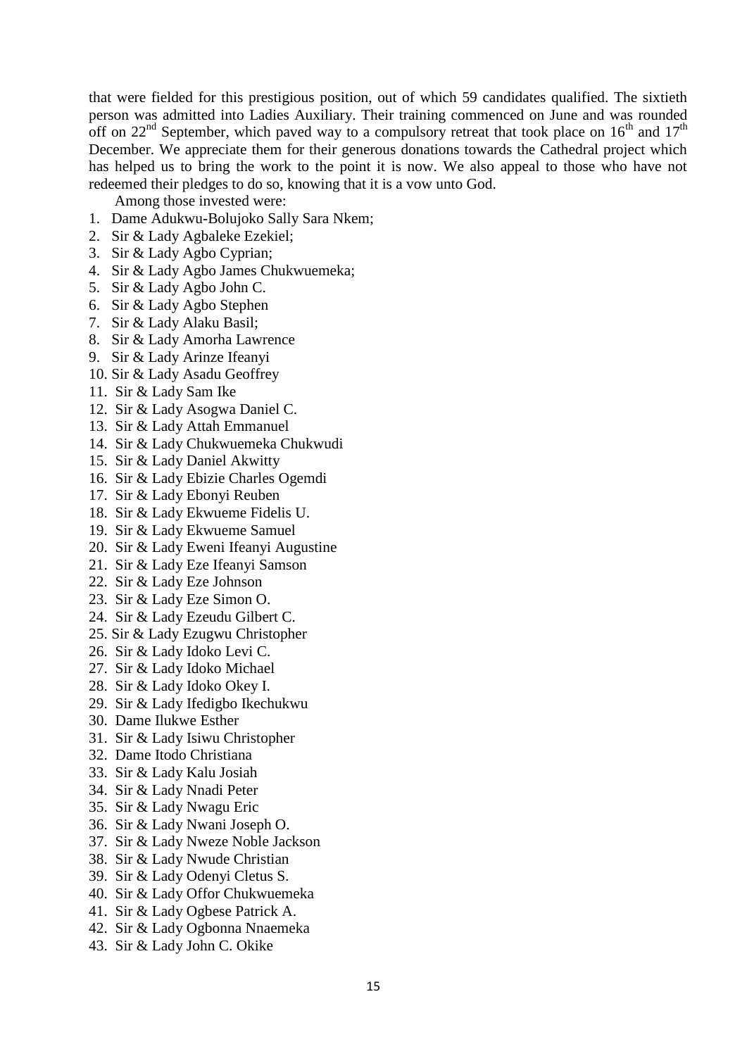that were fielded for this prestigious position, out of which 59 candidates qualified. The sixtieth person was admitted into Ladies Auxiliary. Their training commenced on June and was rounded off on 22nd September, which paved way to a compulsory retreat that took place on 16th and 17th December. We appreciate them for their generous donations towards the Cathedral project which has helped us to bring the work to the point it is now. We also appeal to those who have not redeemed their pledges to do so, knowing that it is a vow unto God.

Among those invested were:

1. Dame Adukwu-Bolujoko Sally Sara Nkem;
2. Sir & Lady Agbaleke Ezekiel;
3. Sir & Lady Agbo Cyprian;
4. Sir & Lady Agbo James Chukwuemeka;
5. Sir & Lady Agbo John C.
6. Sir & Lady Agbo Stephen
7. Sir & Lady Alaku Basil;
8. Sir & Lady Amorha Lawrence
9. Sir & Lady Arinze Ifeanyi
10. Sir & Lady Asadu Geoffrey
11. Sir & Lady Sam Ike
12. Sir & Lady Asogwa Daniel C.
13. Sir & Lady Attah Emmanuel
14. Sir & Lady Chukwuemeka Chukwudi
15. Sir & Lady Daniel Akwitty
16. Sir & Lady Ebizie Charles Ogemdi
17. Sir & Lady Ebonyi Reuben
18. Sir & Lady Ekwueme Fidelis U.
19. Sir & Lady Ekwueme Samuel
20. Sir & Lady Eweni Ifeanyi Augustine
21. Sir & Lady Eze Ifeanyi Samson
22. Sir & Lady Eze Johnson
23. Sir & Lady Eze Simon O.
24. Sir & Lady Ezeudu Gilbert C.
25. Sir & Lady Ezugwu Christopher
26. Sir & Lady Idoko Levi C.
27. Sir & Lady Idoko Michael
28. Sir & Lady Idoko Okey I.
29. Sir & Lady Ifedigbo Ikechukwu
30. Dame Ilukwe Esther
31. Sir & Lady Isiwu Christopher
32. Dame Itodo Christiana
33. Sir & Lady Kalu Josiah
34. Sir & Lady Nnadi Peter
35. Sir & Lady Nwagu Eric
36. Sir & Lady Nwani Joseph O.
37. Sir & Lady Nweze Noble Jackson
38. Sir & Lady Nwude Christian
39. Sir & Lady Odenyi Cletus S.
40. Sir & Lady Offor Chukwuemeka
41. Sir & Lady Ogbese Patrick A.
42. Sir & Lady Ogbonna Nnaemeka
43. Sir & Lady John C. Okike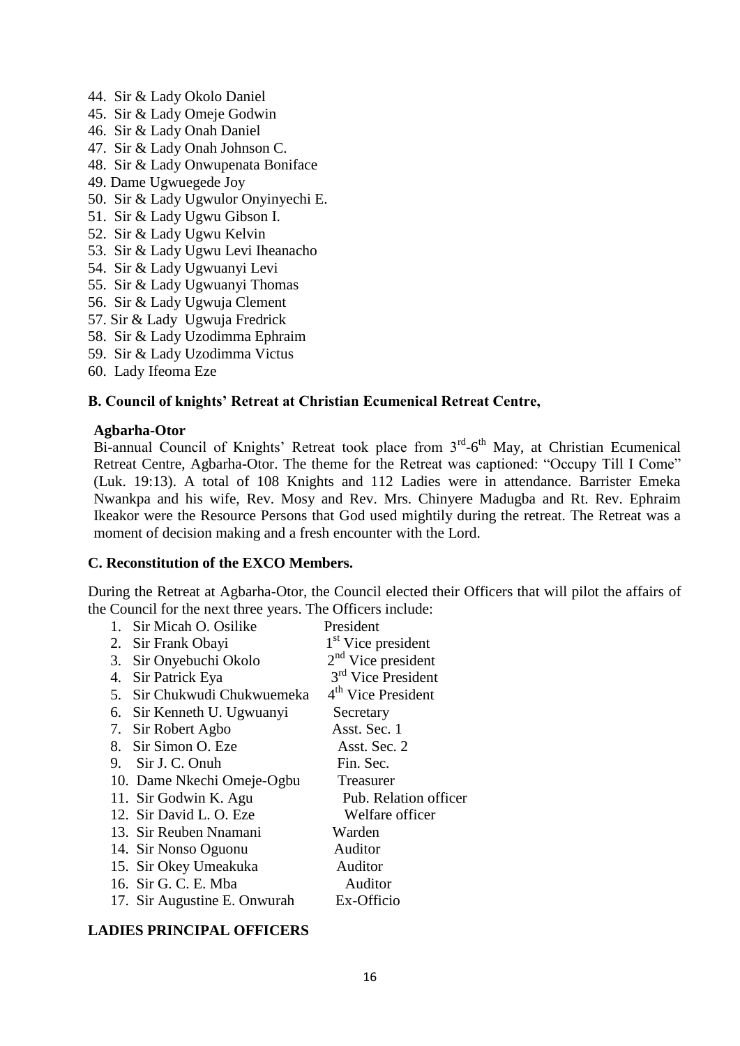44. Sir & Lady Okolo Daniel
45. Sir & Lady Omeje Godwin
46. Sir & Lady Onah Daniel
47. Sir & Lady Onah Johnson C.
48. Sir & Lady Onwupenata Boniface
49. Dame Ugwuegede Joy
50. Sir & Lady Ugwulor Onyinyechi E.
51. Sir & Lady Ugwu Gibson I.
52. Sir & Lady Ugwu Kelvin
53. Sir & Lady Ugwu Levi Iheanacho
54. Sir & Lady Ugwuanyi Levi
55. Sir & Lady Ugwuanyi Thomas
56. Sir & Lady Ugwuja Clement
57. Sir & Lady Ugwuja Fredrick
58. Sir & Lady Uzodimma Ephraim
59. Sir & Lady Uzodimma Victus
60. Lady Ifeoma Eze

**B. Council of knights' Retreat at Christian Ecumenical Retreat Centre,**

**Agbarha-Otor**

Bi-annual Council of Knights' Retreat took place from 3rd-6th May, at Christian Ecumenical Retreat Centre, Agbarha-Otor. The theme for the Retreat was captioned: "Occupy Till I Come" (Luk. 19:13). A total of 108 Knights and 112 Ladies were in attendance. Barrister Emeka Nwankpa and his wife, Rev. Mosy and Rev. Mrs. Chinyere Madugba and Rt. Rev. Ephraim Ikeakor were the Resource Persons that God used mightily during the retreat. The Retreat was a moment of decision making and a fresh encounter with the Lord.

**C. Reconstitution of the EXCO Members.**

During the Retreat at Agbarha-Otor, the Council elected their Officers that will pilot the affairs of the Council for the next three years. The Officers include:

| | Name | Office |
|---|---|---|
| 1. | Sir Micah O. Osilike | President |
| 2. | Sir Frank Obayi | 1st Vice president |
| 3. | Sir Onyebuchi Okolo | 2nd Vice president |
| 4. | Sir Patrick Eya | 3rd Vice President |
| 5. | Sir Chukwudi Chukwuemeka | 4th Vice President |
| 6. | Sir Kenneth U. Ugwuanyi | Secretary |
| 7. | Sir Robert Agbo | Asst. Sec. 1 |
| 8. | Sir Simon O. Eze | Asst. Sec. 2 |
| 9. | Sir J. C. Onuh | Fin. Sec. |
| 10. | Dame Nkechi Omeje-Ogbu | Treasurer |
| 11. | Sir Godwin K. Agu | Pub. Relation officer |
| 12. | Sir David L. O. Eze | Welfare officer |
| 13. | Sir Reuben Nnamani | Warden |
| 14. | Sir Nonso Oguonu | Auditor |
| 15. | Sir Okey Umeakuka | Auditor |
| 16. | Sir G. C. E. Mba | Auditor |
| 17. | Sir Augustine E. Onwurah | Ex-Officio |

**LADIES PRINCIPAL OFFICERS**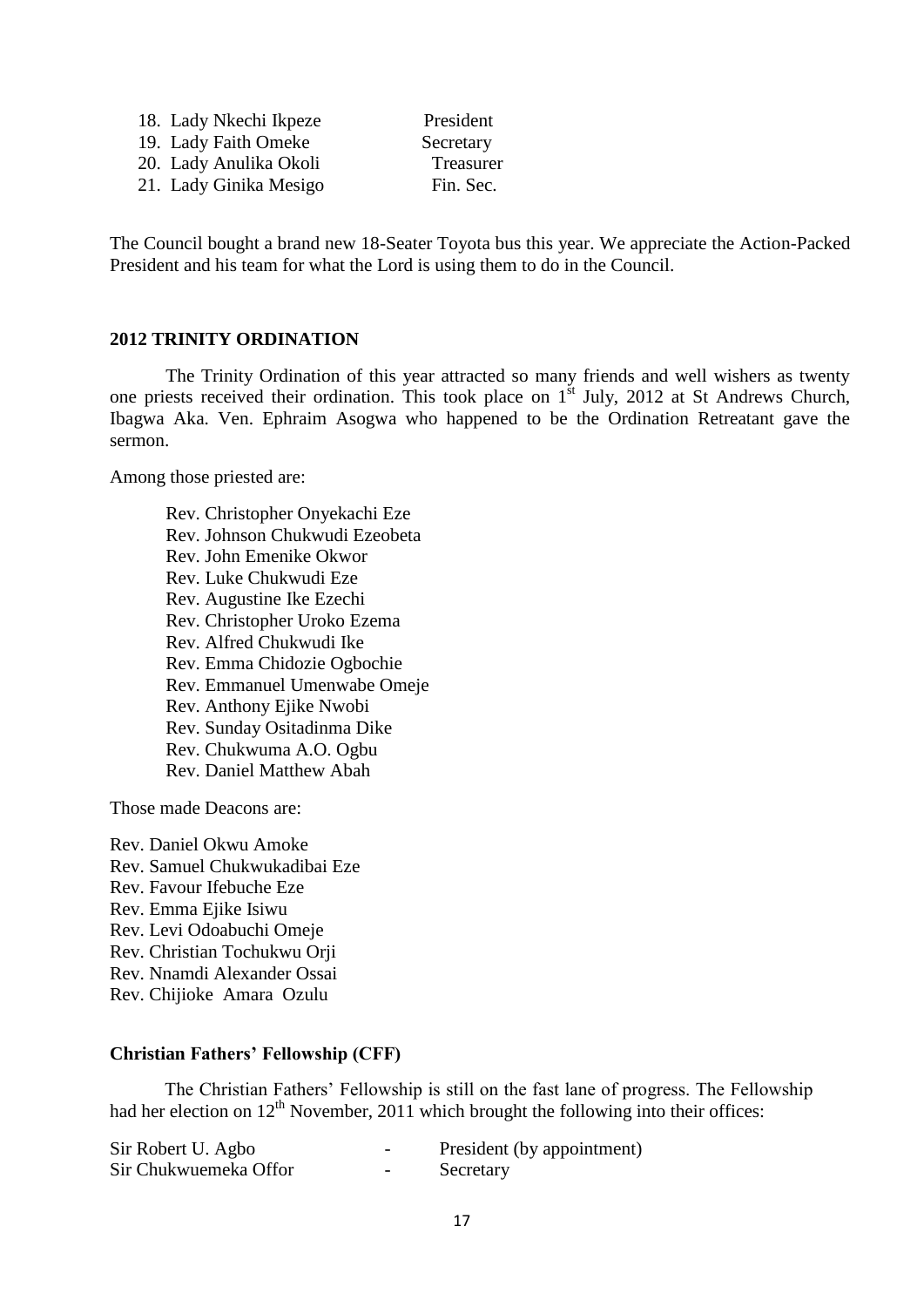18. Lady Nkechi Ikpeze President
19. Lady Faith Omeke Secretary
20. Lady Anulika Okoli Treasurer
21. Lady Ginika Mesigo Fin. Sec.

The Council bought a brand new 18-Seater Toyota bus this year. We appreciate the Action-Packed President and his team for what the Lord is using them to do in the Council.

## 2012 TRINITY ORDINATION

The Trinity Ordination of this year attracted so many friends and well wishers as twenty one priests received their ordination. This took place on 1st July, 2012 at St Andrews Church, Ibagwa Aka. Ven. Ephraim Asogwa who happened to be the Ordination Retreatant gave the sermon.

Among those priested are:

- Rev. Christopher Onyekachi Eze
- Rev. Johnson Chukwudi Ezeobeta
- Rev. John Emenike Okwor
- Rev. Luke Chukwudi Eze
- Rev. Augustine Ike Ezechi
- Rev. Christopher Uroko Ezema
- Rev. Alfred Chukwudi Ike
- Rev. Emma Chidozie Ogbochie
- Rev. Emmanuel Umenwabe Omeje
- Rev. Anthony Ejike Nwobi
- Rev. Sunday Ositadinma Dike
- Rev. Chukwuma A.O. Ogbu
- Rev. Daniel Matthew Abah

Those made Deacons are:

- Rev. Daniel Okwu Amoke
- Rev. Samuel Chukwukadibai Eze
- Rev. Favour Ifebuche Eze
- Rev. Emma Ejike Isiwu
- Rev. Levi Odoabuchi Omeje
- Rev. Christian Tochukwu Orji
- Rev. Nnamdi Alexander Ossai
- Rev. Chijioke Amara Ozulu

## Christian Fathers' Fellowship (CFF)

The Christian Fathers' Fellowship is still on the fast lane of progress. The Fellowship had her election on 12th November, 2011 which brought the following into their offices:

| | | |
|---|---|---|
| Sir Robert U. Agbo | - | President (by appointment) |
| Sir Chukwuemeka Offor | - | Secretary |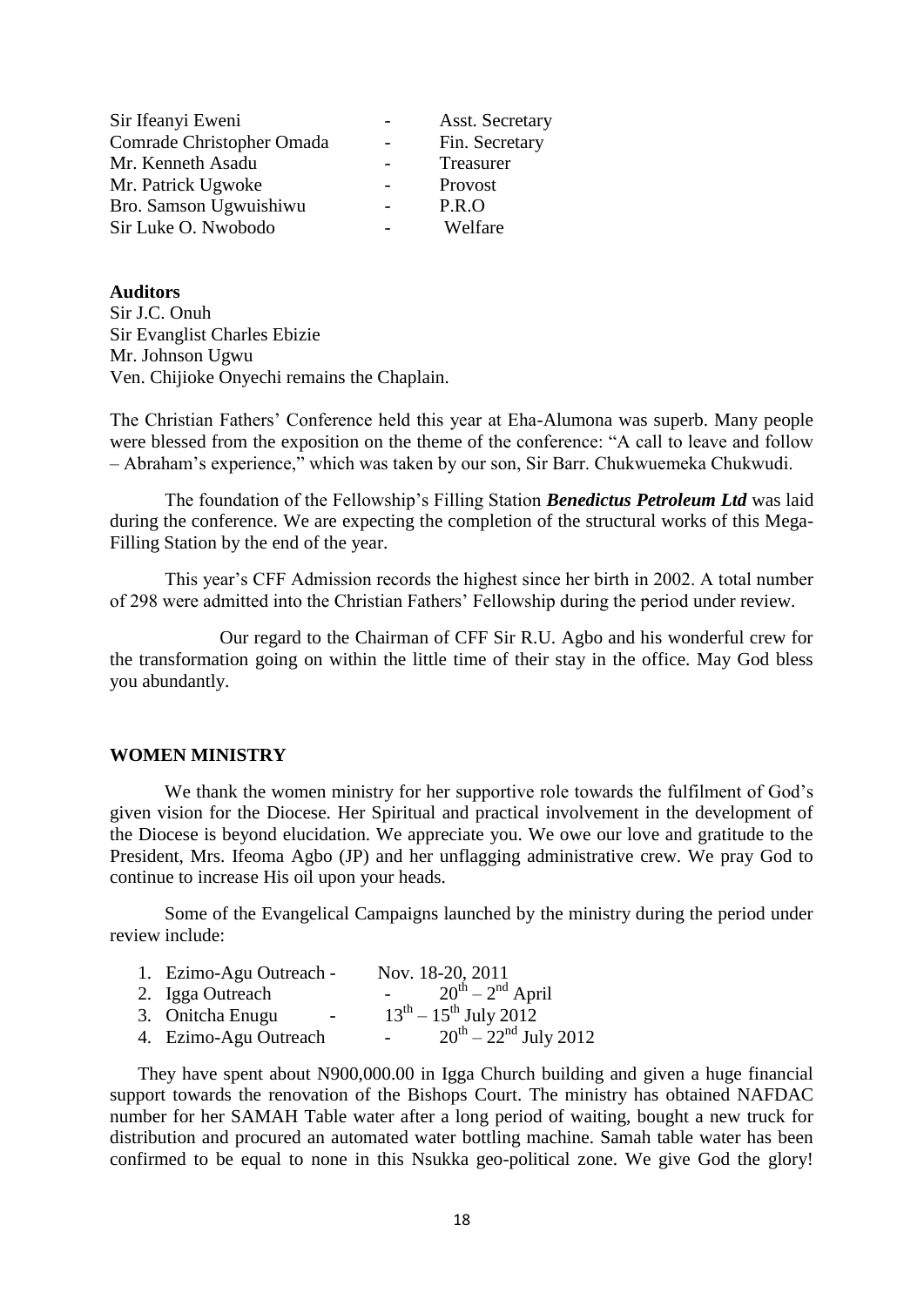Sir Ifeanyi Eweni - Asst. Secretary
Comrade Christopher Omada - Fin. Secretary
Mr. Kenneth Asadu - Treasurer
Mr. Patrick Ugwoke - Provost
Bro. Samson Ugwuishiwu - P.R.O
Sir Luke O. Nwobodo - Welfare

**Auditors**
Sir J.C. Onuh
Sir Evanglist Charles Ebizie
Mr. Johnson Ugwu
Ven. Chijioke Onyechi remains the Chaplain.

The Christian Fathers' Conference held this year at Eha-Alumona was superb. Many people were blessed from the exposition on the theme of the conference: "A call to leave and follow – Abraham's experience," which was taken by our son, Sir Barr. Chukwuemeka Chukwudi.

The foundation of the Fellowship's Filling Station ***Benedictus Petroleum Ltd*** was laid during the conference. We are expecting the completion of the structural works of this Mega-Filling Station by the end of the year.

This year's CFF Admission records the highest since her birth in 2002. A total number of 298 were admitted into the Christian Fathers' Fellowship during the period under review.

Our regard to the Chairman of CFF Sir R.U. Agbo and his wonderful crew for the transformation going on within the little time of their stay in the office. May God bless you abundantly.

**WOMEN MINISTRY**

We thank the women ministry for her supportive role towards the fulfilment of God's given vision for the Diocese. Her Spiritual and practical involvement in the development of the Diocese is beyond elucidation. We appreciate you. We owe our love and gratitude to the President, Mrs. Ifeoma Agbo (JP) and her unflagging administrative crew. We pray God to continue to increase His oil upon your heads.

Some of the Evangelical Campaigns launched by the ministry during the period under review include:

1. Ezimo-Agu Outreach - Nov. 18-20, 2011
2. Igga Outreach - 20th – 2nd April
3. Onitcha Enugu - 13th – 15th July 2012
4. Ezimo-Agu Outreach - 20th – 22nd July 2012

They have spent about N900,000.00 in Igga Church building and given a huge financial support towards the renovation of the Bishops Court. The ministry has obtained NAFDAC number for her SAMAH Table water after a long period of waiting, bought a new truck for distribution and procured an automated water bottling machine. Samah table water has been confirmed to be equal to none in this Nsukka geo-political zone. We give God the glory!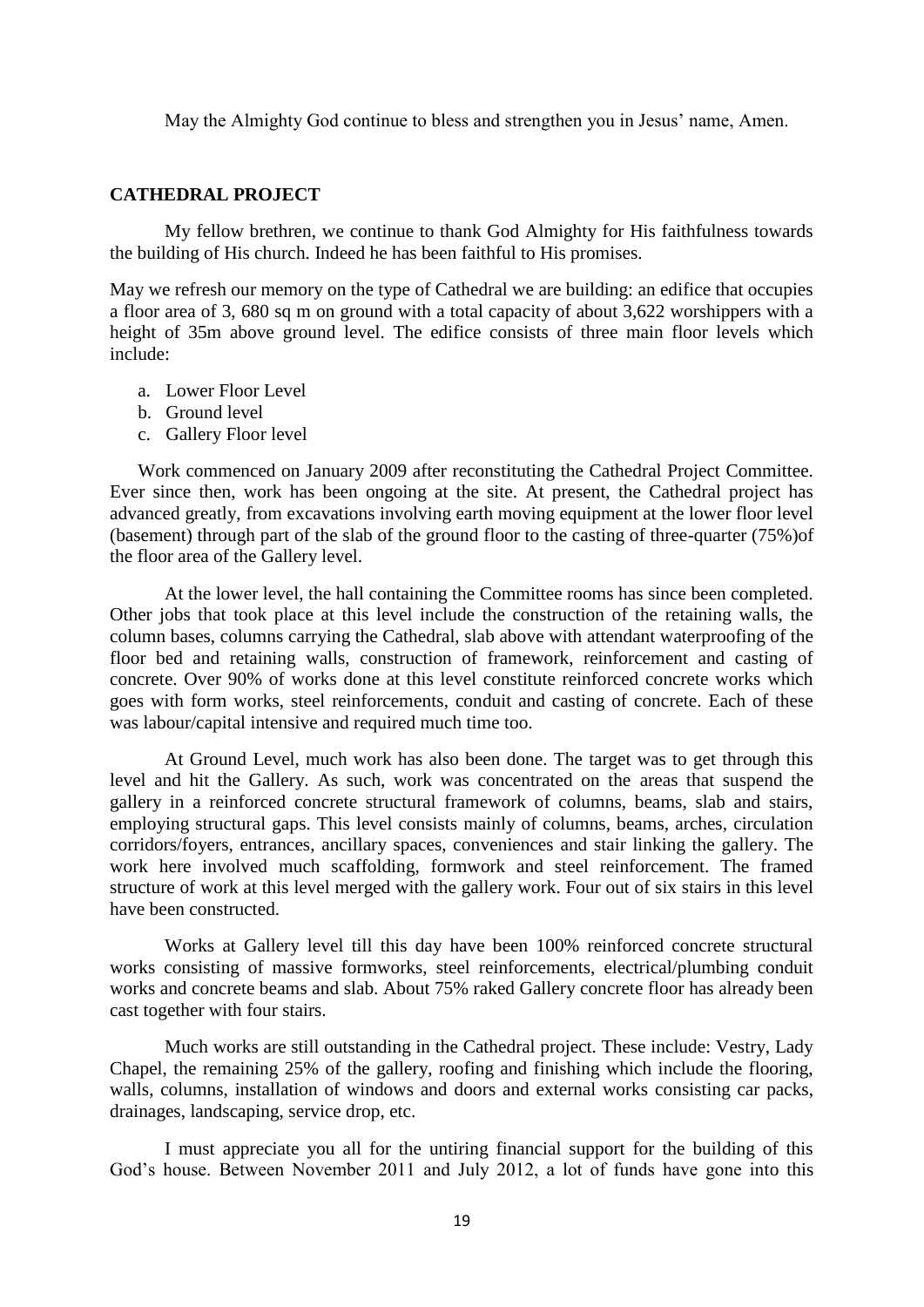May the Almighty God continue to bless and strengthen you in Jesus' name, Amen.

## CATHEDRAL PROJECT

My fellow brethren, we continue to thank God Almighty for His faithfulness towards the building of His church. Indeed he has been faithful to His promises.

May we refresh our memory on the type of Cathedral we are building: an edifice that occupies a floor area of 3, 680 sq m on ground with a total capacity of about 3,622 worshippers with a height of 35m above ground level. The edifice consists of three main floor levels which include:

a. Lower Floor Level
b. Ground level
c. Gallery Floor level

Work commenced on January 2009 after reconstituting the Cathedral Project Committee. Ever since then, work has been ongoing at the site. At present, the Cathedral project has advanced greatly, from excavations involving earth moving equipment at the lower floor level (basement) through part of the slab of the ground floor to the casting of three-quarter (75%)of the floor area of the Gallery level.

At the lower level, the hall containing the Committee rooms has since been completed. Other jobs that took place at this level include the construction of the retaining walls, the column bases, columns carrying the Cathedral, slab above with attendant waterproofing of the floor bed and retaining walls, construction of framework, reinforcement and casting of concrete. Over 90% of works done at this level constitute reinforced concrete works which goes with form works, steel reinforcements, conduit and casting of concrete. Each of these was labour/capital intensive and required much time too.

At Ground Level, much work has also been done. The target was to get through this level and hit the Gallery. As such, work was concentrated on the areas that suspend the gallery in a reinforced concrete structural framework of columns, beams, slab and stairs, employing structural gaps. This level consists mainly of columns, beams, arches, circulation corridors/foyers, entrances, ancillary spaces, conveniences and stair linking the gallery. The work here involved much scaffolding, formwork and steel reinforcement. The framed structure of work at this level merged with the gallery work. Four out of six stairs in this level have been constructed.

Works at Gallery level till this day have been 100% reinforced concrete structural works consisting of massive formworks, steel reinforcements, electrical/plumbing conduit works and concrete beams and slab. About 75% raked Gallery concrete floor has already been cast together with four stairs.

Much works are still outstanding in the Cathedral project. These include: Vestry, Lady Chapel, the remaining 25% of the gallery, roofing and finishing which include the flooring, walls, columns, installation of windows and doors and external works consisting car packs, drainages, landscaping, service drop, etc.

I must appreciate you all for the untiring financial support for the building of this God's house. Between November 2011 and July 2012, a lot of funds have gone into this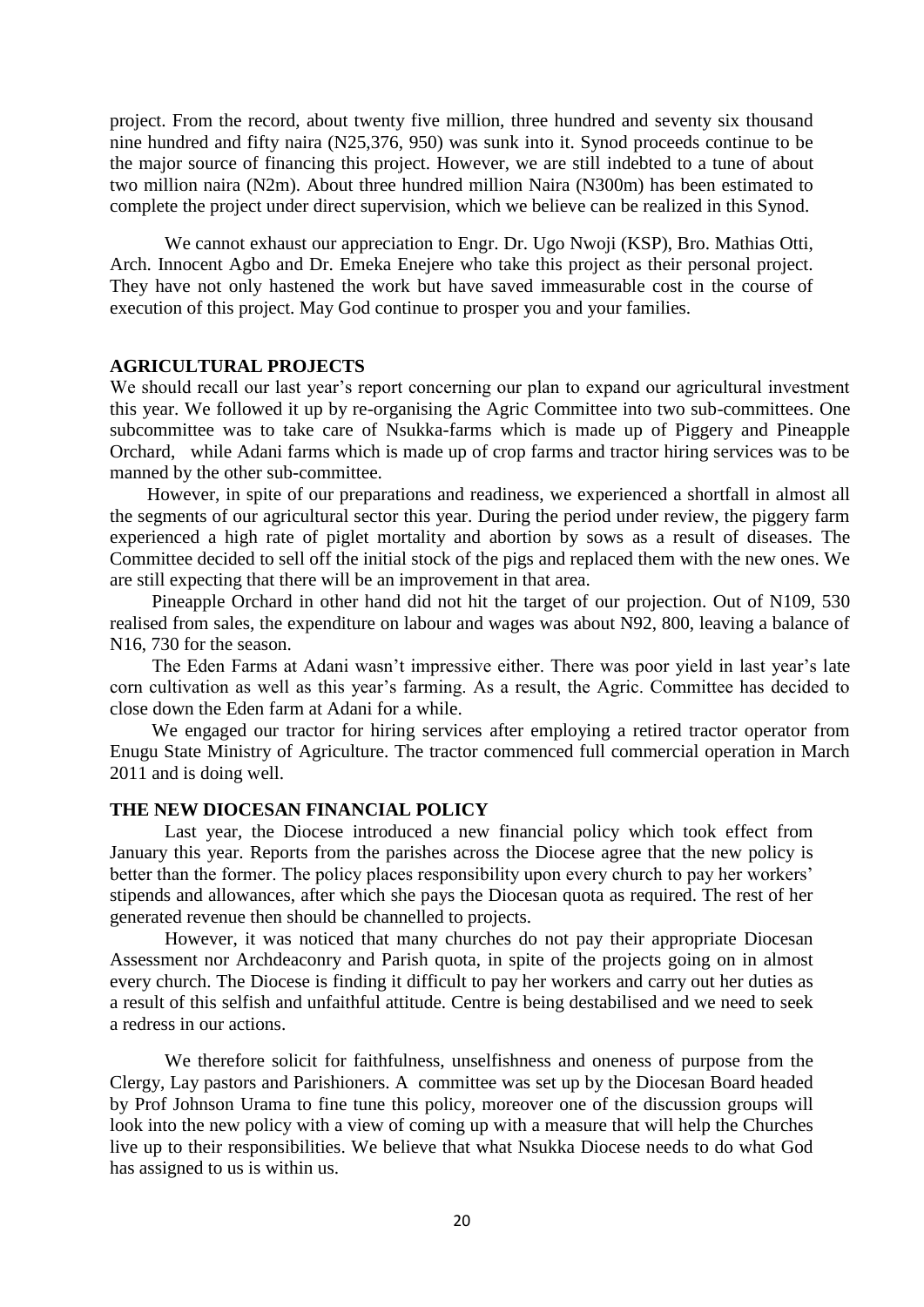project. From the record, about twenty five million, three hundred and seventy six thousand nine hundred and fifty naira (N25,376, 950) was sunk into it. Synod proceeds continue to be the major source of financing this project. However, we are still indebted to a tune of about two million naira (N2m). About three hundred million Naira (N300m) has been estimated to complete the project under direct supervision, which we believe can be realized in this Synod.

We cannot exhaust our appreciation to Engr. Dr. Ugo Nwoji (KSP), Bro. Mathias Otti, Arch. Innocent Agbo and Dr. Emeka Enejere who take this project as their personal project. They have not only hastened the work but have saved immeasurable cost in the course of execution of this project. May God continue to prosper you and your families.

**AGRICULTURAL PROJECTS**

We should recall our last year's report concerning our plan to expand our agricultural investment this year. We followed it up by re-organising the Agric Committee into two sub-committees. One subcommittee was to take care of Nsukka-farms which is made up of Piggery and Pineapple Orchard, while Adani farms which is made up of crop farms and tractor hiring services was to be manned by the other sub-committee.

However, in spite of our preparations and readiness, we experienced a shortfall in almost all the segments of our agricultural sector this year. During the period under review, the piggery farm experienced a high rate of piglet mortality and abortion by sows as a result of diseases. The Committee decided to sell off the initial stock of the pigs and replaced them with the new ones. We are still expecting that there will be an improvement in that area.

Pineapple Orchard in other hand did not hit the target of our projection. Out of N109, 530 realised from sales, the expenditure on labour and wages was about N92, 800, leaving a balance of N16, 730 for the season.

The Eden Farms at Adani wasn't impressive either. There was poor yield in last year's late corn cultivation as well as this year's farming. As a result, the Agric. Committee has decided to close down the Eden farm at Adani for a while.

We engaged our tractor for hiring services after employing a retired tractor operator from Enugu State Ministry of Agriculture. The tractor commenced full commercial operation in March 2011 and is doing well.

**THE NEW DIOCESAN FINANCIAL POLICY**

Last year, the Diocese introduced a new financial policy which took effect from January this year. Reports from the parishes across the Diocese agree that the new policy is better than the former. The policy places responsibility upon every church to pay her workers' stipends and allowances, after which she pays the Diocesan quota as required. The rest of her generated revenue then should be channelled to projects.

However, it was noticed that many churches do not pay their appropriate Diocesan Assessment nor Archdeaconry and Parish quota, in spite of the projects going on in almost every church. The Diocese is finding it difficult to pay her workers and carry out her duties as a result of this selfish and unfaithful attitude. Centre is being destabilised and we need to seek a redress in our actions.

We therefore solicit for faithfulness, unselfishness and oneness of purpose from the Clergy, Lay pastors and Parishioners. A committee was set up by the Diocesan Board headed by Prof Johnson Urama to fine tune this policy, moreover one of the discussion groups will look into the new policy with a view of coming up with a measure that will help the Churches live up to their responsibilities. We believe that what Nsukka Diocese needs to do what God has assigned to us is within us.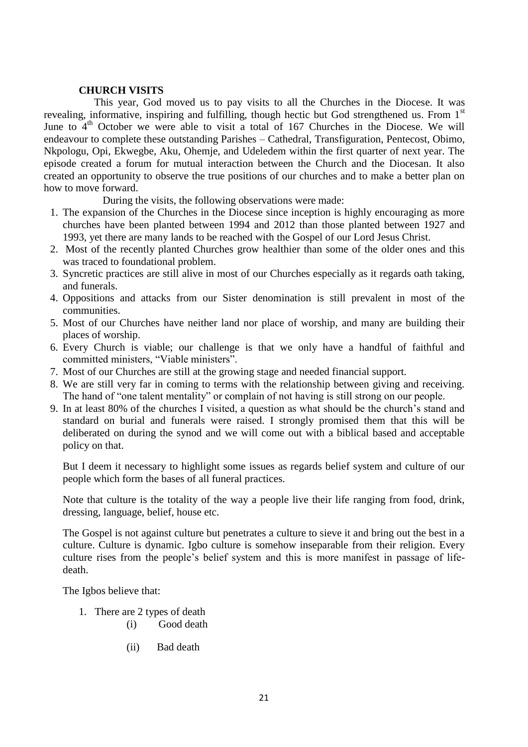### CHURCH VISITS

This year, God moved us to pay visits to all the Churches in the Diocese. It was revealing, informative, inspiring and fulfilling, though hectic but God strengthened us. From 1st June to 4th October we were able to visit a total of 167 Churches in the Diocese. We will endeavour to complete these outstanding Parishes – Cathedral, Transfiguration, Pentecost, Obimo, Nkpologu, Opi, Ekwegbe, Aku, Ohemje, and Udeledem within the first quarter of next year. The episode created a forum for mutual interaction between the Church and the Diocesan. It also created an opportunity to observe the true positions of our churches and to make a better plan on how to move forward.

During the visits, the following observations were made:

1. The expansion of the Churches in the Diocese since inception is highly encouraging as more churches have been planted between 1994 and 2012 than those planted between 1927 and 1993, yet there are many lands to be reached with the Gospel of our Lord Jesus Christ.
2. Most of the recently planted Churches grow healthier than some of the older ones and this was traced to foundational problem.
3. Syncretic practices are still alive in most of our Churches especially as it regards oath taking, and funerals.
4. Oppositions and attacks from our Sister denomination is still prevalent in most of the communities.
5. Most of our Churches have neither land nor place of worship, and many are building their places of worship.
6. Every Church is viable; our challenge is that we only have a handful of faithful and committed ministers, "Viable ministers".
7. Most of our Churches are still at the growing stage and needed financial support.
8. We are still very far in coming to terms with the relationship between giving and receiving. The hand of "one talent mentality" or complain of not having is still strong on our people.
9. In at least 80% of the churches I visited, a question as what should be the church's stand and standard on burial and funerals were raised. I strongly promised them that this will be deliberated on during the synod and we will come out with a biblical based and acceptable policy on that.

But I deem it necessary to highlight some issues as regards belief system and culture of our people which form the bases of all funeral practices.

Note that culture is the totality of the way a people live their life ranging from food, drink, dressing, language, belief, house etc.

The Gospel is not against culture but penetrates a culture to sieve it and bring out the best in a culture. Culture is dynamic. Igbo culture is somehow inseparable from their religion. Every culture rises from the people's belief system and this is more manifest in passage of life-death.

The Igbos believe that:

1. There are 2 types of death
   (i) Good death

   (ii) Bad death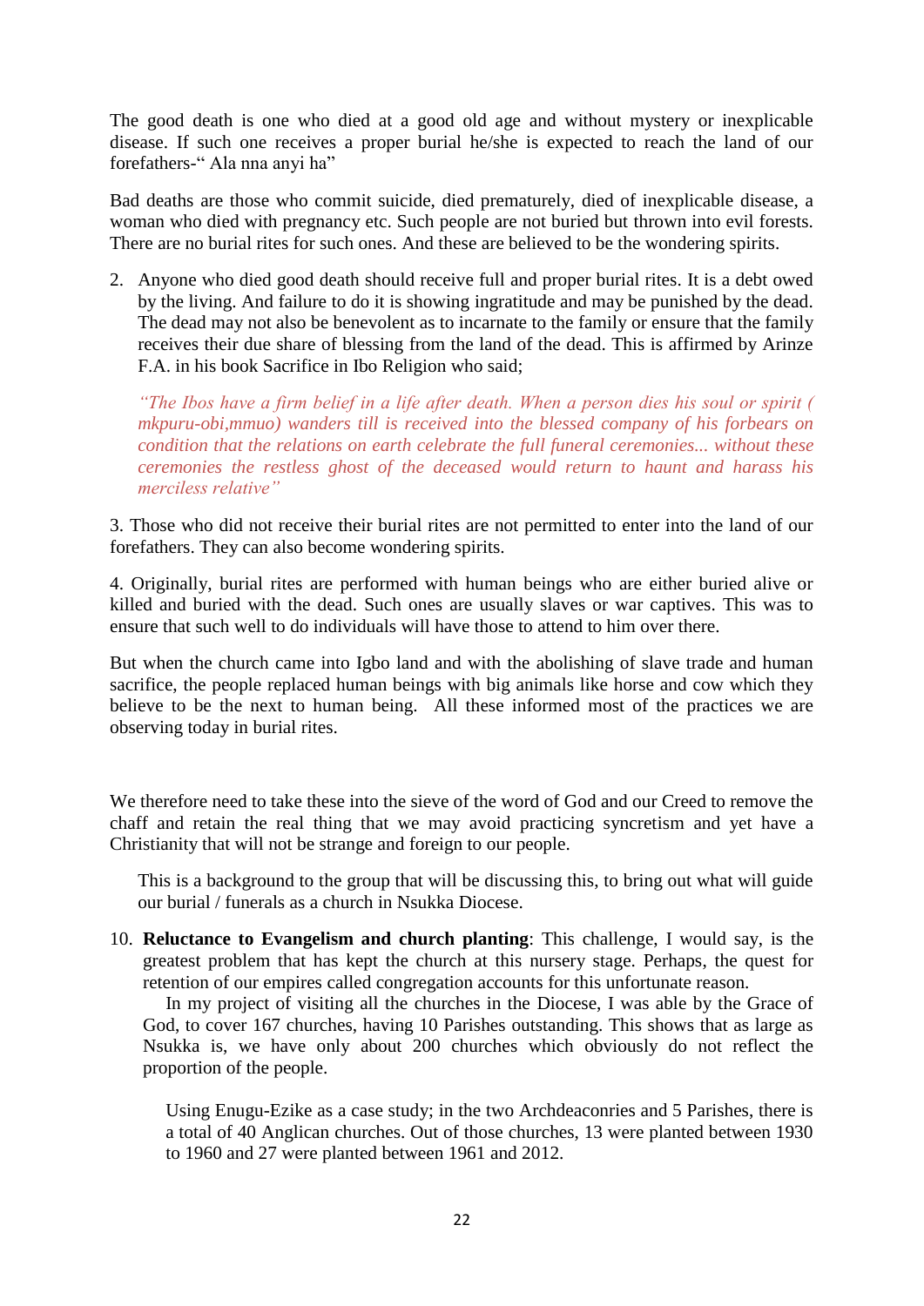The good death is one who died at a good old age and without mystery or inexplicable disease. If such one receives a proper burial he/she is expected to reach the land of our forefathers-" Ala nna anyi ha"

Bad deaths are those who commit suicide, died prematurely, died of inexplicable disease, a woman who died with pregnancy etc. Such people are not buried but thrown into evil forests. There are no burial rites for such ones. And these are believed to be the wondering spirits.

2. Anyone who died good death should receive full and proper burial rites. It is a debt owed by the living. And failure to do it is showing ingratitude and may be punished by the dead. The dead may not also be benevolent as to incarnate to the family or ensure that the family receives their due share of blessing from the land of the dead. This is affirmed by Arinze F.A. in his book Sacrifice in Ibo Religion who said;

   *"The Ibos have a firm belief in a life after death. When a person dies his soul or spirit ( mkpuru-obi,mmuo) wanders till is received into the blessed company of his forbears on condition that the relations on earth celebrate the full funeral ceremonies... without these ceremonies the restless ghost of the deceased would return to haunt and harass his merciless relative"*

3. Those who did not receive their burial rites are not permitted to enter into the land of our forefathers. They can also become wondering spirits.

4. Originally, burial rites are performed with human beings who are either buried alive or killed and buried with the dead. Such ones are usually slaves or war captives. This was to ensure that such well to do individuals will have those to attend to him over there.

But when the church came into Igbo land and with the abolishing of slave trade and human sacrifice, the people replaced human beings with big animals like horse and cow which they believe to be the next to human being. All these informed most of the practices we are observing today in burial rites.

We therefore need to take these into the sieve of the word of God and our Creed to remove the chaff and retain the real thing that we may avoid practicing syncretism and yet have a Christianity that will not be strange and foreign to our people.

This is a background to the group that will be discussing this, to bring out what will guide our burial / funerals as a church in Nsukka Diocese.

10. **Reluctance to Evangelism and church planting**: This challenge, I would say, is the greatest problem that has kept the church at this nursery stage. Perhaps, the quest for retention of our empires called congregation accounts for this unfortunate reason.

    In my project of visiting all the churches in the Diocese, I was able by the Grace of God, to cover 167 churches, having 10 Parishes outstanding. This shows that as large as Nsukka is, we have only about 200 churches which obviously do not reflect the proportion of the people.

    Using Enugu-Ezike as a case study; in the two Archdeaconries and 5 Parishes, there is a total of 40 Anglican churches. Out of those churches, 13 were planted between 1930 to 1960 and 27 were planted between 1961 and 2012.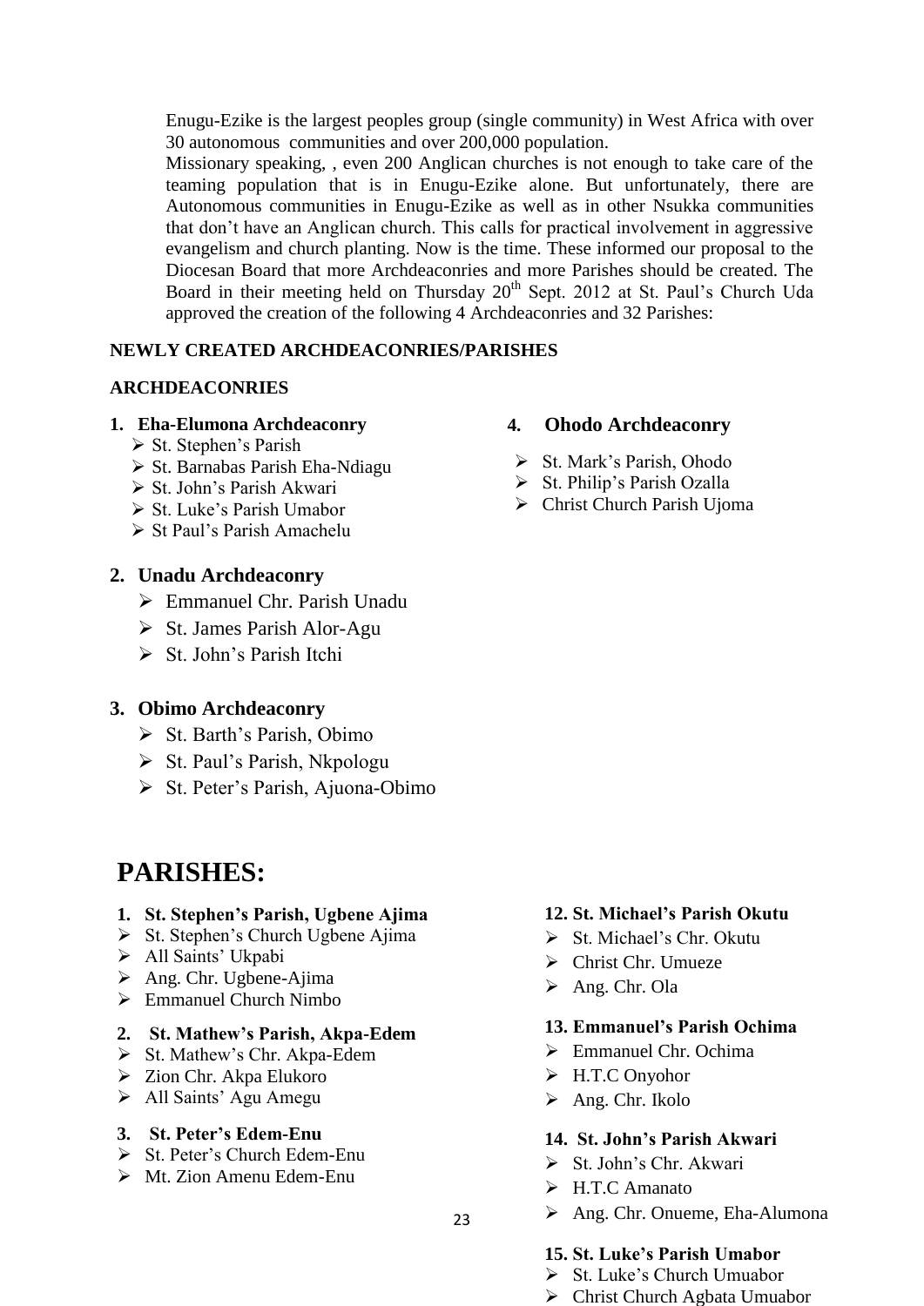Enugu-Ezike is the largest peoples group (single community) in West Africa with over 30 autonomous communities and over 200,000 population.

Missionary speaking, , even 200 Anglican churches is not enough to take care of the teaming population that is in Enugu-Ezike alone. But unfortunately, there are Autonomous communities in Enugu-Ezike as well as in other Nsukka communities that don't have an Anglican church. This calls for practical involvement in aggressive evangelism and church planting. Now is the time. These informed our proposal to the Diocesan Board that more Archdeaconries and more Parishes should be created. The Board in their meeting held on Thursday 20th Sept. 2012 at St. Paul's Church Uda approved the creation of the following 4 Archdeaconries and 32 Parishes:

**NEWLY CREATED ARCHDEACONRIES/PARISHES**

**ARCHDEACONRIES**

**1. Eha-Elumona Archdeaconry**
- St. Stephen's Parish
- St. Barnabas Parish Eha-Ndiagu
- St. John's Parish Akwari
- St. Luke's Parish Umabor
- St Paul's Parish Amachelu

**2. Unadu Archdeaconry**
- Emmanuel Chr. Parish Unadu
- St. James Parish Alor-Agu
- St. John's Parish Itchi

**3. Obimo Archdeaconry**
- St. Barth's Parish, Obimo
- St. Paul's Parish, Nkpologu
- St. Peter's Parish, Ajuona-Obimo

**4. Ohodo Archdeaconry**
- St. Mark's Parish, Ohodo
- St. Philip's Parish Ozalla
- Christ Church Parish Ujoma

# PARISHES:

**1. St. Stephen's Parish, Ugbene Ajima**
- St. Stephen's Church Ugbene Ajima
- All Saints' Ukpabi
- Ang. Chr. Ugbene-Ajima
- Emmanuel Church Nimbo

**2. St. Mathew's Parish, Akpa-Edem**
- St. Mathew's Chr. Akpa-Edem
- Zion Chr. Akpa Elukoro
- All Saints' Agu Amegu

**3. St. Peter's Edem-Enu**
- St. Peter's Church Edem-Enu
- Mt. Zion Amenu Edem-Enu

**12. St. Michael's Parish Okutu**
- St. Michael's Chr. Okutu
- Christ Chr. Umueze
- Ang. Chr. Ola

**13. Emmanuel's Parish Ochima**
- Emmanuel Chr. Ochima
- H.T.C Onyohor
- Ang. Chr. Ikolo

**14. St. John's Parish Akwari**
- St. John's Chr. Akwari
- H.T.C Amanato
- Ang. Chr. Onueme, Eha-Alumona

**15. St. Luke's Parish Umabor**
- St. Luke's Church Umuabor
- Christ Church Agbata Umuabor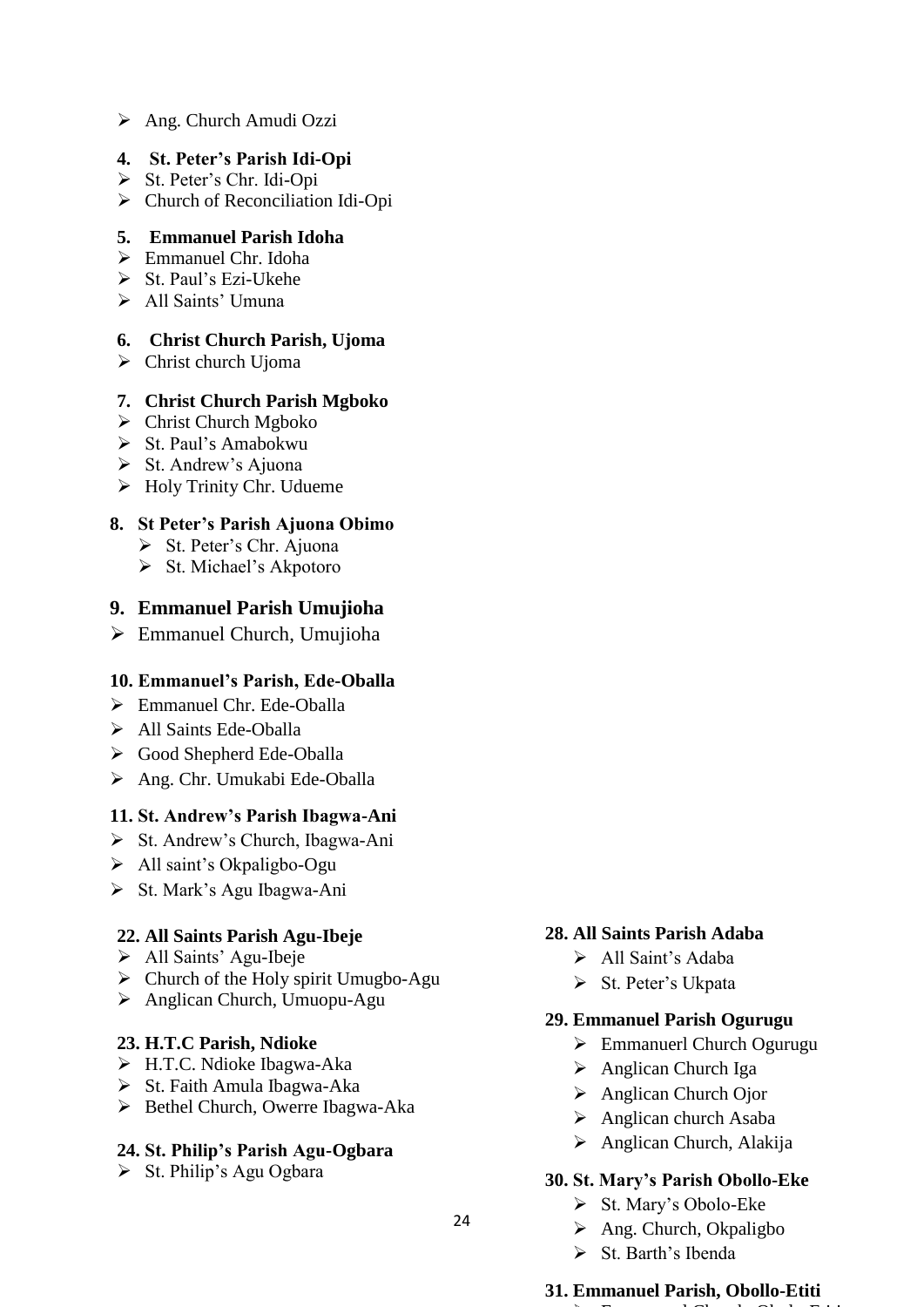- Ang. Church Amudi Ozzi

**4. St. Peter's Parish Idi-Opi**

- St. Peter's Chr. Idi-Opi
- Church of Reconciliation Idi-Opi

**5. Emmanuel Parish Idoha**

- Emmanuel Chr. Idoha
- St. Paul's Ezi-Ukehe
- All Saints' Umuna

**6. Christ Church Parish, Ujoma**

- Christ church Ujoma

**7. Christ Church Parish Mgboko**

- Christ Church Mgboko
- St. Paul's Amabokwu
- St. Andrew's Ajuona
- Holy Trinity Chr. Udueme

**8. St Peter's Parish Ajuona Obimo**

- St. Peter's Chr. Ajuona
- St. Michael's Akpotoro

**9. Emmanuel Parish Umujioha**

- Emmanuel Church, Umujioha

**10. Emmanuel's Parish, Ede-Oballa**

- Emmanuel Chr. Ede-Oballa
- All Saints Ede-Oballa
- Good Shepherd Ede-Oballa
- Ang. Chr. Umukabi Ede-Oballa

**11. St. Andrew's Parish Ibagwa-Ani**

- St. Andrew's Church, Ibagwa-Ani
- All saint's Okpaligbo-Ogu
- St. Mark's Agu Ibagwa-Ani

**22. All Saints Parish Agu-Ibeje**

- All Saints' Agu-Ibeje
- Church of the Holy spirit Umugbo-Agu
- Anglican Church, Umuopu-Agu

**23. H.T.C Parish, Ndioke**

- H.T.C. Ndioke Ibagwa-Aka
- St. Faith Amula Ibagwa-Aka
- Bethel Church, Owerre Ibagwa-Aka

**24. St. Philip's Parish Agu-Ogbara**

- St. Philip's Agu Ogbara

**28. All Saints Parish Adaba**

- All Saint's Adaba
- St. Peter's Ukpata

**29. Emmanuel Parish Ogurugu**

- Emmanuerl Church Ogurugu
- Anglican Church Iga
- Anglican Church Ojor
- Anglican church Asaba
- Anglican Church, Alakija

**30. St. Mary's Parish Obollo-Eke**

- St. Mary's Obolo-Eke
- Ang. Church, Okpaligbo
- St. Barth's Ibenda

**31. Emmanuel Parish, Obollo-Etiti**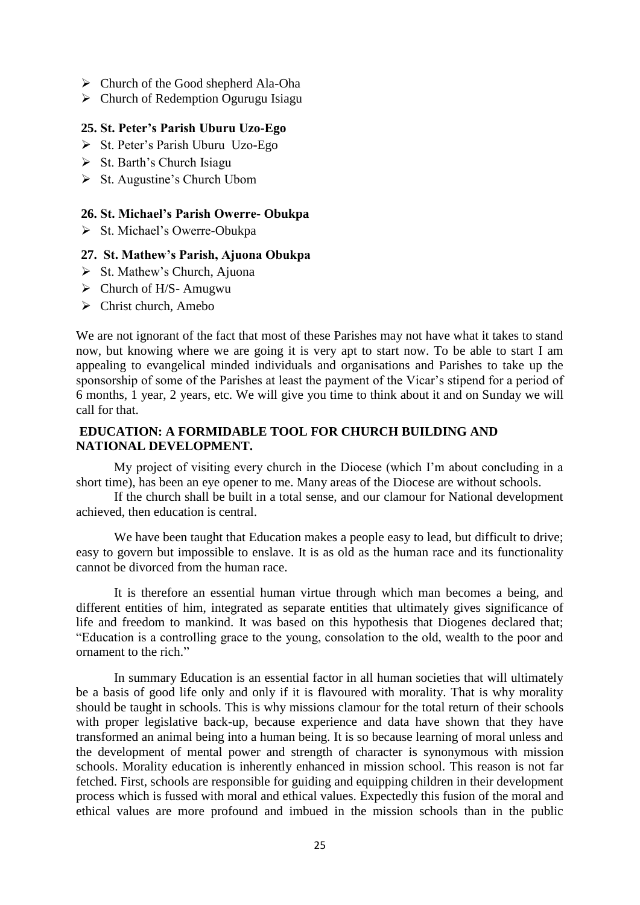- Church of the Good shepherd Ala-Oha
- Church of Redemption Ogurugu Isiagu

**25. St. Peter's Parish Uburu Uzo-Ego**

- St. Peter's Parish Uburu Uzo-Ego
- St. Barth's Church Isiagu
- St. Augustine's Church Ubom

**26. St. Michael's Parish Owerre- Obukpa**

- St. Michael's Owerre-Obukpa

**27. St. Mathew's Parish, Ajuona Obukpa**

- St. Mathew's Church, Ajuona
- Church of H/S- Amugwu
- Christ church, Amebo

We are not ignorant of the fact that most of these Parishes may not have what it takes to stand now, but knowing where we are going it is very apt to start now. To be able to start I am appealing to evangelical minded individuals and organisations and Parishes to take up the sponsorship of some of the Parishes at least the payment of the Vicar's stipend for a period of 6 months, 1 year, 2 years, etc. We will give you time to think about it and on Sunday we will call for that.

## EDUCATION: A FORMIDABLE TOOL FOR CHURCH BUILDING AND NATIONAL DEVELOPMENT.

My project of visiting every church in the Diocese (which I'm about concluding in a short time), has been an eye opener to me. Many areas of the Diocese are without schools.

If the church shall be built in a total sense, and our clamour for National development achieved, then education is central.

We have been taught that Education makes a people easy to lead, but difficult to drive; easy to govern but impossible to enslave. It is as old as the human race and its functionality cannot be divorced from the human race.

It is therefore an essential human virtue through which man becomes a being, and different entities of him, integrated as separate entities that ultimately gives significance of life and freedom to mankind. It was based on this hypothesis that Diogenes declared that; "Education is a controlling grace to the young, consolation to the old, wealth to the poor and ornament to the rich."

In summary Education is an essential factor in all human societies that will ultimately be a basis of good life only and only if it is flavoured with morality. That is why morality should be taught in schools. This is why missions clamour for the total return of their schools with proper legislative back-up, because experience and data have shown that they have transformed an animal being into a human being. It is so because learning of moral unless and the development of mental power and strength of character is synonymous with mission schools. Morality education is inherently enhanced in mission school. This reason is not far fetched. First, schools are responsible for guiding and equipping children in their development process which is fussed with moral and ethical values. Expectedly this fusion of the moral and ethical values are more profound and imbued in the mission schools than in the public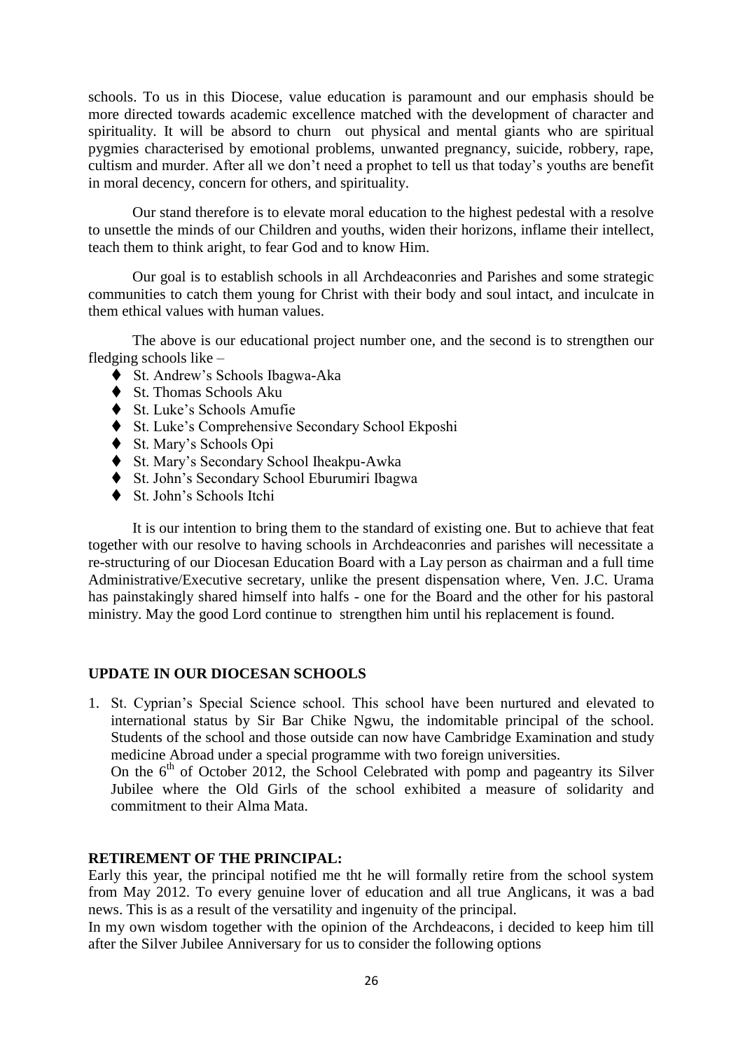schools. To us in this Diocese, value education is paramount and our emphasis should be more directed towards academic excellence matched with the development of character and spirituality. It will be absord to churn out physical and mental giants who are spiritual pygmies characterised by emotional problems, unwanted pregnancy, suicide, robbery, rape, cultism and murder. After all we don't need a prophet to tell us that today's youths are benefit in moral decency, concern for others, and spirituality.

Our stand therefore is to elevate moral education to the highest pedestal with a resolve to unsettle the minds of our Children and youths, widen their horizons, inflame their intellect, teach them to think aright, to fear God and to know Him.

Our goal is to establish schools in all Archdeaconries and Parishes and some strategic communities to catch them young for Christ with their body and soul intact, and inculcate in them ethical values with human values.

The above is our educational project number one, and the second is to strengthen our fledging schools like –

- St. Andrew's Schools Ibagwa-Aka
- St. Thomas Schools Aku
- St. Luke's Schools Amufie
- St. Luke's Comprehensive Secondary School Ekposhi
- St. Mary's Schools Opi
- St. Mary's Secondary School Iheakpu-Awka
- St. John's Secondary School Eburumiri Ibagwa
- St. John's Schools Itchi

It is our intention to bring them to the standard of existing one. But to achieve that feat together with our resolve to having schools in Archdeaconries and parishes will necessitate a re-structuring of our Diocesan Education Board with a Lay person as chairman and a full time Administrative/Executive secretary, unlike the present dispensation where, Ven. J.C. Urama has painstakingly shared himself into halfs - one for the Board and the other for his pastoral ministry. May the good Lord continue to strengthen him until his replacement is found.

## UPDATE IN OUR DIOCESAN SCHOOLS

1. St. Cyprian's Special Science school. This school have been nurtured and elevated to international status by Sir Bar Chike Ngwu, the indomitable principal of the school. Students of the school and those outside can now have Cambridge Examination and study medicine Abroad under a special programme with two foreign universities.
   On the 6th of October 2012, the School Celebrated with pomp and pageantry its Silver Jubilee where the Old Girls of the school exhibited a measure of solidarity and commitment to their Alma Mata.

## RETIREMENT OF THE PRINCIPAL:

Early this year, the principal notified me tht he will formally retire from the school system from May 2012. To every genuine lover of education and all true Anglicans, it was a bad news. This is as a result of the versatility and ingenuity of the principal.

In my own wisdom together with the opinion of the Archdeacons, i decided to keep him till after the Silver Jubilee Anniversary for us to consider the following options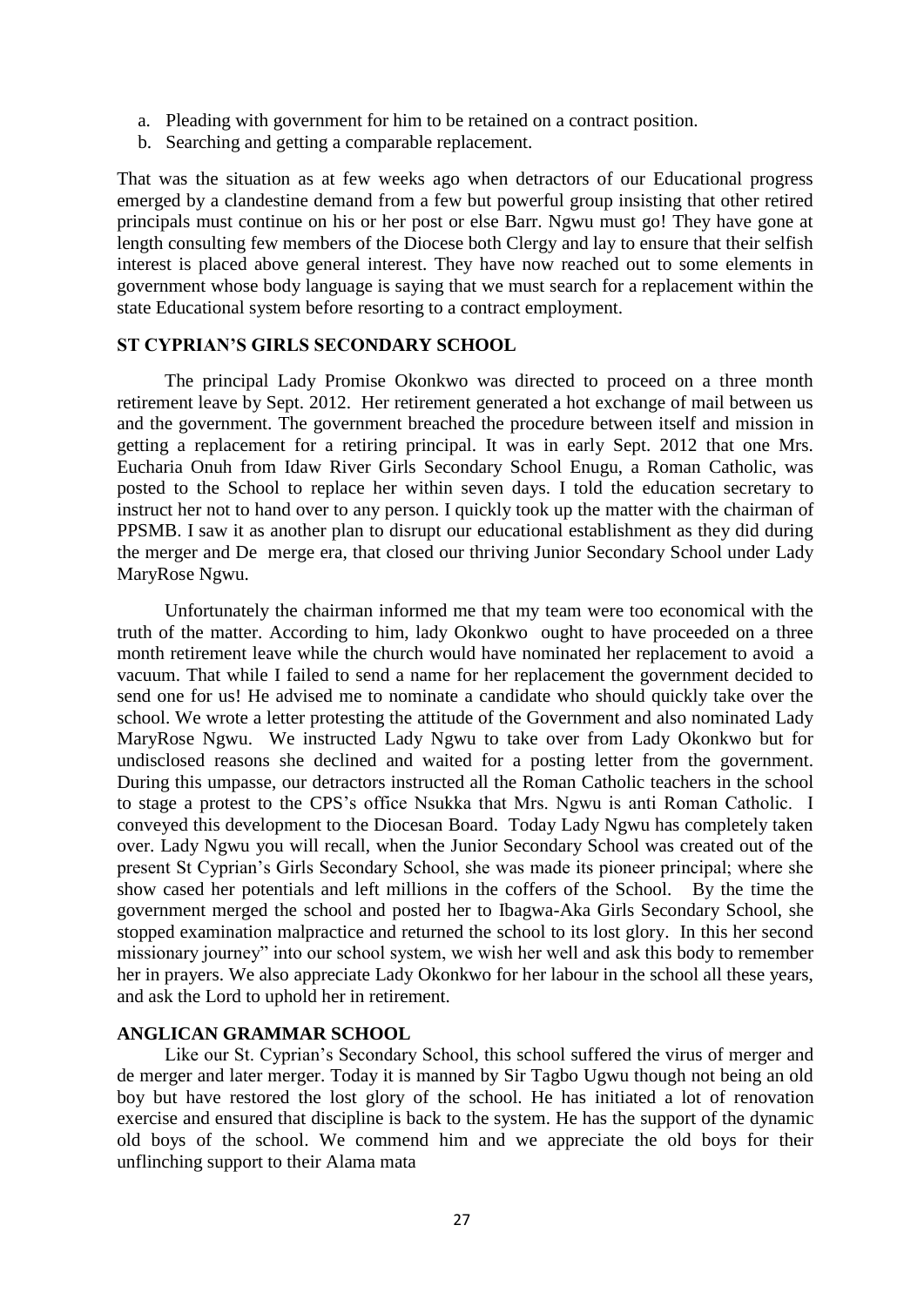a. Pleading with government for him to be retained on a contract position.
b. Searching and getting a comparable replacement.

That was the situation as at few weeks ago when detractors of our Educational progress emerged by a clandestine demand from a few but powerful group insisting that other retired principals must continue on his or her post or else Barr. Ngwu must go! They have gone at length consulting few members of the Diocese both Clergy and lay to ensure that their selfish interest is placed above general interest. They have now reached out to some elements in government whose body language is saying that we must search for a replacement within the state Educational system before resorting to a contract employment.

**ST CYPRIAN'S GIRLS SECONDARY SCHOOL**

The principal Lady Promise Okonkwo was directed to proceed on a three month retirement leave by Sept. 2012. Her retirement generated a hot exchange of mail between us and the government. The government breached the procedure between itself and mission in getting a replacement for a retiring principal. It was in early Sept. 2012 that one Mrs. Eucharia Onuh from Idaw River Girls Secondary School Enugu, a Roman Catholic, was posted to the School to replace her within seven days. I told the education secretary to instruct her not to hand over to any person. I quickly took up the matter with the chairman of PPSMB. I saw it as another plan to disrupt our educational establishment as they did during the merger and De merge era, that closed our thriving Junior Secondary School under Lady MaryRose Ngwu.

Unfortunately the chairman informed me that my team were too economical with the truth of the matter. According to him, lady Okonkwo ought to have proceeded on a three month retirement leave while the church would have nominated her replacement to avoid a vacuum. That while I failed to send a name for her replacement the government decided to send one for us! He advised me to nominate a candidate who should quickly take over the school. We wrote a letter protesting the attitude of the Government and also nominated Lady MaryRose Ngwu. We instructed Lady Ngwu to take over from Lady Okonkwo but for undisclosed reasons she declined and waited for a posting letter from the government. During this umpasse, our detractors instructed all the Roman Catholic teachers in the school to stage a protest to the CPS's office Nsukka that Mrs. Ngwu is anti Roman Catholic. I conveyed this development to the Diocesan Board. Today Lady Ngwu has completely taken over. Lady Ngwu you will recall, when the Junior Secondary School was created out of the present St Cyprian's Girls Secondary School, she was made its pioneer principal; where she show cased her potentials and left millions in the coffers of the School. By the time the government merged the school and posted her to Ibagwa-Aka Girls Secondary School, she stopped examination malpractice and returned the school to its lost glory. In this her second missionary journey" into our school system, we wish her well and ask this body to remember her in prayers. We also appreciate Lady Okonkwo for her labour in the school all these years, and ask the Lord to uphold her in retirement.

**ANGLICAN GRAMMAR SCHOOL**

Like our St. Cyprian's Secondary School, this school suffered the virus of merger and de merger and later merger. Today it is manned by Sir Tagbo Ugwu though not being an old boy but have restored the lost glory of the school. He has initiated a lot of renovation exercise and ensured that discipline is back to the system. He has the support of the dynamic old boys of the school. We commend him and we appreciate the old boys for their unflinching support to their Alama mata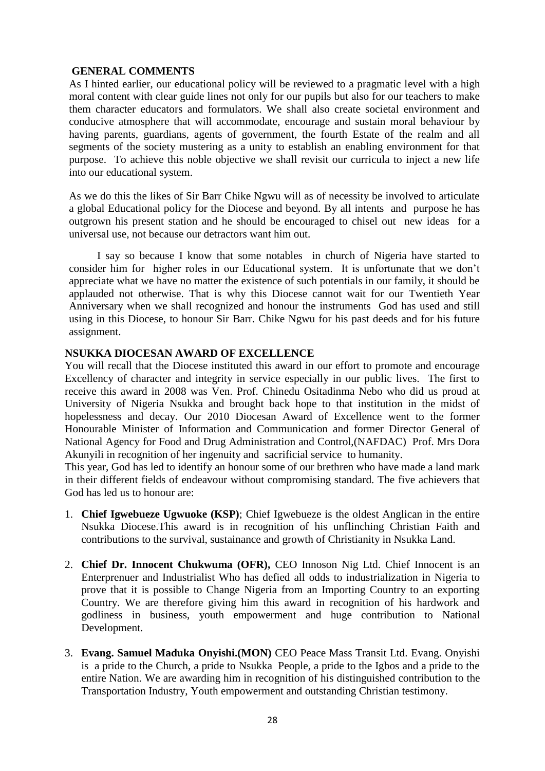## GENERAL COMMENTS

As I hinted earlier, our educational policy will be reviewed to a pragmatic level with a high moral content with clear guide lines not only for our pupils but also for our teachers to make them character educators and formulators. We shall also create societal environment and conducive atmosphere that will accommodate, encourage and sustain moral behaviour by having parents, guardians, agents of government, the fourth Estate of the realm and all segments of the society mustering as a unity to establish an enabling environment for that purpose. To achieve this noble objective we shall revisit our curricula to inject a new life into our educational system.

As we do this the likes of Sir Barr Chike Ngwu will as of necessity be involved to articulate a global Educational policy for the Diocese and beyond. By all intents and purpose he has outgrown his present station and he should be encouraged to chisel out new ideas for a universal use, not because our detractors want him out.

I say so because I know that some notables in church of Nigeria have started to consider him for higher roles in our Educational system. It is unfortunate that we don't appreciate what we have no matter the existence of such potentials in our family, it should be applauded not otherwise. That is why this Diocese cannot wait for our Twentieth Year Anniversary when we shall recognized and honour the instruments God has used and still using in this Diocese, to honour Sir Barr. Chike Ngwu for his past deeds and for his future assignment.

## NSUKKA DIOCESAN AWARD OF EXCELLENCE

You will recall that the Diocese instituted this award in our effort to promote and encourage Excellency of character and integrity in service especially in our public lives. The first to receive this award in 2008 was Ven. Prof. Chinedu Ositadinma Nebo who did us proud at University of Nigeria Nsukka and brought back hope to that institution in the midst of hopelessness and decay. Our 2010 Diocesan Award of Excellence went to the former Honourable Minister of Information and Communication and former Director General of National Agency for Food and Drug Administration and Control,(NAFDAC) Prof. Mrs Dora Akunyili in recognition of her ingenuity and sacrificial service to humanity.

This year, God has led to identify an honour some of our brethren who have made a land mark in their different fields of endeavour without compromising standard. The five achievers that God has led us to honour are:

1. **Chief Igwebueze Ugwuoke (KSP)**; Chief Igwebueze is the oldest Anglican in the entire Nsukka Diocese.This award is in recognition of his unflinching Christian Faith and contributions to the survival, sustainance and growth of Christianity in Nsukka Land.

2. **Chief Dr. Innocent Chukwuma (OFR),** CEO Innoson Nig Ltd. Chief Innocent is an Enterprenuer and Industrialist Who has defied all odds to industrialization in Nigeria to prove that it is possible to Change Nigeria from an Importing Country to an exporting Country. We are therefore giving him this award in recognition of his hardwork and godliness in business, youth empowerment and huge contribution to National Development.

3. **Evang. Samuel Maduka Onyishi.(MON)** CEO Peace Mass Transit Ltd. Evang. Onyishi is a pride to the Church, a pride to Nsukka People, a pride to the Igbos and a pride to the entire Nation. We are awarding him in recognition of his distinguished contribution to the Transportation Industry, Youth empowerment and outstanding Christian testimony.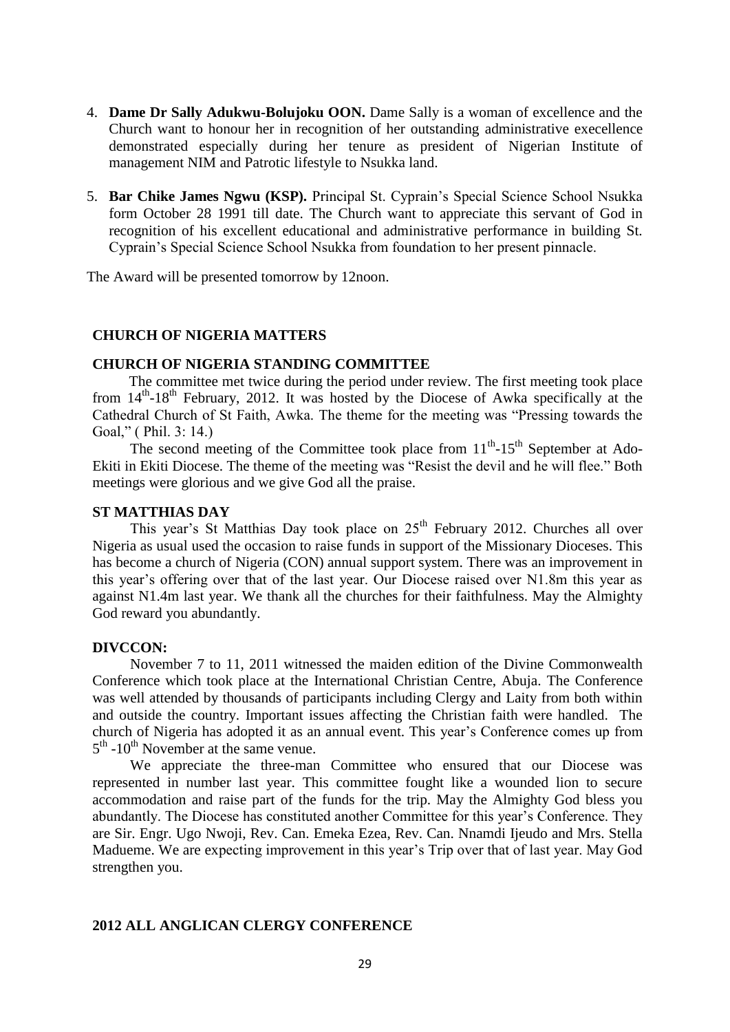4. **Dame Dr Sally Adukwu-Bolujoku OON.** Dame Sally is a woman of excellence and the Church want to honour her in recognition of her outstanding administrative execellence demonstrated especially during her tenure as president of Nigerian Institute of management NIM and Patrotic lifestyle to Nsukka land.

5. **Bar Chike James Ngwu (KSP).** Principal St. Cyprain's Special Science School Nsukka form October 28 1991 till date. The Church want to appreciate this servant of God in recognition of his excellent educational and administrative performance in building St. Cyprain's Special Science School Nsukka from foundation to her present pinnacle.

The Award will be presented tomorrow by 12noon.

## CHURCH OF NIGERIA MATTERS

### CHURCH OF NIGERIA STANDING COMMITTEE

The committee met twice during the period under review. The first meeting took place from 14th-18th February, 2012. It was hosted by the Diocese of Awka specifically at the Cathedral Church of St Faith, Awka. The theme for the meeting was "Pressing towards the Goal," ( Phil. 3: 14.)

The second meeting of the Committee took place from 11th-15th September at Ado-Ekiti in Ekiti Diocese. The theme of the meeting was "Resist the devil and he will flee." Both meetings were glorious and we give God all the praise.

### ST MATTHIAS DAY

This year's St Matthias Day took place on 25th February 2012. Churches all over Nigeria as usual used the occasion to raise funds in support of the Missionary Dioceses. This has become a church of Nigeria (CON) annual support system. There was an improvement in this year's offering over that of the last year. Our Diocese raised over N1.8m this year as against N1.4m last year. We thank all the churches for their faithfulness. May the Almighty God reward you abundantly.

### DIVCCON:

November 7 to 11, 2011 witnessed the maiden edition of the Divine Commonwealth Conference which took place at the International Christian Centre, Abuja. The Conference was well attended by thousands of participants including Clergy and Laity from both within and outside the country. Important issues affecting the Christian faith were handled. The church of Nigeria has adopted it as an annual event. This year's Conference comes up from 5th -10th November at the same venue.

We appreciate the three-man Committee who ensured that our Diocese was represented in number last year. This committee fought like a wounded lion to secure accommodation and raise part of the funds for the trip. May the Almighty God bless you abundantly. The Diocese has constituted another Committee for this year's Conference. They are Sir. Engr. Ugo Nwoji, Rev. Can. Emeka Ezea, Rev. Can. Nnamdi Ijeudo and Mrs. Stella Madueme. We are expecting improvement in this year's Trip over that of last year. May God strengthen you.

### 2012 ALL ANGLICAN CLERGY CONFERENCE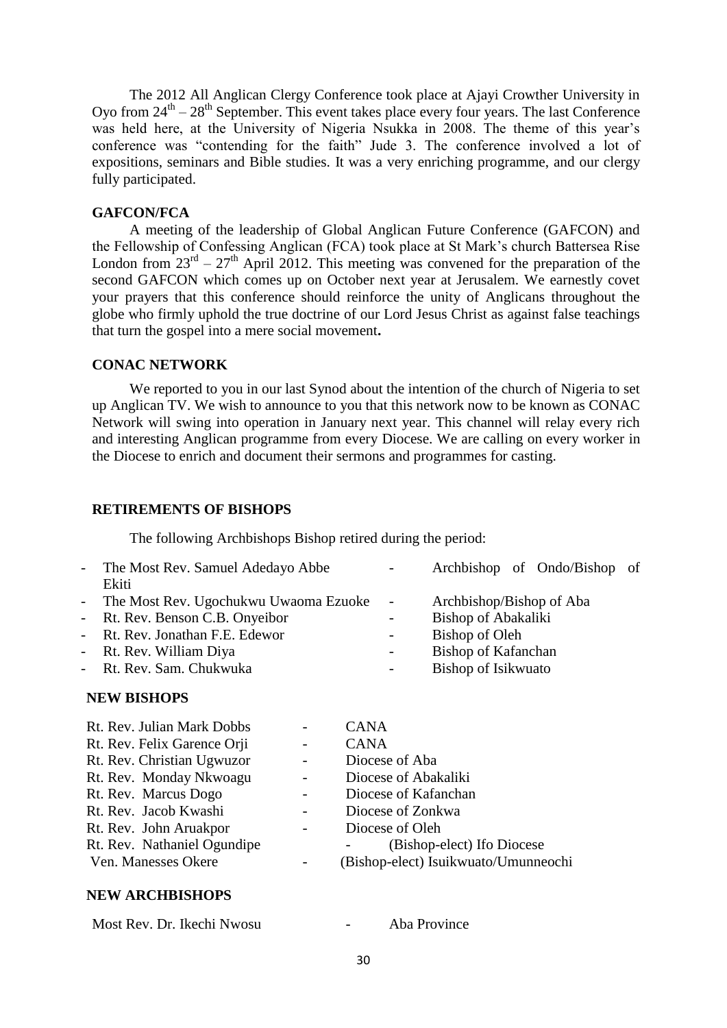The 2012 All Anglican Clergy Conference took place at Ajayi Crowther University in Oyo from 24th – 28th September. This event takes place every four years. The last Conference was held here, at the University of Nigeria Nsukka in 2008. The theme of this year's conference was "contending for the faith" Jude 3. The conference involved a lot of expositions, seminars and Bible studies. It was a very enriching programme, and our clergy fully participated.

**GAFCON/FCA**

A meeting of the leadership of Global Anglican Future Conference (GAFCON) and the Fellowship of Confessing Anglican (FCA) took place at St Mark's church Battersea Rise London from 23rd – 27th April 2012. This meeting was convened for the preparation of the second GAFCON which comes up on October next year at Jerusalem. We earnestly covet your prayers that this conference should reinforce the unity of Anglicans throughout the globe who firmly uphold the true doctrine of our Lord Jesus Christ as against false teachings that turn the gospel into a mere social movement**.**

**CONAC NETWORK**

We reported to you in our last Synod about the intention of the church of Nigeria to set up Anglican TV. We wish to announce to you that this network now to be known as CONAC Network will swing into operation in January next year. This channel will relay every rich and interesting Anglican programme from every Diocese. We are calling on every worker in the Diocese to enrich and document their sermons and programmes for casting.

**RETIREMENTS OF BISHOPS**

The following Archbishops Bishop retired during the period:

- The Most Rev. Samuel Adedayo Abbe - Archbishop of Ondo/Bishop of Ekiti
- The Most Rev. Ugochukwu Uwaoma Ezuoke - Archbishop/Bishop of Aba
- Rt. Rev. Benson C.B. Onyeibor - Bishop of Abakaliki
- Rt. Rev. Jonathan F.E. Edewor - Bishop of Oleh
- Rt. Rev. William Diya - Bishop of Kafanchan
- Rt. Rev. Sam. Chukwuka - Bishop of Isikwuato

**NEW BISHOPS**

Rt. Rev. Julian Mark Dobbs - CANA
Rt. Rev. Felix Garence Orji - CANA
Rt. Rev. Christian Ugwuzor - Diocese of Aba
Rt. Rev. Monday Nkwoagu - Diocese of Abakaliki
Rt. Rev. Marcus Dogo - Diocese of Kafanchan
Rt. Rev. Jacob Kwashi - Diocese of Zonkwa
Rt. Rev. John Aruakpor - Diocese of Oleh
Rt. Rev. Nathaniel Ogundipe - (Bishop-elect) Ifo Diocese
Ven. Manesses Okere - (Bishop-elect) Isuikwuato/Umunneochi

**NEW ARCHBISHOPS**

Most Rev. Dr. Ikechi Nwosu - Aba Province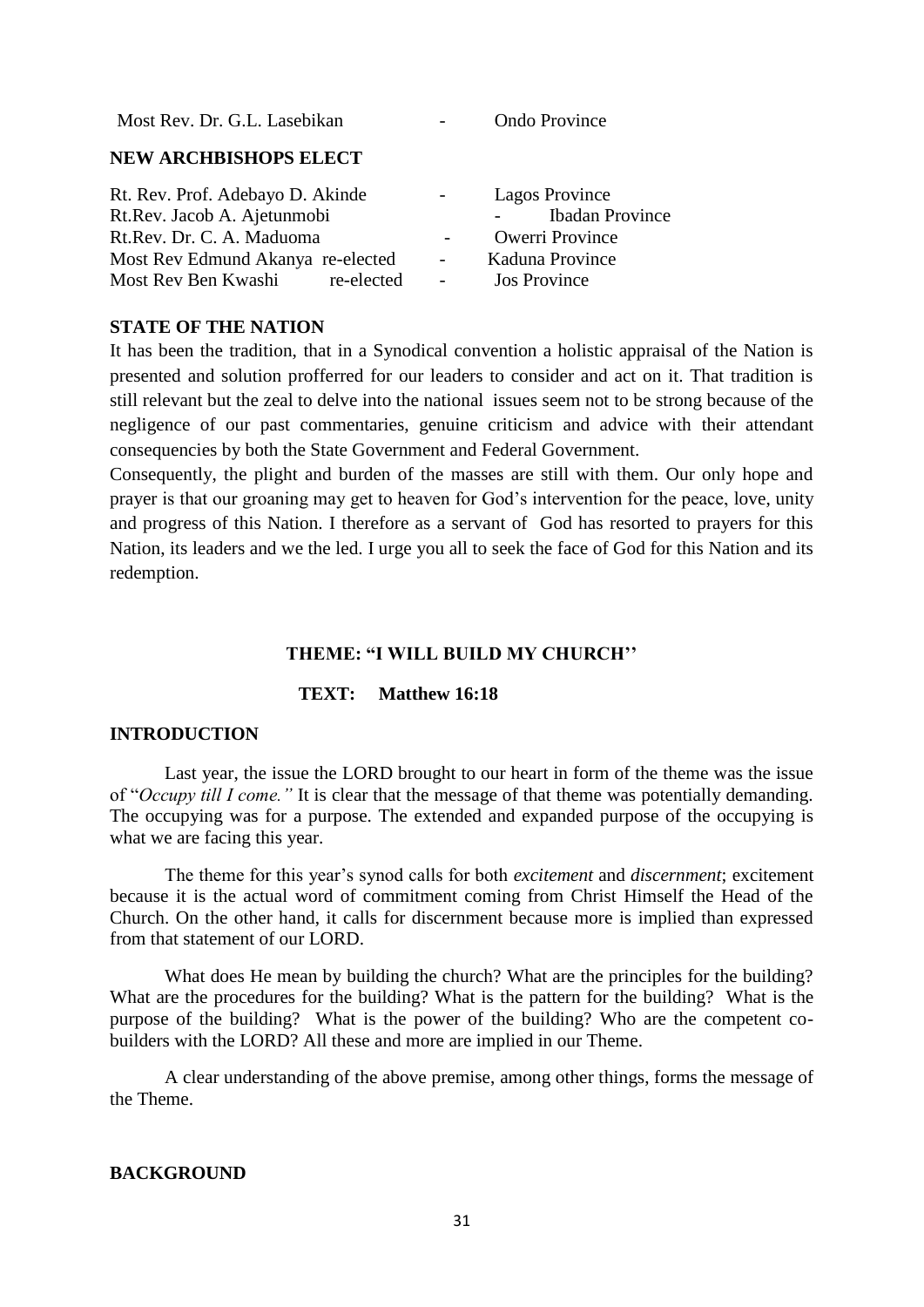Most Rev. Dr. G.L. Lasebikan - Ondo Province

**NEW ARCHBISHOPS ELECT**

Rt. Rev. Prof. Adebayo D. Akinde - Lagos Province
Rt.Rev. Jacob A. Ajetunmobi - Ibadan Province
Rt.Rev. Dr. C. A. Maduoma - Owerri Province
Most Rev Edmund Akanya re-elected - Kaduna Province
Most Rev Ben Kwashi re-elected - Jos Province

**STATE OF THE NATION**

It has been the tradition, that in a Synodical convention a holistic appraisal of the Nation is presented and solution profferred for our leaders to consider and act on it. That tradition is still relevant but the zeal to delve into the national issues seem not to be strong because of the negligence of our past commentaries, genuine criticism and advice with their attendant consequencies by both the State Government and Federal Government.

Consequently, the plight and burden of the masses are still with them. Our only hope and prayer is that our groaning may get to heaven for God's intervention for the peace, love, unity and progress of this Nation. I therefore as a servant of God has resorted to prayers for this Nation, its leaders and we the led. I urge you all to seek the face of God for this Nation and its redemption.

**THEME: "I WILL BUILD MY CHURCH''**

**TEXT: Matthew 16:18**

**INTRODUCTION**

Last year, the issue the LORD brought to our heart in form of the theme was the issue of "*Occupy till I come."* It is clear that the message of that theme was potentially demanding. The occupying was for a purpose. The extended and expanded purpose of the occupying is what we are facing this year.

The theme for this year's synod calls for both *excitement* and *discernment*; excitement because it is the actual word of commitment coming from Christ Himself the Head of the Church. On the other hand, it calls for discernment because more is implied than expressed from that statement of our LORD.

What does He mean by building the church? What are the principles for the building? What are the procedures for the building? What is the pattern for the building? What is the purpose of the building? What is the power of the building? Who are the competent co-builders with the LORD? All these and more are implied in our Theme.

A clear understanding of the above premise, among other things, forms the message of the Theme.

**BACKGROUND**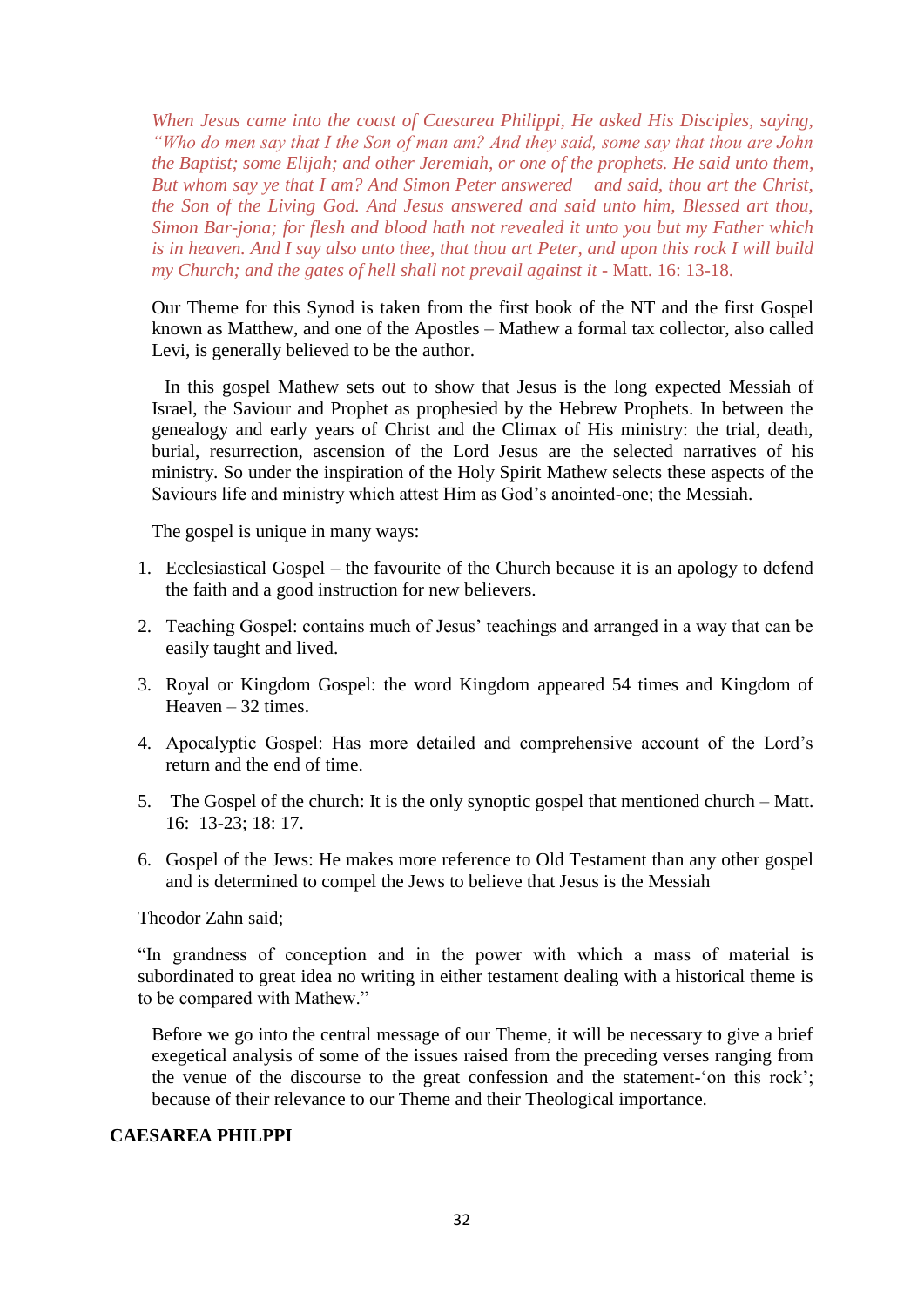*When Jesus came into the coast of Caesarea Philippi, He asked His Disciples, saying, "Who do men say that I the Son of man am? And they said, some say that thou are John the Baptist; some Elijah; and other Jeremiah, or one of the prophets. He said unto them, But whom say ye that I am? And Simon Peter answered and said, thou art the Christ, the Son of the Living God. And Jesus answered and said unto him, Blessed art thou, Simon Bar-jona; for flesh and blood hath not revealed it unto you but my Father which is in heaven. And I say also unto thee, that thou art Peter, and upon this rock I will build my Church; and the gates of hell shall not prevail against it* - Matt. 16: 13-18.

Our Theme for this Synod is taken from the first book of the NT and the first Gospel known as Matthew, and one of the Apostles – Mathew a formal tax collector, also called Levi, is generally believed to be the author.

In this gospel Mathew sets out to show that Jesus is the long expected Messiah of Israel, the Saviour and Prophet as prophesied by the Hebrew Prophets. In between the genealogy and early years of Christ and the Climax of His ministry: the trial, death, burial, resurrection, ascension of the Lord Jesus are the selected narratives of his ministry. So under the inspiration of the Holy Spirit Mathew selects these aspects of the Saviours life and ministry which attest Him as God's anointed-one; the Messiah.

The gospel is unique in many ways:

1. Ecclesiastical Gospel – the favourite of the Church because it is an apology to defend the faith and a good instruction for new believers.
2. Teaching Gospel: contains much of Jesus' teachings and arranged in a way that can be easily taught and lived.
3. Royal or Kingdom Gospel: the word Kingdom appeared 54 times and Kingdom of Heaven – 32 times.
4. Apocalyptic Gospel: Has more detailed and comprehensive account of the Lord's return and the end of time.
5. The Gospel of the church: It is the only synoptic gospel that mentioned church – Matt. 16: 13-23; 18: 17.
6. Gospel of the Jews: He makes more reference to Old Testament than any other gospel and is determined to compel the Jews to believe that Jesus is the Messiah

Theodor Zahn said;

"In grandness of conception and in the power with which a mass of material is subordinated to great idea no writing in either testament dealing with a historical theme is to be compared with Mathew."

Before we go into the central message of our Theme, it will be necessary to give a brief exegetical analysis of some of the issues raised from the preceding verses ranging from the venue of the discourse to the great confession and the statement-'on this rock'; because of their relevance to our Theme and their Theological importance.

## CAESAREA PHILPPI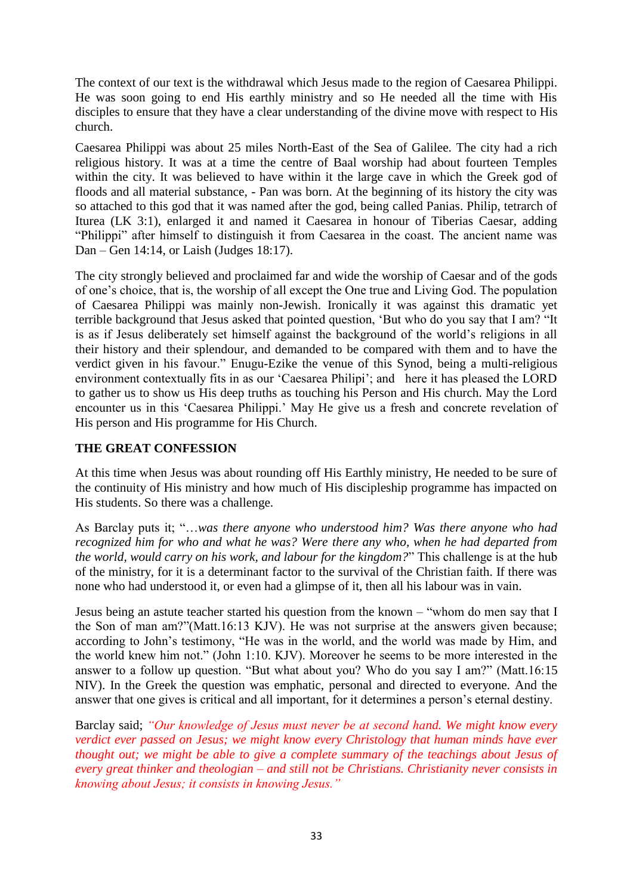The context of our text is the withdrawal which Jesus made to the region of Caesarea Philippi. He was soon going to end His earthly ministry and so He needed all the time with His disciples to ensure that they have a clear understanding of the divine move with respect to His church.

Caesarea Philippi was about 25 miles North-East of the Sea of Galilee. The city had a rich religious history. It was at a time the centre of Baal worship had about fourteen Temples within the city. It was believed to have within it the large cave in which the Greek god of floods and all material substance, - Pan was born. At the beginning of its history the city was so attached to this god that it was named after the god, being called Panias. Philip, tetrarch of Iturea (LK 3:1), enlarged it and named it Caesarea in honour of Tiberias Caesar, adding "Philippi" after himself to distinguish it from Caesarea in the coast. The ancient name was Dan – Gen 14:14, or Laish (Judges 18:17).

The city strongly believed and proclaimed far and wide the worship of Caesar and of the gods of one's choice, that is, the worship of all except the One true and Living God. The population of Caesarea Philippi was mainly non-Jewish. Ironically it was against this dramatic yet terrible background that Jesus asked that pointed question, 'But who do you say that I am? "It is as if Jesus deliberately set himself against the background of the world's religions in all their history and their splendour, and demanded to be compared with them and to have the verdict given in his favour." Enugu-Ezike the venue of this Synod, being a multi-religious environment contextually fits in as our 'Caesarea Philipi'; and here it has pleased the LORD to gather us to show us His deep truths as touching his Person and His church. May the Lord encounter us in this 'Caesarea Philippi.' May He give us a fresh and concrete revelation of His person and His programme for His Church.

**THE GREAT CONFESSION**

At this time when Jesus was about rounding off His Earthly ministry, He needed to be sure of the continuity of His ministry and how much of His discipleship programme has impacted on His students. So there was a challenge.

As Barclay puts it; "…*was there anyone who understood him? Was there anyone who had recognized him for who and what he was? Were there any who, when he had departed from the world, would carry on his work, and labour for the kingdom?*" This challenge is at the hub of the ministry, for it is a determinant factor to the survival of the Christian faith. If there was none who had understood it, or even had a glimpse of it, then all his labour was in vain.

Jesus being an astute teacher started his question from the known – "whom do men say that I the Son of man am?"(Matt.16:13 KJV). He was not surprise at the answers given because; according to John's testimony, "He was in the world, and the world was made by Him, and the world knew him not." (John 1:10. KJV). Moreover he seems to be more interested in the answer to a follow up question. "But what about you? Who do you say I am?" (Matt.16:15 NIV). In the Greek the question was emphatic, personal and directed to everyone. And the answer that one gives is critical and all important, for it determines a person's eternal destiny.

Barclay said; *"Our knowledge of Jesus must never be at second hand. We might know every verdict ever passed on Jesus; we might know every Christology that human minds have ever thought out; we might be able to give a complete summary of the teachings about Jesus of every great thinker and theologian – and still not be Christians. Christianity never consists in knowing about Jesus; it consists in knowing Jesus."*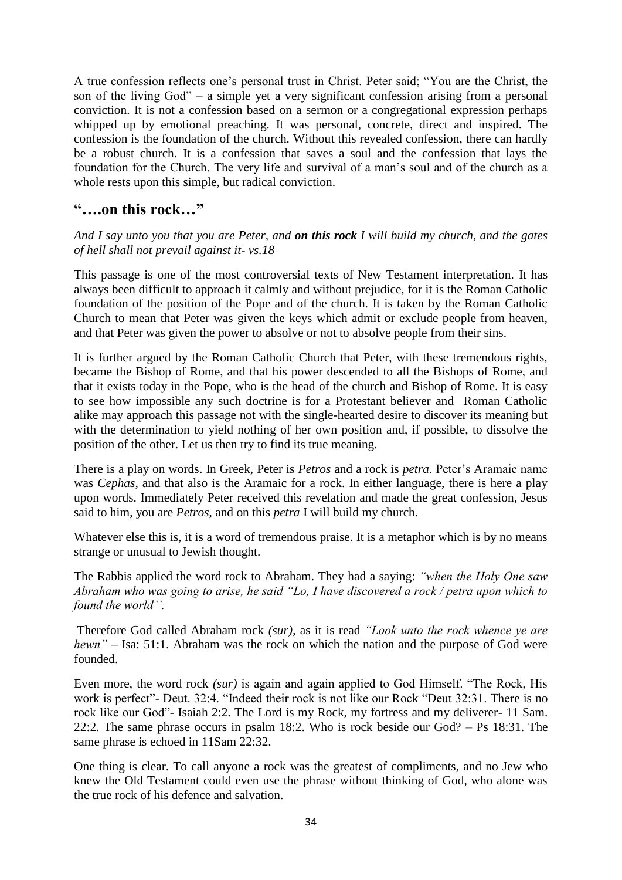A true confession reflects one's personal trust in Christ. Peter said; "You are the Christ, the son of the living God" – a simple yet a very significant confession arising from a personal conviction. It is not a confession based on a sermon or a congregational expression perhaps whipped up by emotional preaching. It was personal, concrete, direct and inspired. The confession is the foundation of the church. Without this revealed confession, there can hardly be a robust church. It is a confession that saves a soul and the confession that lays the foundation for the Church. The very life and survival of a man's soul and of the church as a whole rests upon this simple, but radical conviction.

## "….on this rock…"

*And I say unto you that you are Peter, and **on this rock** I will build my church, and the gates of hell shall not prevail against it- vs.18*

This passage is one of the most controversial texts of New Testament interpretation. It has always been difficult to approach it calmly and without prejudice, for it is the Roman Catholic foundation of the position of the Pope and of the church. It is taken by the Roman Catholic Church to mean that Peter was given the keys which admit or exclude people from heaven, and that Peter was given the power to absolve or not to absolve people from their sins.

It is further argued by the Roman Catholic Church that Peter, with these tremendous rights, became the Bishop of Rome, and that his power descended to all the Bishops of Rome, and that it exists today in the Pope, who is the head of the church and Bishop of Rome. It is easy to see how impossible any such doctrine is for a Protestant believer and Roman Catholic alike may approach this passage not with the single-hearted desire to discover its meaning but with the determination to yield nothing of her own position and, if possible, to dissolve the position of the other. Let us then try to find its true meaning.

There is a play on words. In Greek, Peter is *Petros* and a rock is *petra*. Peter's Aramaic name was *Cephas*, and that also is the Aramaic for a rock. In either language, there is here a play upon words. Immediately Peter received this revelation and made the great confession, Jesus said to him, you are *Petros*, and on this *petra* I will build my church.

Whatever else this is, it is a word of tremendous praise. It is a metaphor which is by no means strange or unusual to Jewish thought.

The Rabbis applied the word rock to Abraham. They had a saying: *"when the Holy One saw Abraham who was going to arise, he said "Lo, I have discovered a rock / petra upon which to found the world''.*

Therefore God called Abraham rock *(sur)*, as it is read *"Look unto the rock whence ye are hewn"* – Isa: 51:1. Abraham was the rock on which the nation and the purpose of God were founded.

Even more, the word rock *(sur)* is again and again applied to God Himself. "The Rock, His work is perfect"- Deut. 32:4. "Indeed their rock is not like our Rock "Deut 32:31. There is no rock like our God"- Isaiah 2:2. The Lord is my Rock, my fortress and my deliverer- 11 Sam. 22:2. The same phrase occurs in psalm 18:2. Who is rock beside our God? – Ps 18:31. The same phrase is echoed in 11Sam 22:32.

One thing is clear. To call anyone a rock was the greatest of compliments, and no Jew who knew the Old Testament could even use the phrase without thinking of God, who alone was the true rock of his defence and salvation.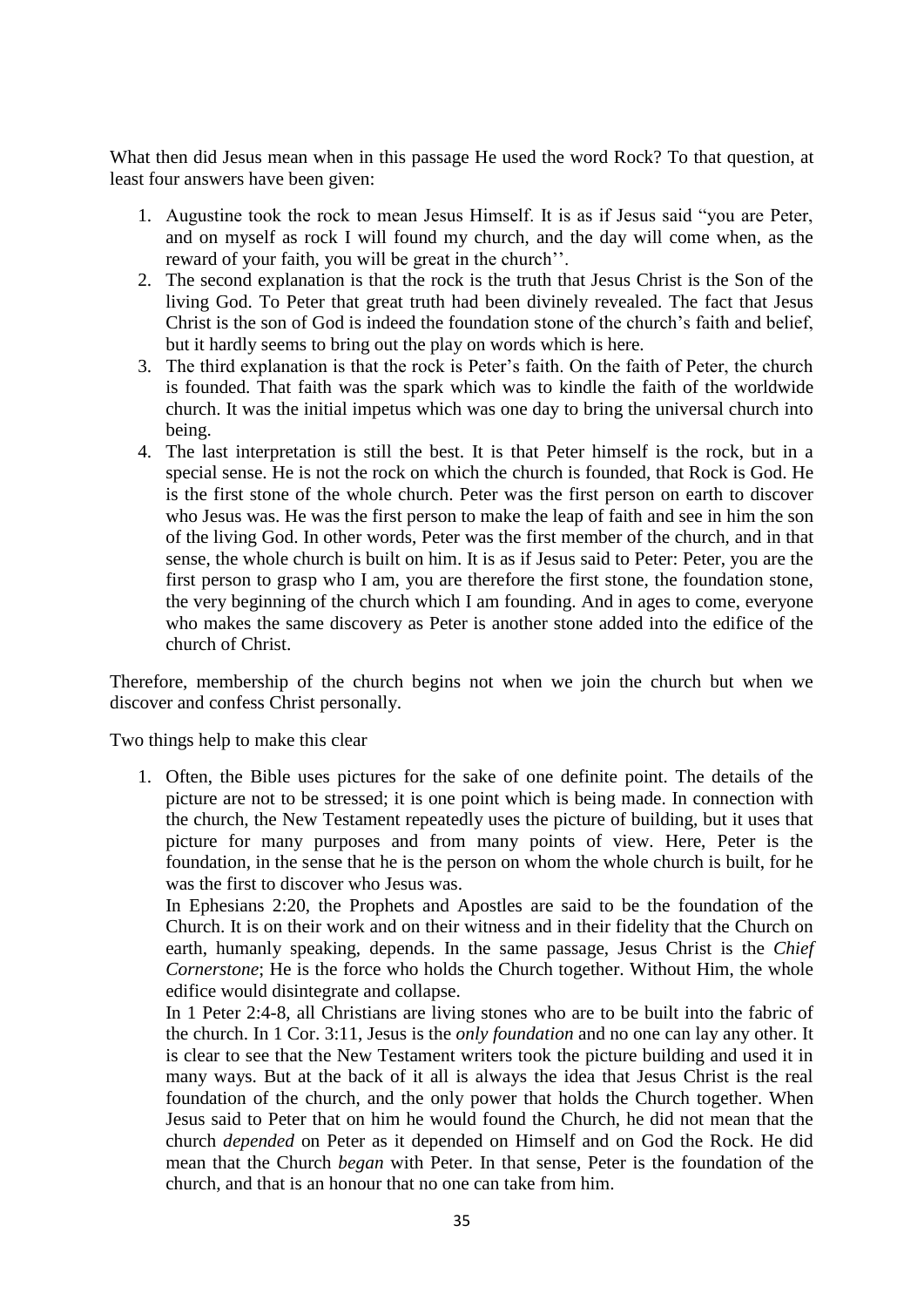What then did Jesus mean when in this passage He used the word Rock? To that question, at least four answers have been given:

1. Augustine took the rock to mean Jesus Himself. It is as if Jesus said "you are Peter, and on myself as rock I will found my church, and the day will come when, as the reward of your faith, you will be great in the church''.
2. The second explanation is that the rock is the truth that Jesus Christ is the Son of the living God. To Peter that great truth had been divinely revealed. The fact that Jesus Christ is the son of God is indeed the foundation stone of the church's faith and belief, but it hardly seems to bring out the play on words which is here.
3. The third explanation is that the rock is Peter's faith. On the faith of Peter, the church is founded. That faith was the spark which was to kindle the faith of the worldwide church. It was the initial impetus which was one day to bring the universal church into being.
4. The last interpretation is still the best. It is that Peter himself is the rock, but in a special sense. He is not the rock on which the church is founded, that Rock is God. He is the first stone of the whole church. Peter was the first person on earth to discover who Jesus was. He was the first person to make the leap of faith and see in him the son of the living God. In other words, Peter was the first member of the church, and in that sense, the whole church is built on him. It is as if Jesus said to Peter: Peter, you are the first person to grasp who I am, you are therefore the first stone, the foundation stone, the very beginning of the church which I am founding. And in ages to come, everyone who makes the same discovery as Peter is another stone added into the edifice of the church of Christ.

Therefore, membership of the church begins not when we join the church but when we discover and confess Christ personally.

Two things help to make this clear

1. Often, the Bible uses pictures for the sake of one definite point. The details of the picture are not to be stressed; it is one point which is being made. In connection with the church, the New Testament repeatedly uses the picture of building, but it uses that picture for many purposes and from many points of view. Here, Peter is the foundation, in the sense that he is the person on whom the whole church is built, for he was the first to discover who Jesus was.

   In Ephesians 2:20, the Prophets and Apostles are said to be the foundation of the Church. It is on their work and on their witness and in their fidelity that the Church on earth, humanly speaking, depends. In the same passage, Jesus Christ is the *Chief Cornerstone*; He is the force who holds the Church together. Without Him, the whole edifice would disintegrate and collapse.

   In 1 Peter 2:4-8, all Christians are living stones who are to be built into the fabric of the church. In 1 Cor. 3:11, Jesus is the *only foundation* and no one can lay any other. It is clear to see that the New Testament writers took the picture building and used it in many ways. But at the back of it all is always the idea that Jesus Christ is the real foundation of the church, and the only power that holds the Church together. When Jesus said to Peter that on him he would found the Church, he did not mean that the church *depended* on Peter as it depended on Himself and on God the Rock. He did mean that the Church *began* with Peter. In that sense, Peter is the foundation of the church, and that is an honour that no one can take from him.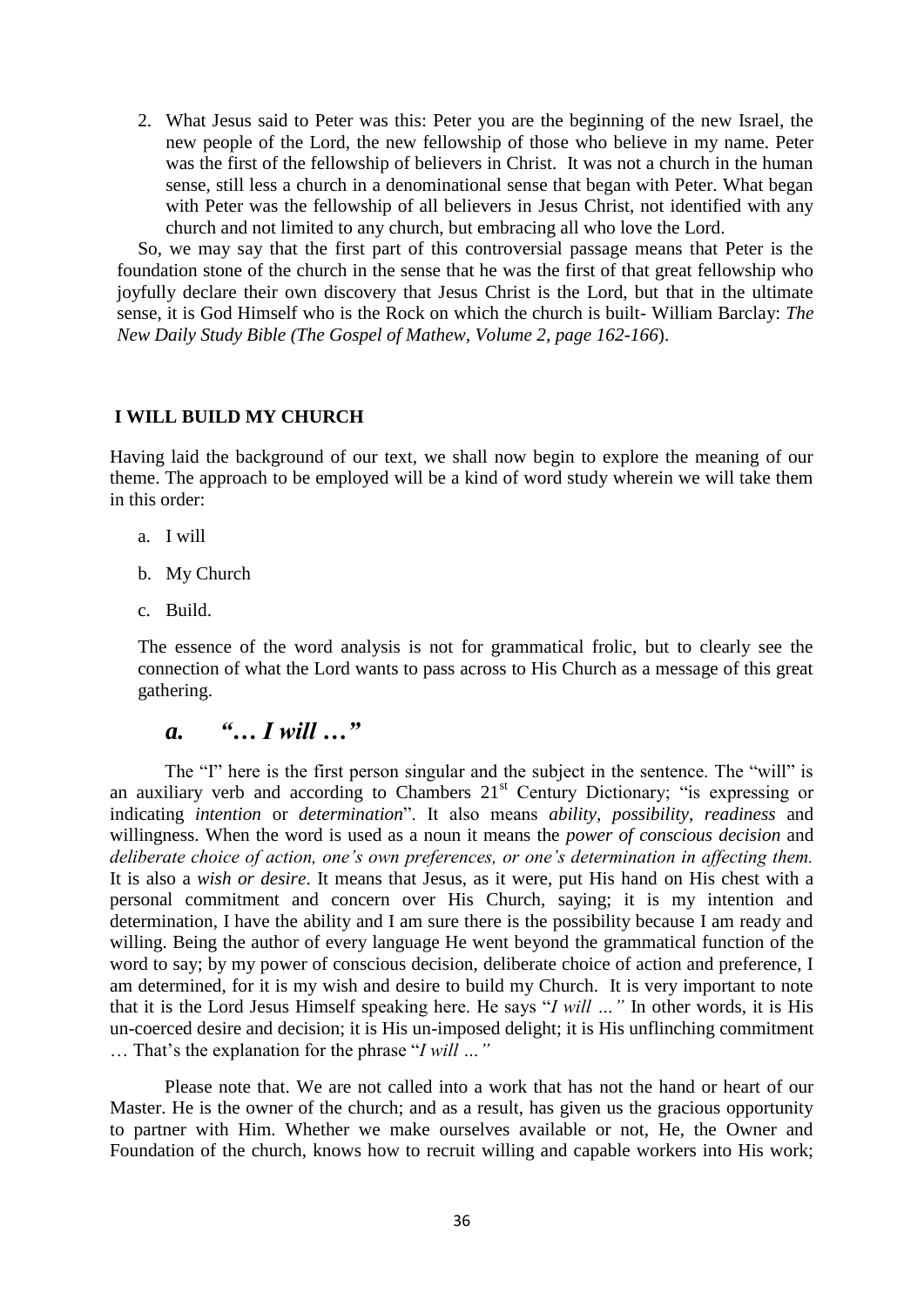2. What Jesus said to Peter was this: Peter you are the beginning of the new Israel, the new people of the Lord, the new fellowship of those who believe in my name. Peter was the first of the fellowship of believers in Christ. It was not a church in the human sense, still less a church in a denominational sense that began with Peter. What began with Peter was the fellowship of all believers in Jesus Christ, not identified with any church and not limited to any church, but embracing all who love the Lord.

So, we may say that the first part of this controversial passage means that Peter is the foundation stone of the church in the sense that he was the first of that great fellowship who joyfully declare their own discovery that Jesus Christ is the Lord, but that in the ultimate sense, it is God Himself who is the Rock on which the church is built- William Barclay: *The New Daily Study Bible (The Gospel of Mathew, Volume 2, page 162-166*).

## I WILL BUILD MY CHURCH

Having laid the background of our text, we shall now begin to explore the meaning of our theme. The approach to be employed will be a kind of word study wherein we will take them in this order:

a. I will

b. My Church

c. Build.

The essence of the word analysis is not for grammatical frolic, but to clearly see the connection of what the Lord wants to pass across to His Church as a message of this great gathering.

### *a. "… I will …"*

The "I" here is the first person singular and the subject in the sentence. The "will" is an auxiliary verb and according to Chambers 21st Century Dictionary; "is expressing or indicating *intention* or *determination*". It also means *ability, possibility, readiness* and willingness. When the word is used as a noun it means the *power of conscious decision* and *deliberate choice of action, one's own preferences, or one's determination in affecting them.* It is also a *wish or desire*. It means that Jesus, as it were, put His hand on His chest with a personal commitment and concern over His Church, saying; it is my intention and determination, I have the ability and I am sure there is the possibility because I am ready and willing. Being the author of every language He went beyond the grammatical function of the word to say; by my power of conscious decision, deliberate choice of action and preference, I am determined, for it is my wish and desire to build my Church. It is very important to note that it is the Lord Jesus Himself speaking here. He says "*I will …"* In other words, it is His un-coerced desire and decision; it is His un-imposed delight; it is His unflinching commitment … That's the explanation for the phrase "*I will …"*

Please note that. We are not called into a work that has not the hand or heart of our Master. He is the owner of the church; and as a result, has given us the gracious opportunity to partner with Him. Whether we make ourselves available or not, He, the Owner and Foundation of the church, knows how to recruit willing and capable workers into His work;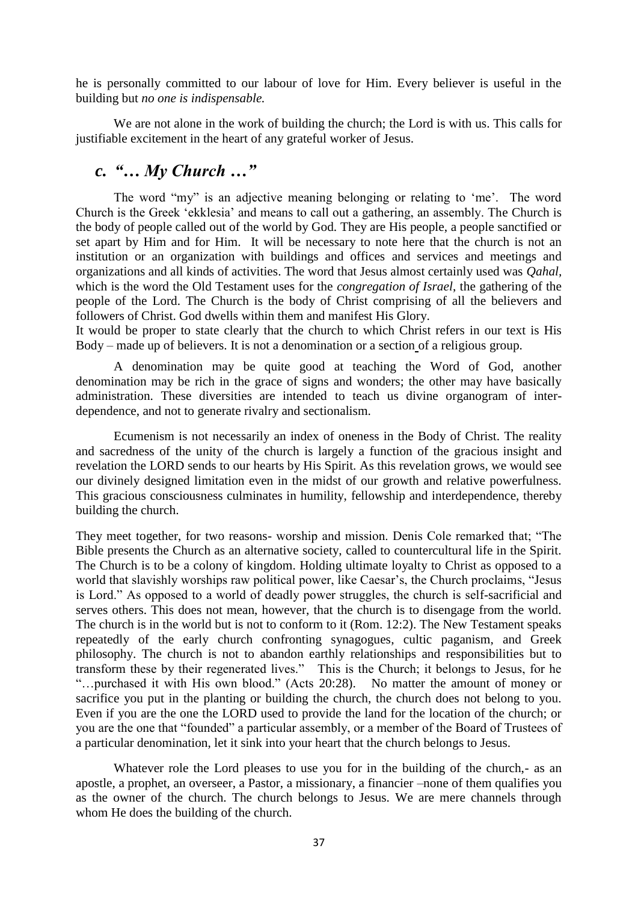he is personally committed to our labour of love for Him. Every believer is useful in the building but *no one is indispensable.*

We are not alone in the work of building the church; the Lord is with us. This calls for justifiable excitement in the heart of any grateful worker of Jesus.

## *c. "… My Church …"*

The word "my" is an adjective meaning belonging or relating to 'me'. The word Church is the Greek 'ekklesia' and means to call out a gathering, an assembly. The Church is the body of people called out of the world by God. They are His people, a people sanctified or set apart by Him and for Him. It will be necessary to note here that the church is not an institution or an organization with buildings and offices and services and meetings and organizations and all kinds of activities. The word that Jesus almost certainly used was *Qahal,* which is the word the Old Testament uses for the *congregation of Israel*, the gathering of the people of the Lord. The Church is the body of Christ comprising of all the believers and followers of Christ. God dwells within them and manifest His Glory.

It would be proper to state clearly that the church to which Christ refers in our text is His Body – made up of believers. It is not a denomination or a section of a religious group.

A denomination may be quite good at teaching the Word of God, another denomination may be rich in the grace of signs and wonders; the other may have basically administration. These diversities are intended to teach us divine organogram of inter-dependence, and not to generate rivalry and sectionalism.

Ecumenism is not necessarily an index of oneness in the Body of Christ. The reality and sacredness of the unity of the church is largely a function of the gracious insight and revelation the LORD sends to our hearts by His Spirit. As this revelation grows, we would see our divinely designed limitation even in the midst of our growth and relative powerfulness. This gracious consciousness culminates in humility, fellowship and interdependence, thereby building the church.

They meet together, for two reasons- worship and mission. Denis Cole remarked that; "The Bible presents the Church as an alternative society, called to countercultural life in the Spirit. The Church is to be a colony of kingdom. Holding ultimate loyalty to Christ as opposed to a world that slavishly worships raw political power, like Caesar's, the Church proclaims, "Jesus is Lord." As opposed to a world of deadly power struggles, the church is self-sacrificial and serves others. This does not mean, however, that the church is to disengage from the world. The church is in the world but is not to conform to it (Rom. 12:2). The New Testament speaks repeatedly of the early church confronting synagogues, cultic paganism, and Greek philosophy. The church is not to abandon earthly relationships and responsibilities but to transform these by their regenerated lives." This is the Church; it belongs to Jesus, for he "…purchased it with His own blood." (Acts 20:28). No matter the amount of money or sacrifice you put in the planting or building the church, the church does not belong to you. Even if you are the one the LORD used to provide the land for the location of the church; or you are the one that "founded" a particular assembly, or a member of the Board of Trustees of a particular denomination, let it sink into your heart that the church belongs to Jesus.

Whatever role the Lord pleases to use you for in the building of the church,- as an apostle, a prophet, an overseer, a Pastor, a missionary, a financier –none of them qualifies you as the owner of the church. The church belongs to Jesus. We are mere channels through whom He does the building of the church.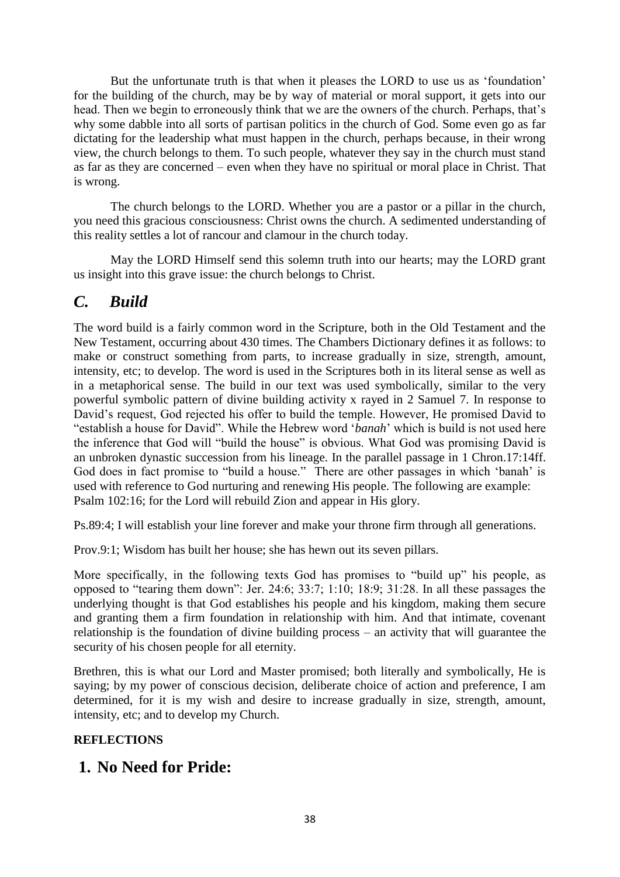But the unfortunate truth is that when it pleases the LORD to use us as 'foundation' for the building of the church, may be by way of material or moral support, it gets into our head. Then we begin to erroneously think that we are the owners of the church. Perhaps, that's why some dabble into all sorts of partisan politics in the church of God. Some even go as far dictating for the leadership what must happen in the church, perhaps because, in their wrong view, the church belongs to them. To such people, whatever they say in the church must stand as far as they are concerned – even when they have no spiritual or moral place in Christ. That is wrong.

The church belongs to the LORD. Whether you are a pastor or a pillar in the church, you need this gracious consciousness: Christ owns the church. A sedimented understanding of this reality settles a lot of rancour and clamour in the church today.

May the LORD Himself send this solemn truth into our hearts; may the LORD grant us insight into this grave issue: the church belongs to Christ.

## *C. Build*

The word build is a fairly common word in the Scripture, both in the Old Testament and the New Testament, occurring about 430 times. The Chambers Dictionary defines it as follows: to make or construct something from parts, to increase gradually in size, strength, amount, intensity, etc; to develop. The word is used in the Scriptures both in its literal sense as well as in a metaphorical sense. The build in our text was used symbolically, similar to the very powerful symbolic pattern of divine building activity x rayed in 2 Samuel 7. In response to David's request, God rejected his offer to build the temple. However, He promised David to "establish a house for David". While the Hebrew word '*banah*' which is build is not used here the inference that God will "build the house" is obvious. What God was promising David is an unbroken dynastic succession from his lineage. In the parallel passage in 1 Chron.17:14ff. God does in fact promise to "build a house." There are other passages in which 'banah' is used with reference to God nurturing and renewing His people. The following are example:
Psalm 102:16; for the Lord will rebuild Zion and appear in His glory.

Ps.89:4; I will establish your line forever and make your throne firm through all generations.

Prov.9:1; Wisdom has built her house; she has hewn out its seven pillars.

More specifically, in the following texts God has promises to "build up" his people, as opposed to "tearing them down": Jer. 24:6; 33:7; 1:10; 18:9; 31:28. In all these passages the underlying thought is that God establishes his people and his kingdom, making them secure and granting them a firm foundation in relationship with him. And that intimate, covenant relationship is the foundation of divine building process – an activity that will guarantee the security of his chosen people for all eternity.

Brethren, this is what our Lord and Master promised; both literally and symbolically, He is saying; by my power of conscious decision, deliberate choice of action and preference, I am determined, for it is my wish and desire to increase gradually in size, strength, amount, intensity, etc; and to develop my Church.

**REFLECTIONS**

## 1. No Need for Pride: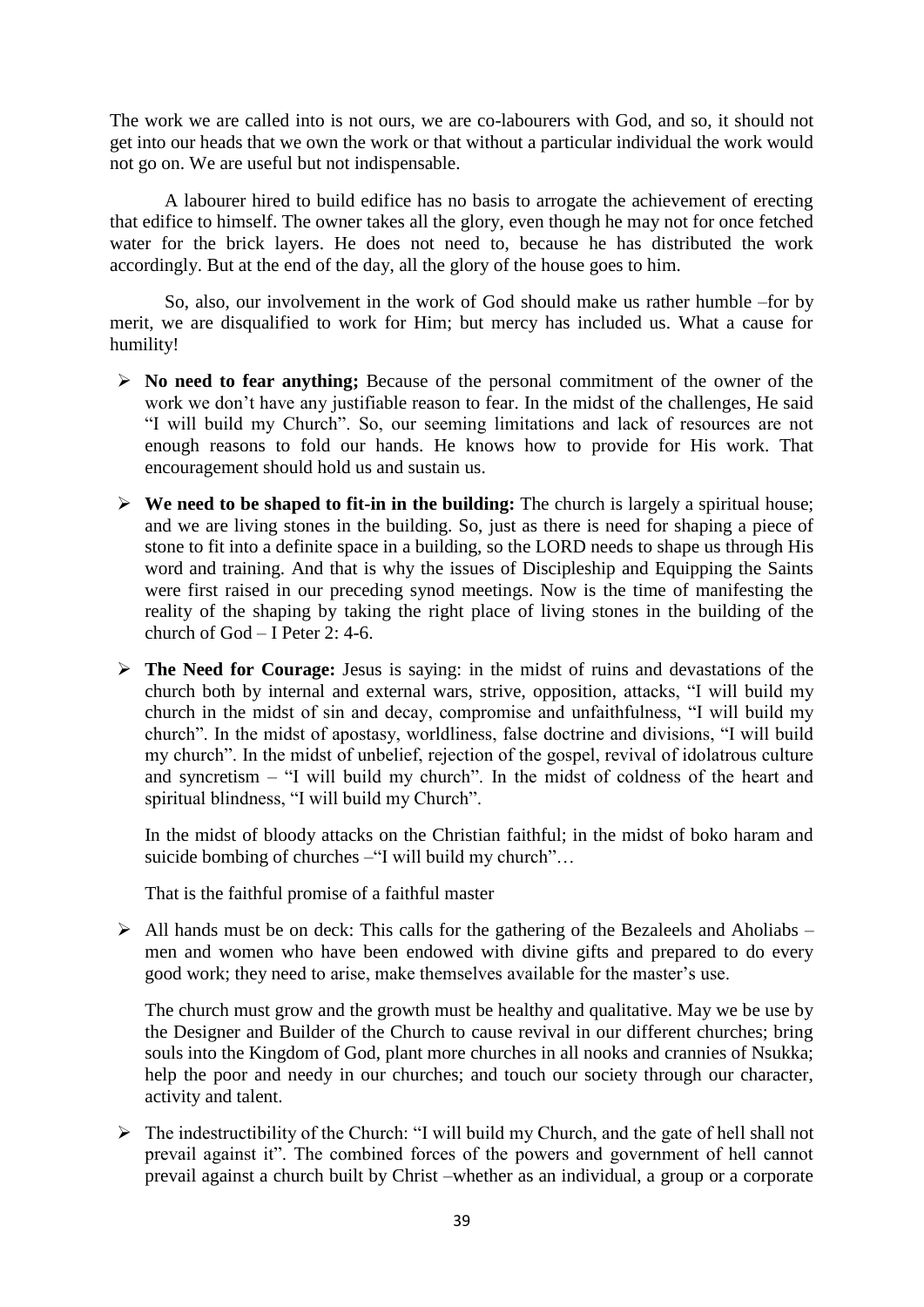The work we are called into is not ours, we are co-labourers with God, and so, it should not get into our heads that we own the work or that without a particular individual the work would not go on. We are useful but not indispensable.

A labourer hired to build edifice has no basis to arrogate the achievement of erecting that edifice to himself. The owner takes all the glory, even though he may not for once fetched water for the brick layers. He does not need to, because he has distributed the work accordingly. But at the end of the day, all the glory of the house goes to him.

So, also, our involvement in the work of God should make us rather humble –for by merit, we are disqualified to work for Him; but mercy has included us. What a cause for humility!

- **No need to fear anything;** Because of the personal commitment of the owner of the work we don't have any justifiable reason to fear. In the midst of the challenges, He said "I will build my Church". So, our seeming limitations and lack of resources are not enough reasons to fold our hands. He knows how to provide for His work. That encouragement should hold us and sustain us.

- **We need to be shaped to fit-in in the building:** The church is largely a spiritual house; and we are living stones in the building. So, just as there is need for shaping a piece of stone to fit into a definite space in a building, so the LORD needs to shape us through His word and training. And that is why the issues of Discipleship and Equipping the Saints were first raised in our preceding synod meetings. Now is the time of manifesting the reality of the shaping by taking the right place of living stones in the building of the church of God – I Peter 2: 4-6.

- **The Need for Courage:** Jesus is saying: in the midst of ruins and devastations of the church both by internal and external wars, strive, opposition, attacks, "I will build my church in the midst of sin and decay, compromise and unfaithfulness, "I will build my church". In the midst of apostasy, worldliness, false doctrine and divisions, "I will build my church". In the midst of unbelief, rejection of the gospel, revival of idolatrous culture and syncretism – "I will build my church". In the midst of coldness of the heart and spiritual blindness, "I will build my Church".

  In the midst of bloody attacks on the Christian faithful; in the midst of boko haram and suicide bombing of churches –"I will build my church"…

  That is the faithful promise of a faithful master

- All hands must be on deck: This calls for the gathering of the Bezaleels and Aholiabs – men and women who have been endowed with divine gifts and prepared to do every good work; they need to arise, make themselves available for the master's use.

  The church must grow and the growth must be healthy and qualitative. May we be use by the Designer and Builder of the Church to cause revival in our different churches; bring souls into the Kingdom of God, plant more churches in all nooks and crannies of Nsukka; help the poor and needy in our churches; and touch our society through our character, activity and talent.

- The indestructibility of the Church: "I will build my Church, and the gate of hell shall not prevail against it". The combined forces of the powers and government of hell cannot prevail against a church built by Christ –whether as an individual, a group or a corporate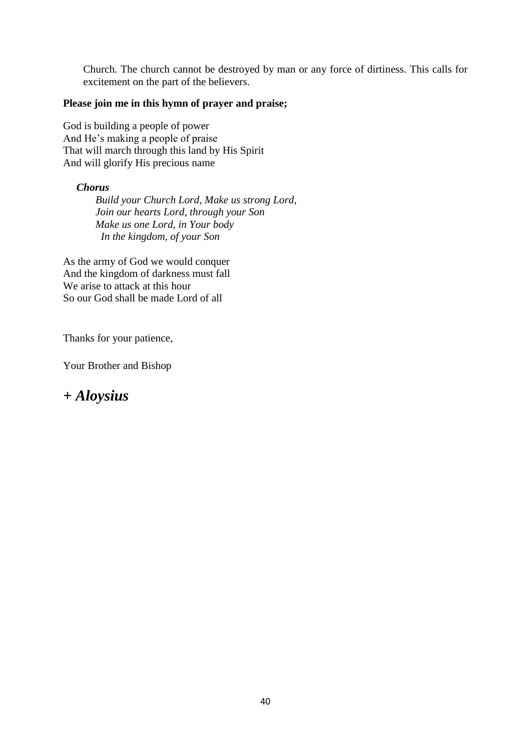Church. The church cannot be destroyed by man or any force of dirtiness. This calls for excitement on the part of the believers.

**Please join me in this hymn of prayer and praise;**

God is building a people of power  
And He's making a people of praise  
That will march through this land by His Spirit  
And will glorify His precious name

***Chorus***

*Build your Church Lord, Make us strong Lord,*  
*Join our hearts Lord, through your Son*  
*Make us one Lord, in Your body*  
*In the kingdom, of your Son*

As the army of God we would conquer  
And the kingdom of darkness must fall  
We arise to attack at this hour  
So our God shall be made Lord of all

Thanks for your patience,

Your Brother and Bishop

## *+ Aloysius*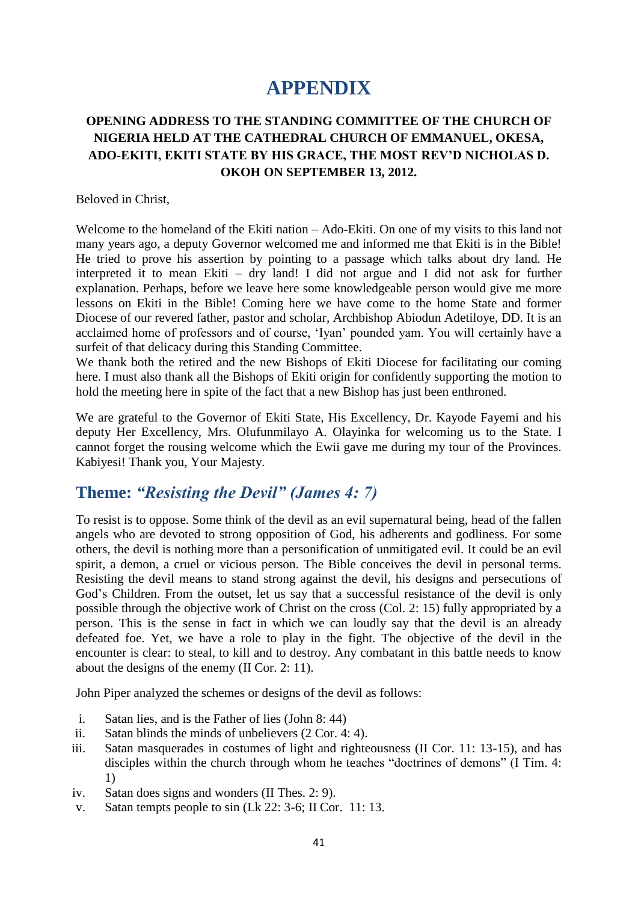# APPENDIX

**OPENING ADDRESS TO THE STANDING COMMITTEE OF THE CHURCH OF NIGERIA HELD AT THE CATHEDRAL CHURCH OF EMMANUEL, OKESA, ADO-EKITI, EKITI STATE BY HIS GRACE, THE MOST REV'D NICHOLAS D. OKOH ON SEPTEMBER 13, 2012.**

Beloved in Christ,

Welcome to the homeland of the Ekiti nation – Ado-Ekiti. On one of my visits to this land not many years ago, a deputy Governor welcomed me and informed me that Ekiti is in the Bible! He tried to prove his assertion by pointing to a passage which talks about dry land. He interpreted it to mean Ekiti – dry land! I did not argue and I did not ask for further explanation. Perhaps, before we leave here some knowledgeable person would give me more lessons on Ekiti in the Bible! Coming here we have come to the home State and former Diocese of our revered father, pastor and scholar, Archbishop Abiodun Adetiloye, DD. It is an acclaimed home of professors and of course, 'Iyan' pounded yam. You will certainly have a surfeit of that delicacy during this Standing Committee.
We thank both the retired and the new Bishops of Ekiti Diocese for facilitating our coming here. I must also thank all the Bishops of Ekiti origin for confidently supporting the motion to hold the meeting here in spite of the fact that a new Bishop has just been enthroned.

We are grateful to the Governor of Ekiti State, His Excellency, Dr. Kayode Fayemi and his deputy Her Excellency, Mrs. Olufunmilayo A. Olayinka for welcoming us to the State. I cannot forget the rousing welcome which the Ewii gave me during my tour of the Provinces. Kabiyesi! Thank you, Your Majesty.

## Theme: *"Resisting the Devil" (James 4: 7)*

To resist is to oppose. Some think of the devil as an evil supernatural being, head of the fallen angels who are devoted to strong opposition of God, his adherents and godliness. For some others, the devil is nothing more than a personification of unmitigated evil. It could be an evil spirit, a demon, a cruel or vicious person. The Bible conceives the devil in personal terms. Resisting the devil means to stand strong against the devil, his designs and persecutions of God's Children. From the outset, let us say that a successful resistance of the devil is only possible through the objective work of Christ on the cross (Col. 2: 15) fully appropriated by a person. This is the sense in fact in which we can loudly say that the devil is an already defeated foe. Yet, we have a role to play in the fight. The objective of the devil in the encounter is clear: to steal, to kill and to destroy. Any combatant in this battle needs to know about the designs of the enemy (II Cor. 2: 11).

John Piper analyzed the schemes or designs of the devil as follows:

i. Satan lies, and is the Father of lies (John 8: 44)
ii. Satan blinds the minds of unbelievers (2 Cor. 4: 4).
iii. Satan masquerades in costumes of light and righteousness (II Cor. 11: 13-15), and has disciples within the church through whom he teaches "doctrines of demons" (I Tim. 4: 1)
iv. Satan does signs and wonders (II Thes. 2: 9).
v. Satan tempts people to sin (Lk 22: 3-6; II Cor. 11: 13.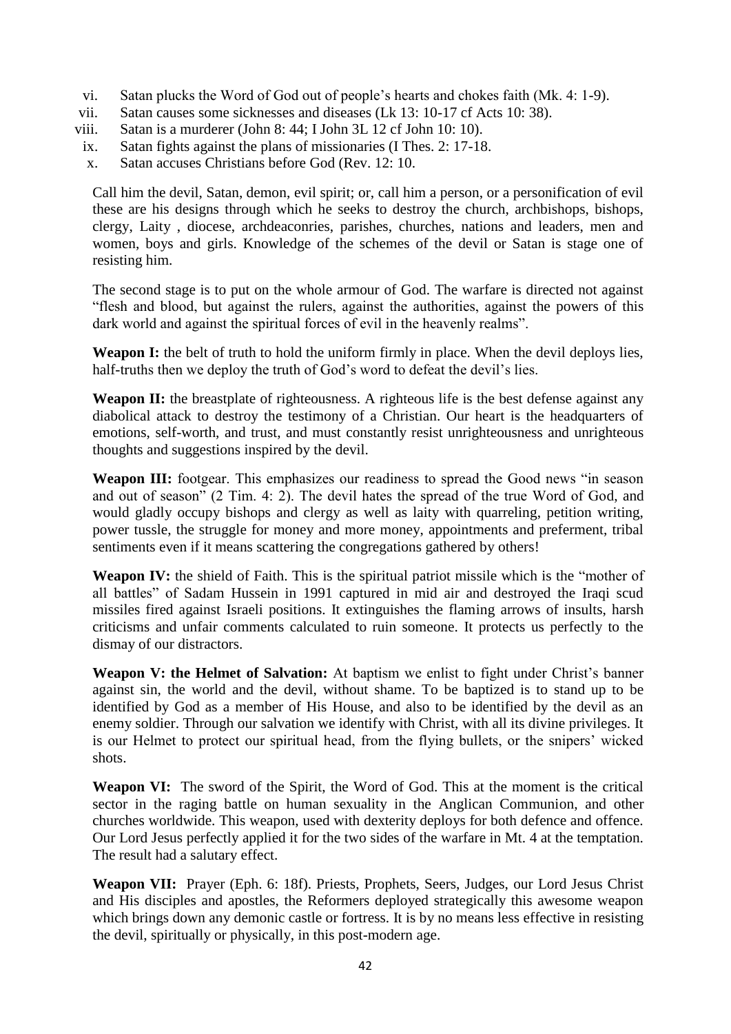vi. Satan plucks the Word of God out of people's hearts and chokes faith (Mk. 4: 1-9).
vii. Satan causes some sicknesses and diseases (Lk 13: 10-17 cf Acts 10: 38).
viii. Satan is a murderer (John 8: 44; I John 3L 12 cf John 10: 10).
ix. Satan fights against the plans of missionaries (I Thes. 2: 17-18.
x. Satan accuses Christians before God (Rev. 12: 10.

Call him the devil, Satan, demon, evil spirit; or, call him a person, or a personification of evil these are his designs through which he seeks to destroy the church, archbishops, bishops, clergy, Laity , diocese, archdeaconries, parishes, churches, nations and leaders, men and women, boys and girls. Knowledge of the schemes of the devil or Satan is stage one of resisting him.

The second stage is to put on the whole armour of God. The warfare is directed not against "flesh and blood, but against the rulers, against the authorities, against the powers of this dark world and against the spiritual forces of evil in the heavenly realms".

**Weapon I:** the belt of truth to hold the uniform firmly in place. When the devil deploys lies, half-truths then we deploy the truth of God's word to defeat the devil's lies.

**Weapon II:** the breastplate of righteousness. A righteous life is the best defense against any diabolical attack to destroy the testimony of a Christian. Our heart is the headquarters of emotions, self-worth, and trust, and must constantly resist unrighteousness and unrighteous thoughts and suggestions inspired by the devil.

**Weapon III:** footgear. This emphasizes our readiness to spread the Good news "in season and out of season" (2 Tim. 4: 2). The devil hates the spread of the true Word of God, and would gladly occupy bishops and clergy as well as laity with quarreling, petition writing, power tussle, the struggle for money and more money, appointments and preferment, tribal sentiments even if it means scattering the congregations gathered by others!

**Weapon IV:** the shield of Faith. This is the spiritual patriot missile which is the "mother of all battles" of Sadam Hussein in 1991 captured in mid air and destroyed the Iraqi scud missiles fired against Israeli positions. It extinguishes the flaming arrows of insults, harsh criticisms and unfair comments calculated to ruin someone. It protects us perfectly to the dismay of our distractors.

**Weapon V: the Helmet of Salvation:** At baptism we enlist to fight under Christ's banner against sin, the world and the devil, without shame. To be baptized is to stand up to be identified by God as a member of His House, and also to be identified by the devil as an enemy soldier. Through our salvation we identify with Christ, with all its divine privileges. It is our Helmet to protect our spiritual head, from the flying bullets, or the snipers' wicked shots.

**Weapon VI:** The sword of the Spirit, the Word of God. This at the moment is the critical sector in the raging battle on human sexuality in the Anglican Communion, and other churches worldwide. This weapon, used with dexterity deploys for both defence and offence. Our Lord Jesus perfectly applied it for the two sides of the warfare in Mt. 4 at the temptation. The result had a salutary effect.

**Weapon VII:** Prayer (Eph. 6: 18f). Priests, Prophets, Seers, Judges, our Lord Jesus Christ and His disciples and apostles, the Reformers deployed strategically this awesome weapon which brings down any demonic castle or fortress. It is by no means less effective in resisting the devil, spiritually or physically, in this post-modern age.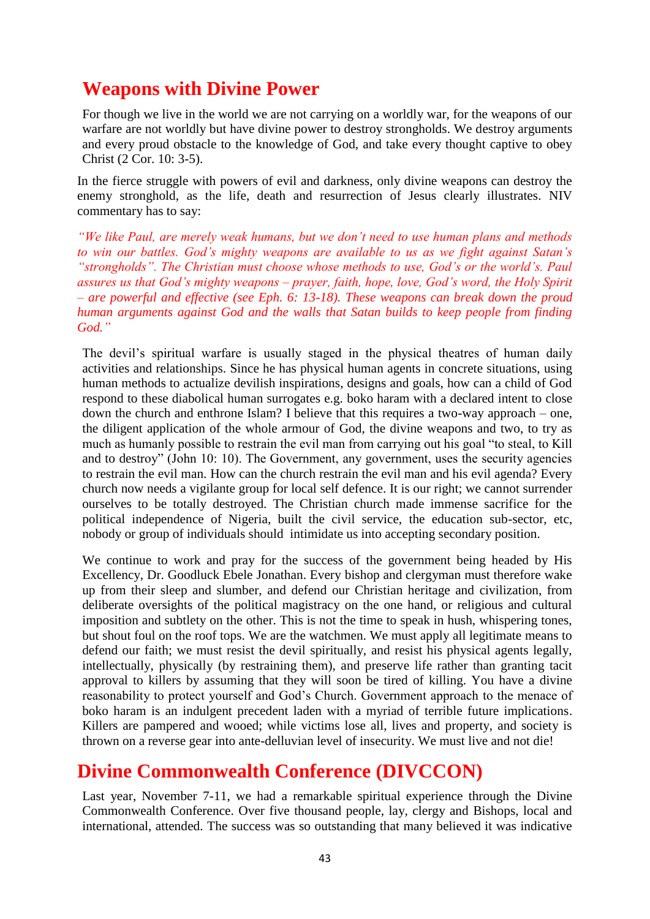## Weapons with Divine Power

For though we live in the world we are not carrying on a worldly war, for the weapons of our warfare are not worldly but have divine power to destroy strongholds. We destroy arguments and every proud obstacle to the knowledge of God, and take every thought captive to obey Christ (2 Cor. 10: 3-5).

In the fierce struggle with powers of evil and darkness, only divine weapons can destroy the enemy stronghold, as the life, death and resurrection of Jesus clearly illustrates. NIV commentary has to say:

*"We like Paul, are merely weak humans, but we don't need to use human plans and methods to win our battles. God's mighty weapons are available to us as we fight against Satan's "strongholds". The Christian must choose whose methods to use, God's or the world's. Paul assures us that God's mighty weapons – prayer, faith, hope, love, God's word, the Holy Spirit – are powerful and effective (see Eph. 6: 13-18). These weapons can break down the proud human arguments against God and the walls that Satan builds to keep people from finding God."*

The devil's spiritual warfare is usually staged in the physical theatres of human daily activities and relationships. Since he has physical human agents in concrete situations, using human methods to actualize devilish inspirations, designs and goals, how can a child of God respond to these diabolical human surrogates e.g. boko haram with a declared intent to close down the church and enthrone Islam? I believe that this requires a two-way approach – one, the diligent application of the whole armour of God, the divine weapons and two, to try as much as humanly possible to restrain the evil man from carrying out his goal "to steal, to Kill and to destroy" (John 10: 10). The Government, any government, uses the security agencies to restrain the evil man. How can the church restrain the evil man and his evil agenda? Every church now needs a vigilante group for local self defence. It is our right; we cannot surrender ourselves to be totally destroyed. The Christian church made immense sacrifice for the political independence of Nigeria, built the civil service, the education sub-sector, etc, nobody or group of individuals should intimidate us into accepting secondary position.

We continue to work and pray for the success of the government being headed by His Excellency, Dr. Goodluck Ebele Jonathan. Every bishop and clergyman must therefore wake up from their sleep and slumber, and defend our Christian heritage and civilization, from deliberate oversights of the political magistracy on the one hand, or religious and cultural imposition and subtlety on the other. This is not the time to speak in hush, whispering tones, but shout foul on the roof tops. We are the watchmen. We must apply all legitimate means to defend our faith; we must resist the devil spiritually, and resist his physical agents legally, intellectually, physically (by restraining them), and preserve life rather than granting tacit approval to killers by assuming that they will soon be tired of killing. You have a divine reasonability to protect yourself and God's Church. Government approach to the menace of boko haram is an indulgent precedent laden with a myriad of terrible future implications. Killers are pampered and wooed; while victims lose all, lives and property, and society is thrown on a reverse gear into ante-delluvian level of insecurity. We must live and not die!

## Divine Commonwealth Conference (DIVCCON)

Last year, November 7-11, we had a remarkable spiritual experience through the Divine Commonwealth Conference. Over five thousand people, lay, clergy and Bishops, local and international, attended. The success was so outstanding that many believed it was indicative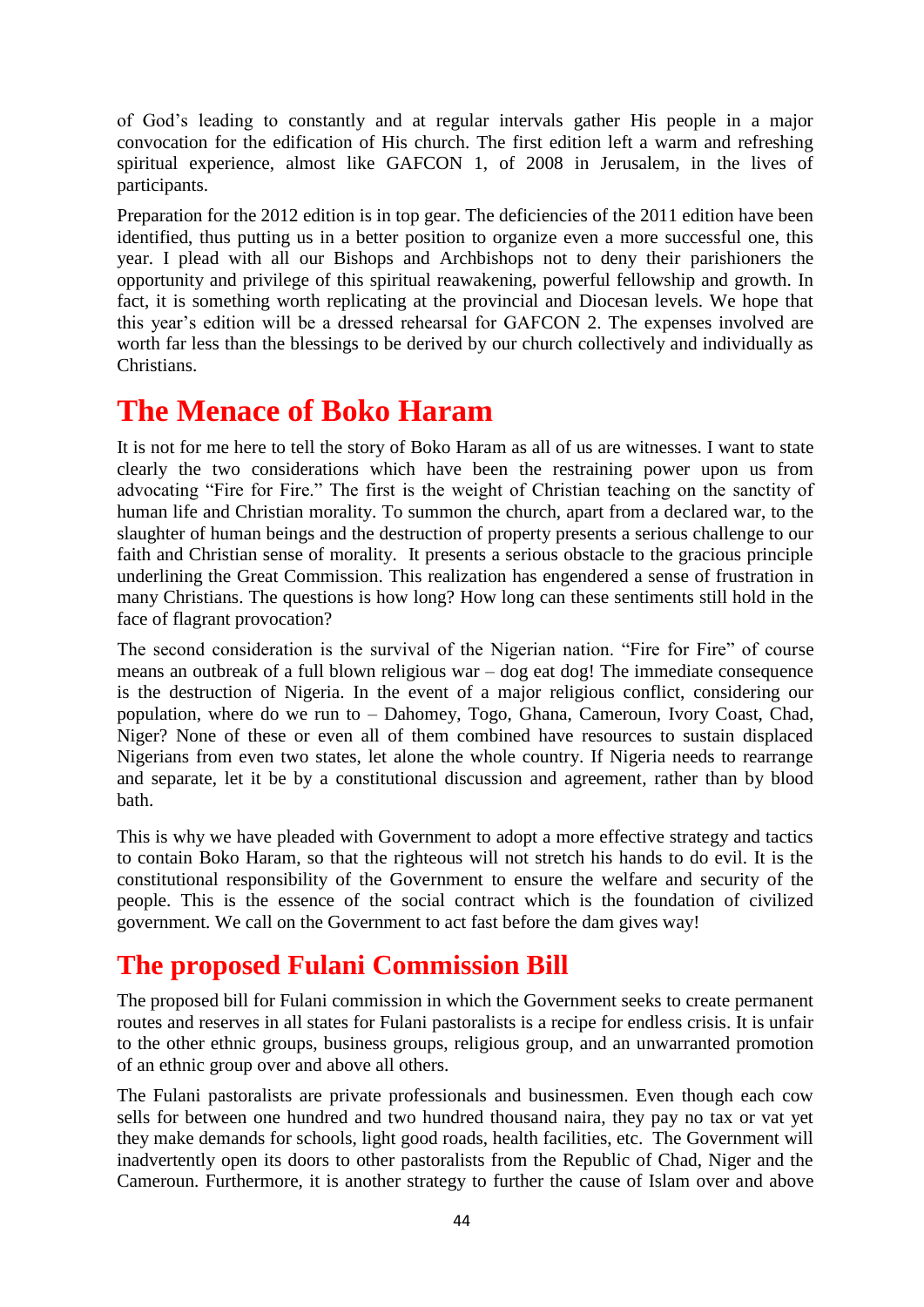of God's leading to constantly and at regular intervals gather His people in a major convocation for the edification of His church. The first edition left a warm and refreshing spiritual experience, almost like GAFCON 1, of 2008 in Jerusalem, in the lives of participants.

Preparation for the 2012 edition is in top gear. The deficiencies of the 2011 edition have been identified, thus putting us in a better position to organize even a more successful one, this year. I plead with all our Bishops and Archbishops not to deny their parishioners the opportunity and privilege of this spiritual reawakening, powerful fellowship and growth. In fact, it is something worth replicating at the provincial and Diocesan levels. We hope that this year's edition will be a dressed rehearsal for GAFCON 2. The expenses involved are worth far less than the blessings to be derived by our church collectively and individually as Christians.

# The Menace of Boko Haram

It is not for me here to tell the story of Boko Haram as all of us are witnesses. I want to state clearly the two considerations which have been the restraining power upon us from advocating "Fire for Fire." The first is the weight of Christian teaching on the sanctity of human life and Christian morality. To summon the church, apart from a declared war, to the slaughter of human beings and the destruction of property presents a serious challenge to our faith and Christian sense of morality. It presents a serious obstacle to the gracious principle underlining the Great Commission. This realization has engendered a sense of frustration in many Christians. The questions is how long? How long can these sentiments still hold in the face of flagrant provocation?

The second consideration is the survival of the Nigerian nation. "Fire for Fire" of course means an outbreak of a full blown religious war – dog eat dog! The immediate consequence is the destruction of Nigeria. In the event of a major religious conflict, considering our population, where do we run to – Dahomey, Togo, Ghana, Cameroun, Ivory Coast, Chad, Niger? None of these or even all of them combined have resources to sustain displaced Nigerians from even two states, let alone the whole country. If Nigeria needs to rearrange and separate, let it be by a constitutional discussion and agreement, rather than by blood bath.

This is why we have pleaded with Government to adopt a more effective strategy and tactics to contain Boko Haram, so that the righteous will not stretch his hands to do evil. It is the constitutional responsibility of the Government to ensure the welfare and security of the people. This is the essence of the social contract which is the foundation of civilized government. We call on the Government to act fast before the dam gives way!

## The proposed Fulani Commission Bill

The proposed bill for Fulani commission in which the Government seeks to create permanent routes and reserves in all states for Fulani pastoralists is a recipe for endless crisis. It is unfair to the other ethnic groups, business groups, religious group, and an unwarranted promotion of an ethnic group over and above all others.

The Fulani pastoralists are private professionals and businessmen. Even though each cow sells for between one hundred and two hundred thousand naira, they pay no tax or vat yet they make demands for schools, light good roads, health facilities, etc. The Government will inadvertently open its doors to other pastoralists from the Republic of Chad, Niger and the Cameroun. Furthermore, it is another strategy to further the cause of Islam over and above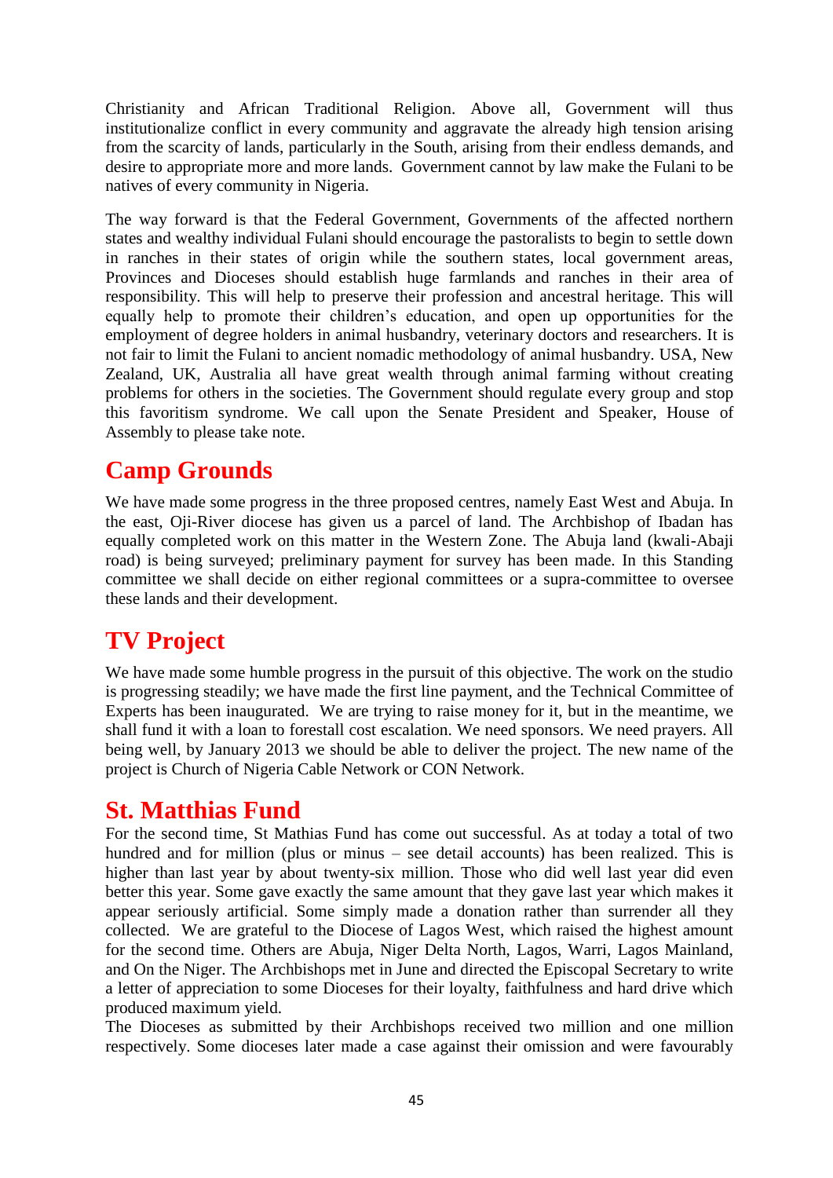Christianity and African Traditional Religion. Above all, Government will thus institutionalize conflict in every community and aggravate the already high tension arising from the scarcity of lands, particularly in the South, arising from their endless demands, and desire to appropriate more and more lands. Government cannot by law make the Fulani to be natives of every community in Nigeria.

The way forward is that the Federal Government, Governments of the affected northern states and wealthy individual Fulani should encourage the pastoralists to begin to settle down in ranches in their states of origin while the southern states, local government areas, Provinces and Dioceses should establish huge farmlands and ranches in their area of responsibility. This will help to preserve their profession and ancestral heritage. This will equally help to promote their children's education, and open up opportunities for the employment of degree holders in animal husbandry, veterinary doctors and researchers. It is not fair to limit the Fulani to ancient nomadic methodology of animal husbandry. USA, New Zealand, UK, Australia all have great wealth through animal farming without creating problems for others in the societies. The Government should regulate every group and stop this favoritism syndrome. We call upon the Senate President and Speaker, House of Assembly to please take note.

## Camp Grounds

We have made some progress in the three proposed centres, namely East West and Abuja. In the east, Oji-River diocese has given us a parcel of land. The Archbishop of Ibadan has equally completed work on this matter in the Western Zone. The Abuja land (kwali-Abaji road) is being surveyed; preliminary payment for survey has been made. In this Standing committee we shall decide on either regional committees or a supra-committee to oversee these lands and their development.

## TV Project

We have made some humble progress in the pursuit of this objective. The work on the studio is progressing steadily; we have made the first line payment, and the Technical Committee of Experts has been inaugurated. We are trying to raise money for it, but in the meantime, we shall fund it with a loan to forestall cost escalation. We need sponsors. We need prayers. All being well, by January 2013 we should be able to deliver the project. The new name of the project is Church of Nigeria Cable Network or CON Network.

## St. Matthias Fund

For the second time, St Mathias Fund has come out successful. As at today a total of two hundred and for million (plus or minus – see detail accounts) has been realized. This is higher than last year by about twenty-six million. Those who did well last year did even better this year. Some gave exactly the same amount that they gave last year which makes it appear seriously artificial. Some simply made a donation rather than surrender all they collected. We are grateful to the Diocese of Lagos West, which raised the highest amount for the second time. Others are Abuja, Niger Delta North, Lagos, Warri, Lagos Mainland, and On the Niger. The Archbishops met in June and directed the Episcopal Secretary to write a letter of appreciation to some Dioceses for their loyalty, faithfulness and hard drive which produced maximum yield.

The Dioceses as submitted by their Archbishops received two million and one million respectively. Some dioceses later made a case against their omission and were favourably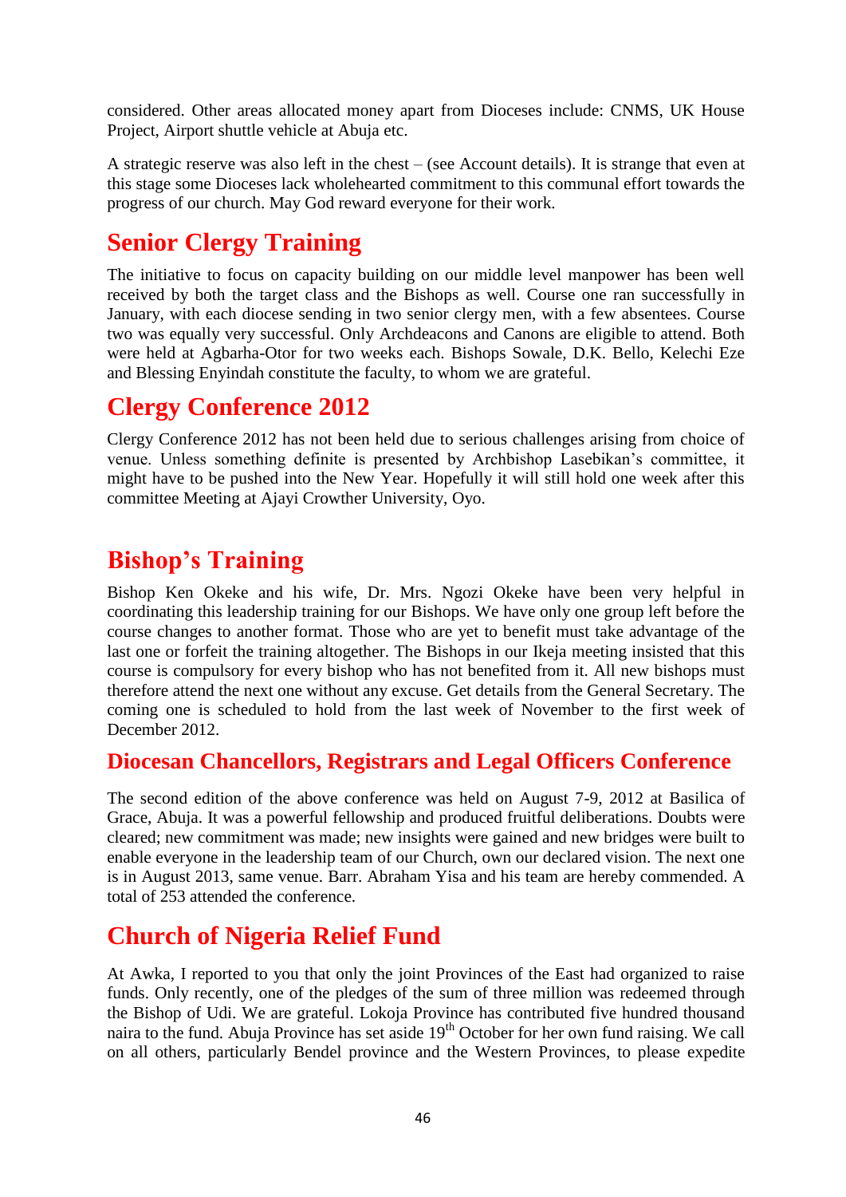considered. Other areas allocated money apart from Dioceses include: CNMS, UK House Project, Airport shuttle vehicle at Abuja etc.

A strategic reserve was also left in the chest – (see Account details). It is strange that even at this stage some Dioceses lack wholehearted commitment to this communal effort towards the progress of our church. May God reward everyone for their work.

## Senior Clergy Training

The initiative to focus on capacity building on our middle level manpower has been well received by both the target class and the Bishops as well. Course one ran successfully in January, with each diocese sending in two senior clergy men, with a few absentees. Course two was equally very successful. Only Archdeacons and Canons are eligible to attend. Both were held at Agbarha-Otor for two weeks each. Bishops Sowale, D.K. Bello, Kelechi Eze and Blessing Enyindah constitute the faculty, to whom we are grateful.

## Clergy Conference 2012

Clergy Conference 2012 has not been held due to serious challenges arising from choice of venue. Unless something definite is presented by Archbishop Lasebikan's committee, it might have to be pushed into the New Year. Hopefully it will still hold one week after this committee Meeting at Ajayi Crowther University, Oyo.

## Bishop's Training

Bishop Ken Okeke and his wife, Dr. Mrs. Ngozi Okeke have been very helpful in coordinating this leadership training for our Bishops. We have only one group left before the course changes to another format. Those who are yet to benefit must take advantage of the last one or forfeit the training altogether. The Bishops in our Ikeja meeting insisted that this course is compulsory for every bishop who has not benefited from it. All new bishops must therefore attend the next one without any excuse. Get details from the General Secretary. The coming one is scheduled to hold from the last week of November to the first week of December 2012.

### Diocesan Chancellors, Registrars and Legal Officers Conference

The second edition of the above conference was held on August 7-9, 2012 at Basilica of Grace, Abuja. It was a powerful fellowship and produced fruitful deliberations. Doubts were cleared; new commitment was made; new insights were gained and new bridges were built to enable everyone in the leadership team of our Church, own our declared vision. The next one is in August 2013, same venue. Barr. Abraham Yisa and his team are hereby commended. A total of 253 attended the conference.

## Church of Nigeria Relief Fund

At Awka, I reported to you that only the joint Provinces of the East had organized to raise funds. Only recently, one of the pledges of the sum of three million was redeemed through the Bishop of Udi. We are grateful. Lokoja Province has contributed five hundred thousand naira to the fund. Abuja Province has set aside 19th October for her own fund raising. We call on all others, particularly Bendel province and the Western Provinces, to please expedite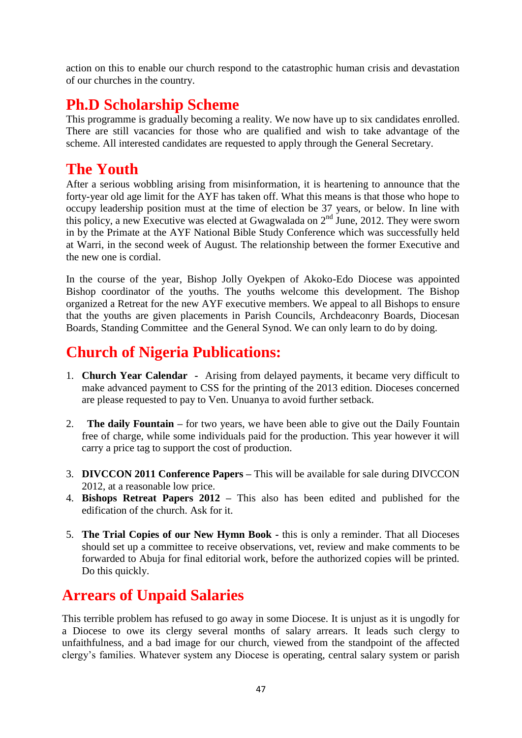action on this to enable our church respond to the catastrophic human crisis and devastation of our churches in the country.

## Ph.D Scholarship Scheme

This programme is gradually becoming a reality. We now have up to six candidates enrolled. There are still vacancies for those who are qualified and wish to take advantage of the scheme. All interested candidates are requested to apply through the General Secretary.

## The Youth

After a serious wobbling arising from misinformation, it is heartening to announce that the forty-year old age limit for the AYF has taken off. What this means is that those who hope to occupy leadership position must at the time of election be 37 years, or below. In line with this policy, a new Executive was elected at Gwagwalada on 2nd June, 2012. They were sworn in by the Primate at the AYF National Bible Study Conference which was successfully held at Warri, in the second week of August. The relationship between the former Executive and the new one is cordial.

In the course of the year, Bishop Jolly Oyekpen of Akoko-Edo Diocese was appointed Bishop coordinator of the youths. The youths welcome this development. The Bishop organized a Retreat for the new AYF executive members. We appeal to all Bishops to ensure that the youths are given placements in Parish Councils, Archdeaconry Boards, Diocesan Boards, Standing Committee and the General Synod. We can only learn to do by doing.

## Church of Nigeria Publications:

1. **Church Year Calendar** - Arising from delayed payments, it became very difficult to make advanced payment to CSS for the printing of the 2013 edition. Dioceses concerned are please requested to pay to Ven. Unuanya to avoid further setback.

2. **The daily Fountain** – for two years, we have been able to give out the Daily Fountain free of charge, while some individuals paid for the production. This year however it will carry a price tag to support the cost of production.

3. **DIVCCON 2011 Conference Papers** – This will be available for sale during DIVCCON 2012, at a reasonable low price.
4. **Bishops Retreat Papers 2012** – This also has been edited and published for the edification of the church. Ask for it.

5. **The Trial Copies of our New Hymn Book** - this is only a reminder. That all Dioceses should set up a committee to receive observations, vet, review and make comments to be forwarded to Abuja for final editorial work, before the authorized copies will be printed. Do this quickly.

## Arrears of Unpaid Salaries

This terrible problem has refused to go away in some Diocese. It is unjust as it is ungodly for a Diocese to owe its clergy several months of salary arrears. It leads such clergy to unfaithfulness, and a bad image for our church, viewed from the standpoint of the affected clergy's families. Whatever system any Diocese is operating, central salary system or parish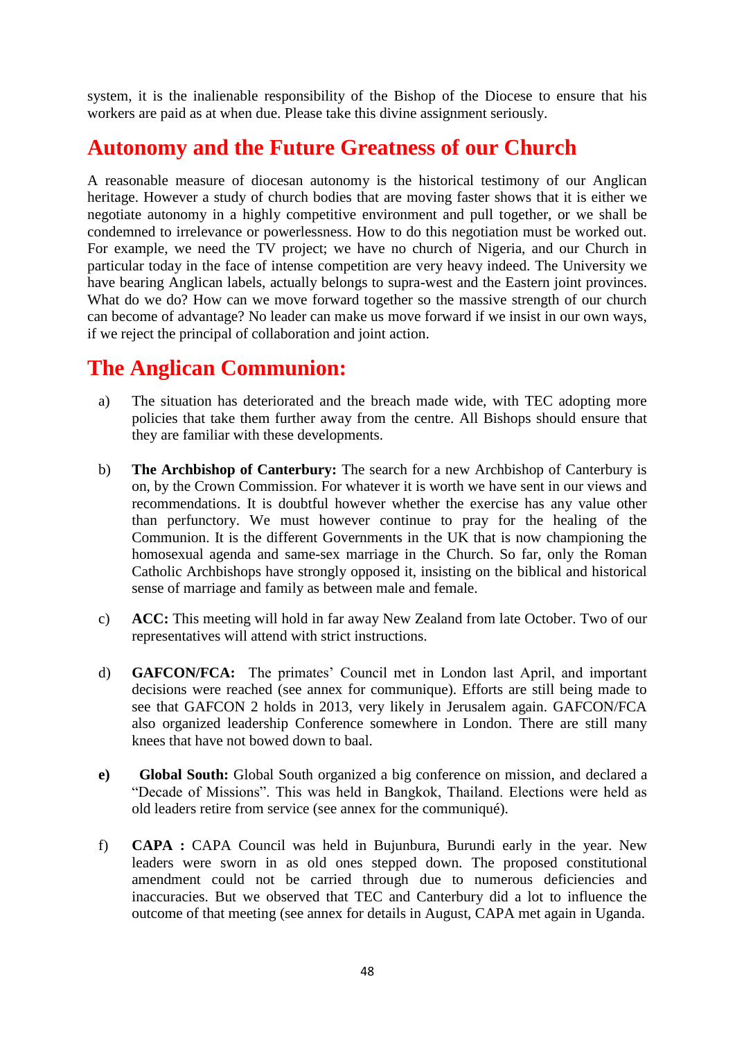system, it is the inalienable responsibility of the Bishop of the Diocese to ensure that his workers are paid as at when due. Please take this divine assignment seriously.

## Autonomy and the Future Greatness of our Church

A reasonable measure of diocesan autonomy is the historical testimony of our Anglican heritage. However a study of church bodies that are moving faster shows that it is either we negotiate autonomy in a highly competitive environment and pull together, or we shall be condemned to irrelevance or powerlessness. How to do this negotiation must be worked out. For example, we need the TV project; we have no church of Nigeria, and our Church in particular today in the face of intense competition are very heavy indeed. The University we have bearing Anglican labels, actually belongs to supra-west and the Eastern joint provinces. What do we do? How can we move forward together so the massive strength of our church can become of advantage? No leader can make us move forward if we insist in our own ways, if we reject the principal of collaboration and joint action.

## The Anglican Communion:

a) The situation has deteriorated and the breach made wide, with TEC adopting more policies that take them further away from the centre. All Bishops should ensure that they are familiar with these developments.

b) **The Archbishop of Canterbury:** The search for a new Archbishop of Canterbury is on, by the Crown Commission. For whatever it is worth we have sent in our views and recommendations. It is doubtful however whether the exercise has any value other than perfunctory. We must however continue to pray for the healing of the Communion. It is the different Governments in the UK that is now championing the homosexual agenda and same-sex marriage in the Church. So far, only the Roman Catholic Archbishops have strongly opposed it, insisting on the biblical and historical sense of marriage and family as between male and female.

c) **ACC:** This meeting will hold in far away New Zealand from late October. Two of our representatives will attend with strict instructions.

d) **GAFCON/FCA:** The primates' Council met in London last April, and important decisions were reached (see annex for communique). Efforts are still being made to see that GAFCON 2 holds in 2013, very likely in Jerusalem again. GAFCON/FCA also organized leadership Conference somewhere in London. There are still many knees that have not bowed down to baal.

**e)** **Global South:** Global South organized a big conference on mission, and declared a "Decade of Missions". This was held in Bangkok, Thailand. Elections were held as old leaders retire from service (see annex for the communiqué).

f) **CAPA :** CAPA Council was held in Bujunbura, Burundi early in the year. New leaders were sworn in as old ones stepped down. The proposed constitutional amendment could not be carried through due to numerous deficiencies and inaccuracies. But we observed that TEC and Canterbury did a lot to influence the outcome of that meeting (see annex for details in August, CAPA met again in Uganda.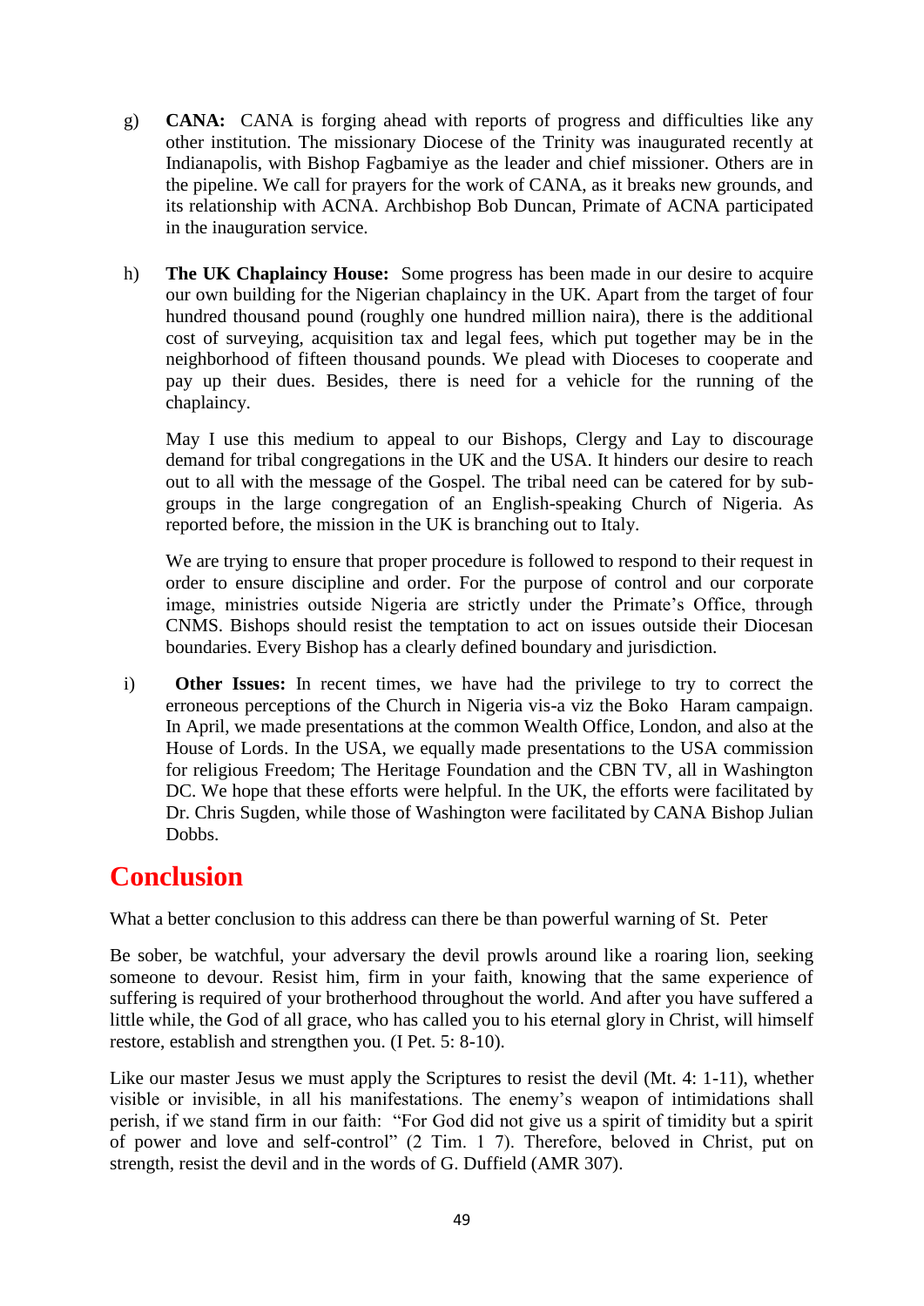g) **CANA:** CANA is forging ahead with reports of progress and difficulties like any other institution. The missionary Diocese of the Trinity was inaugurated recently at Indianapolis, with Bishop Fagbamiye as the leader and chief missioner. Others are in the pipeline. We call for prayers for the work of CANA, as it breaks new grounds, and its relationship with ACNA. Archbishop Bob Duncan, Primate of ACNA participated in the inauguration service.

h) **The UK Chaplaincy House:** Some progress has been made in our desire to acquire our own building for the Nigerian chaplaincy in the UK. Apart from the target of four hundred thousand pound (roughly one hundred million naira), there is the additional cost of surveying, acquisition tax and legal fees, which put together may be in the neighborhood of fifteen thousand pounds. We plead with Dioceses to cooperate and pay up their dues. Besides, there is need for a vehicle for the running of the chaplaincy.

   May I use this medium to appeal to our Bishops, Clergy and Lay to discourage demand for tribal congregations in the UK and the USA. It hinders our desire to reach out to all with the message of the Gospel. The tribal need can be catered for by sub-groups in the large congregation of an English-speaking Church of Nigeria. As reported before, the mission in the UK is branching out to Italy.

   We are trying to ensure that proper procedure is followed to respond to their request in order to ensure discipline and order. For the purpose of control and our corporate image, ministries outside Nigeria are strictly under the Primate's Office, through CNMS. Bishops should resist the temptation to act on issues outside their Diocesan boundaries. Every Bishop has a clearly defined boundary and jurisdiction.

i) **Other Issues:** In recent times, we have had the privilege to try to correct the erroneous perceptions of the Church in Nigeria vis-a viz the Boko Haram campaign. In April, we made presentations at the common Wealth Office, London, and also at the House of Lords. In the USA, we equally made presentations to the USA commission for religious Freedom; The Heritage Foundation and the CBN TV, all in Washington DC. We hope that these efforts were helpful. In the UK, the efforts were facilitated by Dr. Chris Sugden, while those of Washington were facilitated by CANA Bishop Julian Dobbs.

# Conclusion

What a better conclusion to this address can there be than powerful warning of St. Peter

Be sober, be watchful, your adversary the devil prowls around like a roaring lion, seeking someone to devour. Resist him, firm in your faith, knowing that the same experience of suffering is required of your brotherhood throughout the world. And after you have suffered a little while, the God of all grace, who has called you to his eternal glory in Christ, will himself restore, establish and strengthen you. (I Pet. 5: 8-10).

Like our master Jesus we must apply the Scriptures to resist the devil (Mt. 4: 1-11), whether visible or invisible, in all his manifestations. The enemy's weapon of intimidations shall perish, if we stand firm in our faith: "For God did not give us a spirit of timidity but a spirit of power and love and self-control" (2 Tim. 1 7). Therefore, beloved in Christ, put on strength, resist the devil and in the words of G. Duffield (AMR 307).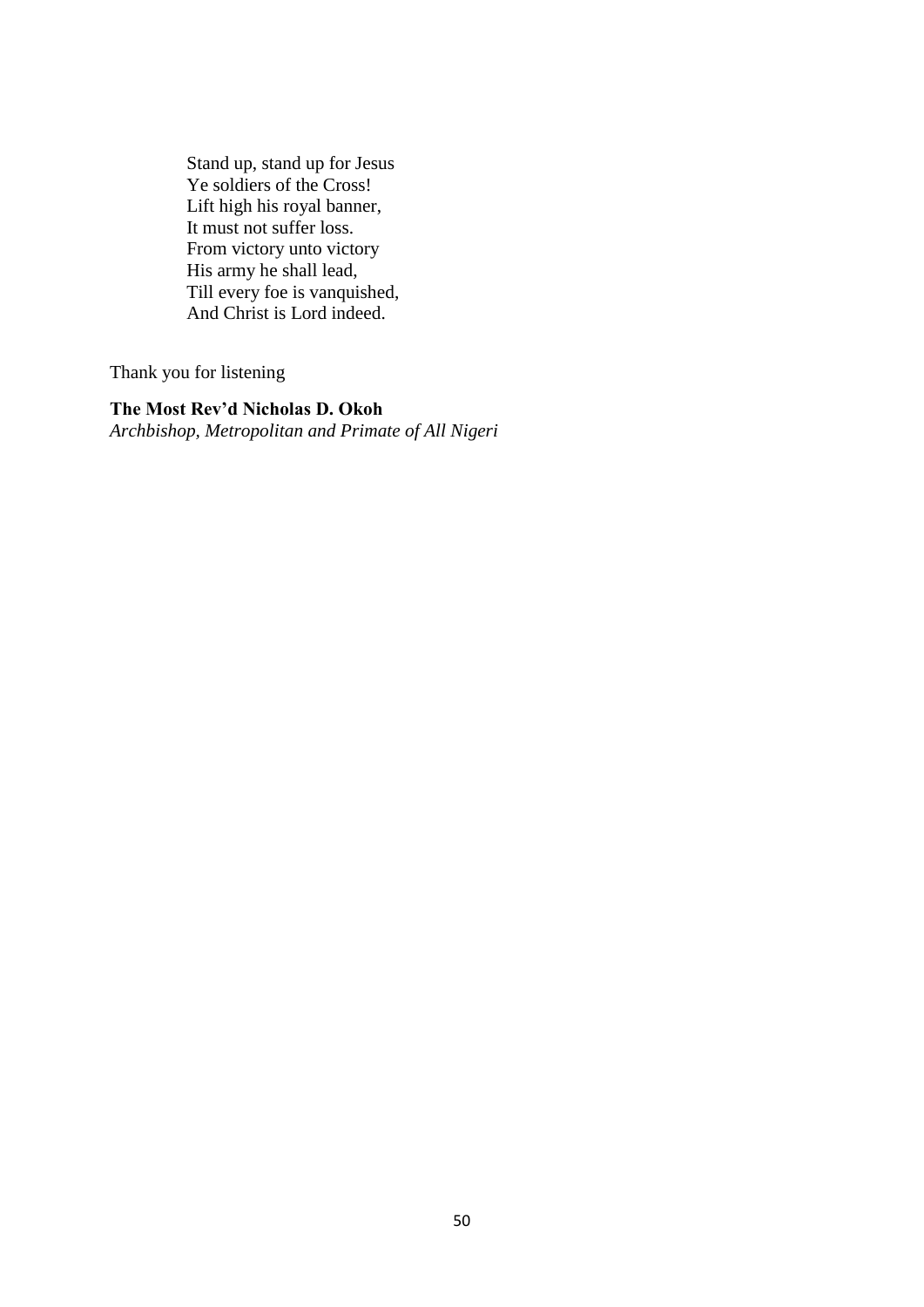Stand up, stand up for Jesus  
Ye soldiers of the Cross!  
Lift high his royal banner,  
It must not suffer loss.  
From victory unto victory  
His army he shall lead,  
Till every foe is vanquished,  
And Christ is Lord indeed.

Thank you for listening

**The Most Rev'd Nicholas D. Okoh**  
*Archbishop, Metropolitan and Primate of All Nigeri*